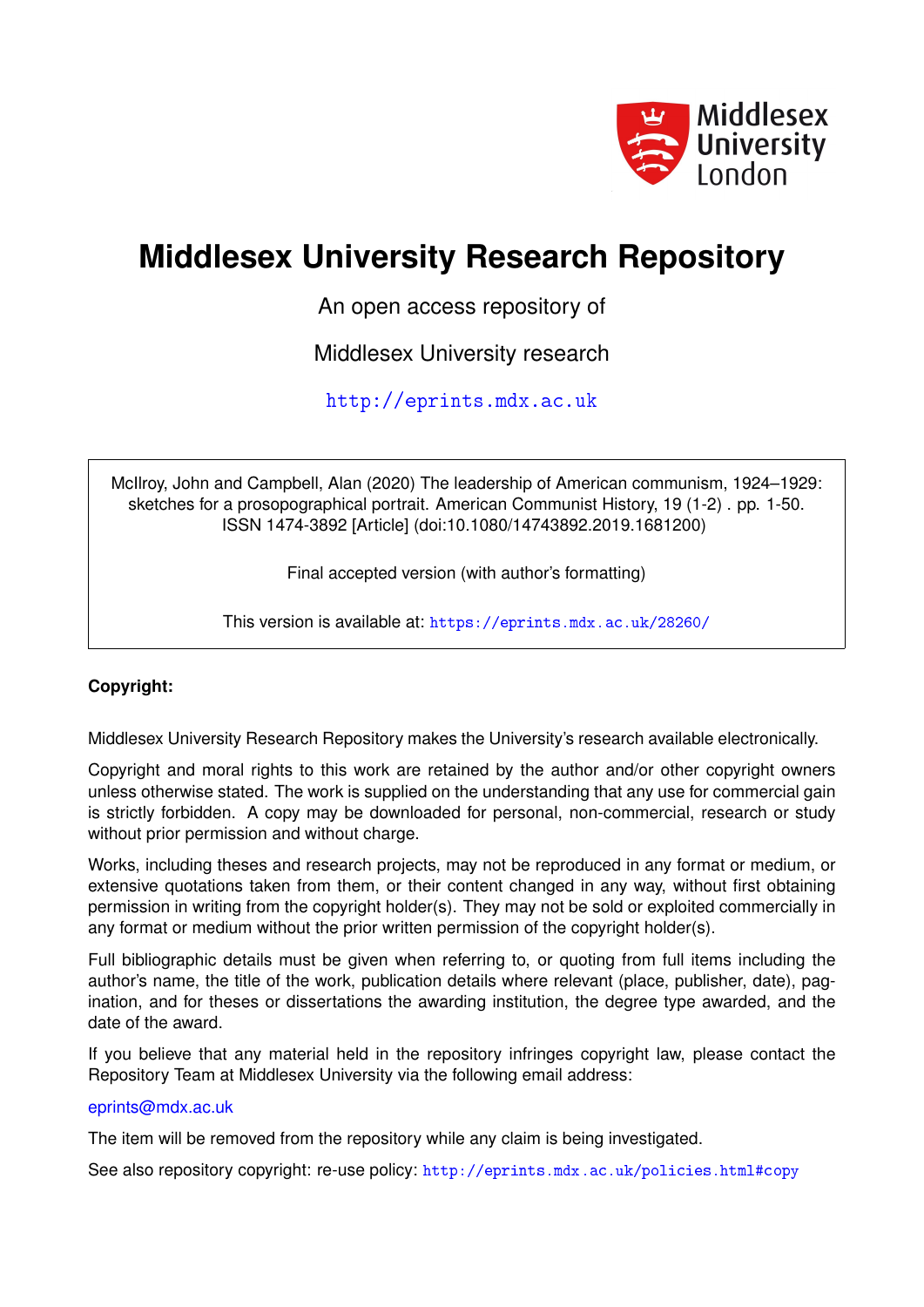Middlesex University London

# Middlesex University Research Repository

An open access repository of

Middlesex University research

http://eprints.mdx.ac.uk

McIlroy, John and Campbell, Alan (2020) The leadership of American communism, 1924–1929: sketches for a prosopographical portrait. American Communist History, 19 (1-2) . pp. 1-50. ISSN 1474-3892 [Article] (doi:10.1080/14743892.2019.1681200)

Final accepted version (with author's formatting)

This version is available at: https://eprints.mdx.ac.uk/28260/

**Copyright:**

Middlesex University Research Repository makes the University's research available electronically.

Copyright and moral rights to this work are retained by the author and/or other copyright owners unless otherwise stated. The work is supplied on the understanding that any use for commercial gain is strictly forbidden. A copy may be downloaded for personal, non-commercial, research or study without prior permission and without charge.

Works, including theses and research projects, may not be reproduced in any format or medium, or extensive quotations taken from them, or their content changed in any way, without first obtaining permission in writing from the copyright holder(s). They may not be sold or exploited commercially in any format or medium without the prior written permission of the copyright holder(s).

Full bibliographic details must be given when referring to, or quoting from full items including the author's name, the title of the work, publication details where relevant (place, publisher, date), pagination, and for theses or dissertations the awarding institution, the degree type awarded, and the date of the award.

If you believe that any material held in the repository infringes copyright law, please contact the Repository Team at Middlesex University via the following email address:

eprints@mdx.ac.uk

The item will be removed from the repository while any claim is being investigated.

See also repository copyright: re-use policy: http://eprints.mdx.ac.uk/policies.html#copy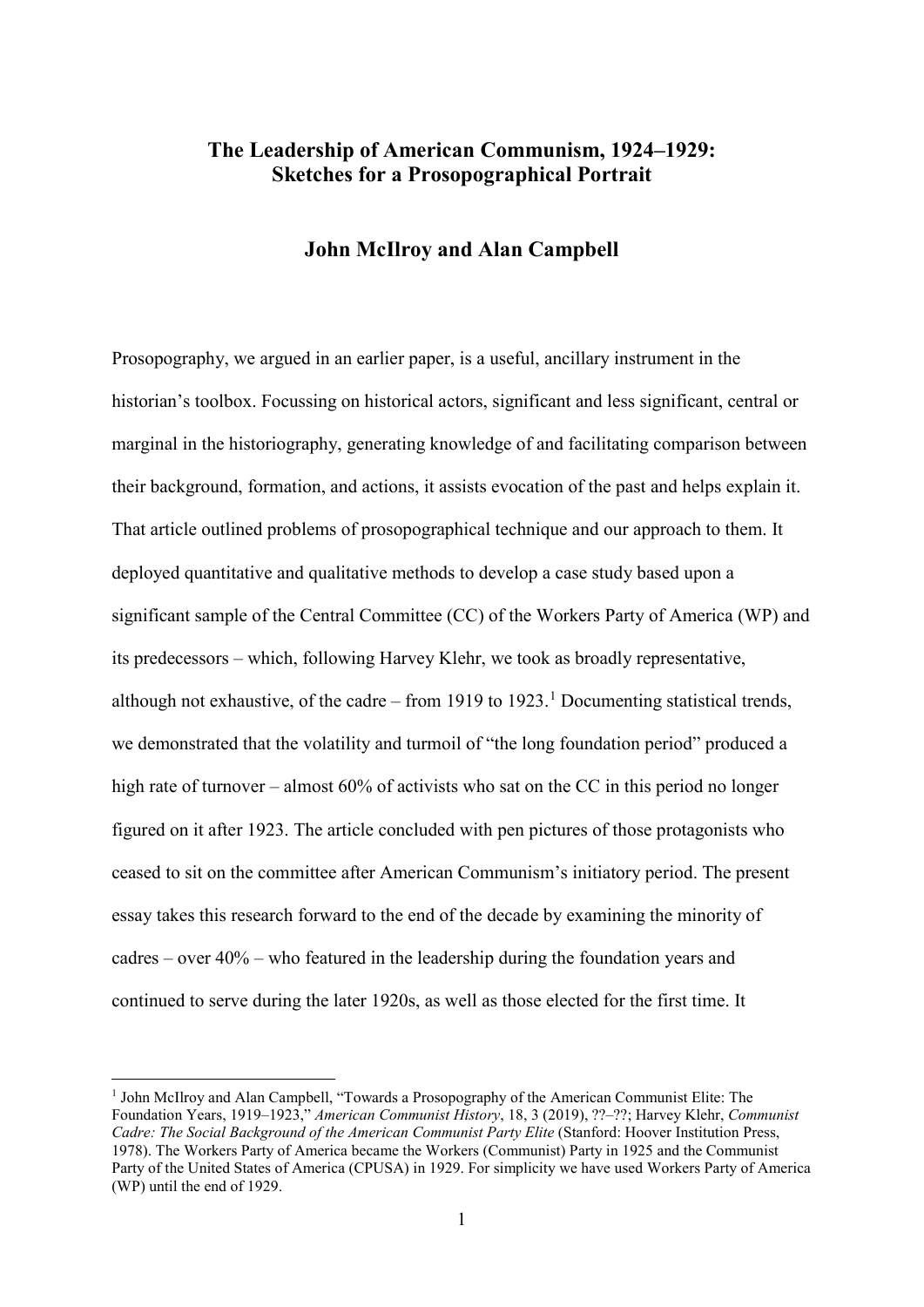# The Leadership of American Communism, 1924–1929: Sketches for a Prosopographical Portrait

## John McIlroy and Alan Campbell

Prosopography, we argued in an earlier paper, is a useful, ancillary instrument in the historian's toolbox. Focussing on historical actors, significant and less significant, central or marginal in the historiography, generating knowledge of and facilitating comparison between their background, formation, and actions, it assists evocation of the past and helps explain it. That article outlined problems of prosopographical technique and our approach to them. It deployed quantitative and qualitative methods to develop a case study based upon a significant sample of the Central Committee (CC) of the Workers Party of America (WP) and its predecessors – which, following Harvey Klehr, we took as broadly representative, although not exhaustive, of the cadre – from 1919 to 1923.[1] Documenting statistical trends, we demonstrated that the volatility and turmoil of "the long foundation period" produced a high rate of turnover – almost 60% of activists who sat on the CC in this period no longer figured on it after 1923. The article concluded with pen pictures of those protagonists who ceased to sit on the committee after American Communism's initiatory period. The present essay takes this research forward to the end of the decade by examining the minority of cadres – over 40% – who featured in the leadership during the foundation years and continued to serve during the later 1920s, as well as those elected for the first time. It

---

[1] John McIlroy and Alan Campbell, "Towards a Prosopography of the American Communist Elite: The Foundation Years, 1919–1923," *American Communist History*, 18, 3 (2019), ??–??; Harvey Klehr, *Communist Cadre: The Social Background of the American Communist Party Elite* (Stanford: Hoover Institution Press, 1978). The Workers Party of America became the Workers (Communist) Party in 1925 and the Communist Party of the United States of America (CPUSA) in 1929. For simplicity we have used Workers Party of America (WP) until the end of 1929.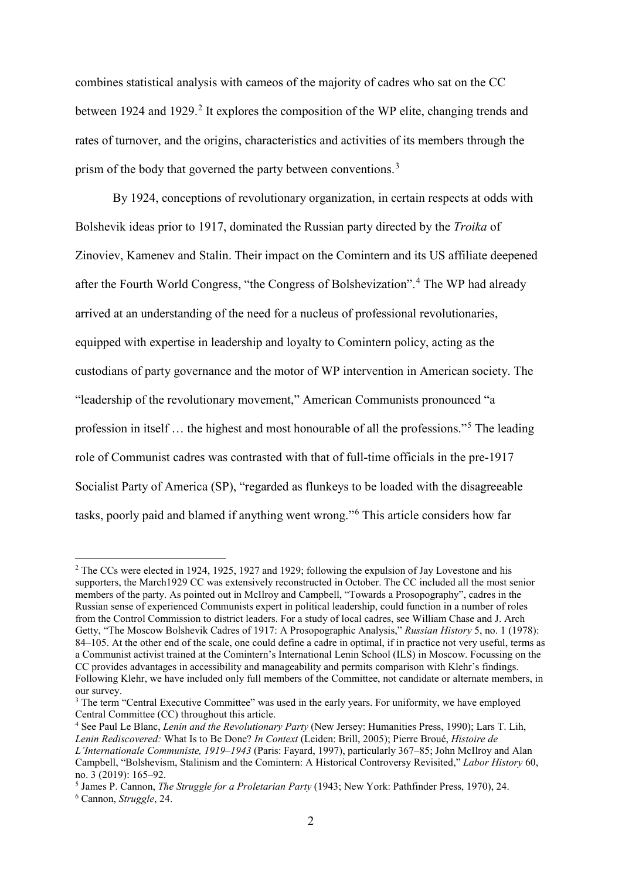combines statistical analysis with cameos of the majority of cadres who sat on the CC between 1924 and 1929.[2] It explores the composition of the WP elite, changing trends and rates of turnover, and the origins, characteristics and activities of its members through the prism of the body that governed the party between conventions.[3]

By 1924, conceptions of revolutionary organization, in certain respects at odds with Bolshevik ideas prior to 1917, dominated the Russian party directed by the *Troika* of Zinoviev, Kamenev and Stalin. Their impact on the Comintern and its US affiliate deepened after the Fourth World Congress, "the Congress of Bolshevization".[4] The WP had already arrived at an understanding of the need for a nucleus of professional revolutionaries, equipped with expertise in leadership and loyalty to Comintern policy, acting as the custodians of party governance and the motor of WP intervention in American society. The "leadership of the revolutionary movement," American Communists pronounced "a profession in itself … the highest and most honourable of all the professions."[5] The leading role of Communist cadres was contrasted with that of full-time officials in the pre-1917 Socialist Party of America (SP), "regarded as flunkeys to be loaded with the disagreeable tasks, poorly paid and blamed if anything went wrong."[6] This article considers how far

---

[2] The CCs were elected in 1924, 1925, 1927 and 1929; following the expulsion of Jay Lovestone and his supporters, the March1929 CC was extensively reconstructed in October. The CC included all the most senior members of the party. As pointed out in McIlroy and Campbell, "Towards a Prosopography", cadres in the Russian sense of experienced Communists expert in political leadership, could function in a number of roles from the Control Commission to district leaders. For a study of local cadres, see William Chase and J. Arch Getty, "The Moscow Bolshevik Cadres of 1917: A Prosopographic Analysis," *Russian History* 5, no. 1 (1978): 84–105. At the other end of the scale, one could define a cadre in optimal, if in practice not very useful, terms as a Communist activist trained at the Comintern's International Lenin School (ILS) in Moscow. Focussing on the CC provides advantages in accessibility and manageability and permits comparison with Klehr's findings. Following Klehr, we have included only full members of the Committee, not candidate or alternate members, in our survey.

[3] The term "Central Executive Committee" was used in the early years. For uniformity, we have employed Central Committee (CC) throughout this article.

[4] See Paul Le Blanc, *Lenin and the Revolutionary Party* (New Jersey: Humanities Press, 1990); Lars T. Lih, *Lenin Rediscovered:* What Is to Be Done? *In Context* (Leiden: Brill, 2005); Pierre Broué, *Histoire de L'Internationale Communiste, 1919–1943* (Paris: Fayard, 1997), particularly 367–85; John McIlroy and Alan Campbell, "Bolshevism, Stalinism and the Comintern: A Historical Controversy Revisited," *Labor History* 60, no. 3 (2019): 165–92.

[5] James P. Cannon, *The Struggle for a Proletarian Party* (1943; New York: Pathfinder Press, 1970), 24.

[6] Cannon, *Struggle*, 24.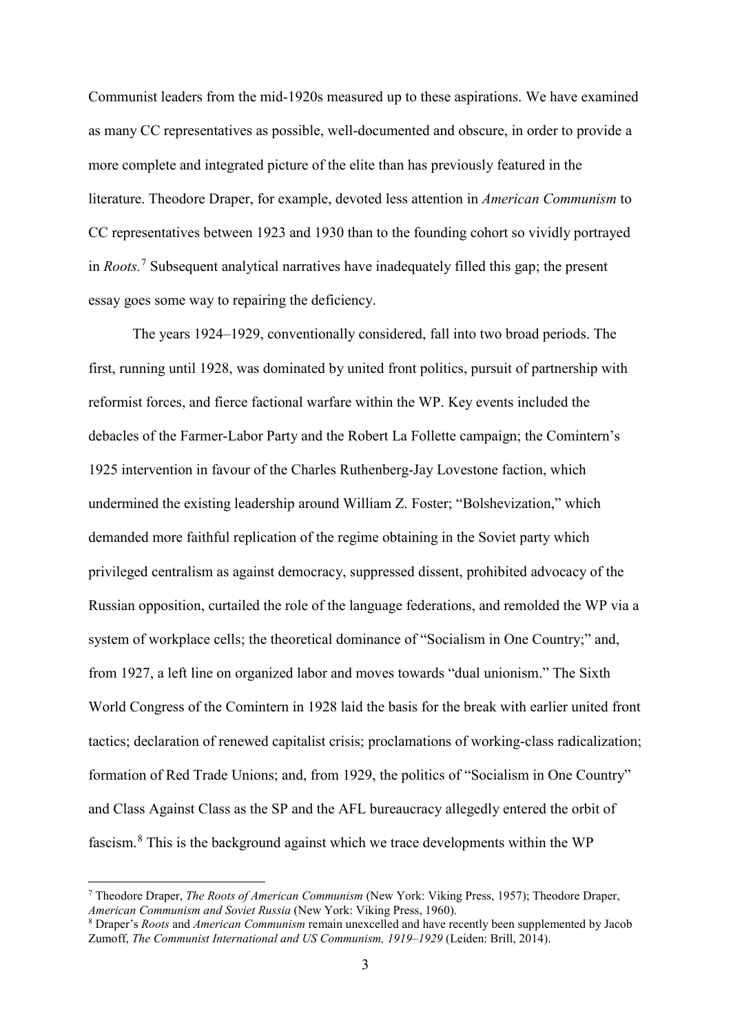Communist leaders from the mid-1920s measured up to these aspirations. We have examined as many CC representatives as possible, well-documented and obscure, in order to provide a more complete and integrated picture of the elite than has previously featured in the literature. Theodore Draper, for example, devoted less attention in *American Communism* to CC representatives between 1923 and 1930 than to the founding cohort so vividly portrayed in *Roots*.[7] Subsequent analytical narratives have inadequately filled this gap; the present essay goes some way to repairing the deficiency.

The years 1924–1929, conventionally considered, fall into two broad periods. The first, running until 1928, was dominated by united front politics, pursuit of partnership with reformist forces, and fierce factional warfare within the WP. Key events included the debacles of the Farmer-Labor Party and the Robert La Follette campaign; the Comintern's 1925 intervention in favour of the Charles Ruthenberg-Jay Lovestone faction, which undermined the existing leadership around William Z. Foster; "Bolshevization," which demanded more faithful replication of the regime obtaining in the Soviet party which privileged centralism as against democracy, suppressed dissent, prohibited advocacy of the Russian opposition, curtailed the role of the language federations, and remolded the WP via a system of workplace cells; the theoretical dominance of "Socialism in One Country;" and, from 1927, a left line on organized labor and moves towards "dual unionism." The Sixth World Congress of the Comintern in 1928 laid the basis for the break with earlier united front tactics; declaration of renewed capitalist crisis; proclamations of working-class radicalization; formation of Red Trade Unions; and, from 1929, the politics of "Socialism in One Country" and Class Against Class as the SP and the AFL bureaucracy allegedly entered the orbit of fascism.[8] This is the background against which we trace developments within the WP

---

[7] Theodore Draper, *The Roots of American Communism* (New York: Viking Press, 1957); Theodore Draper, *American Communism and Soviet Russia* (New York: Viking Press, 1960).

[8] Draper's *Roots* and *American Communism* remain unexcelled and have recently been supplemented by Jacob Zumoff, *The Communist International and US Communism, 1919–1929* (Leiden: Brill, 2014).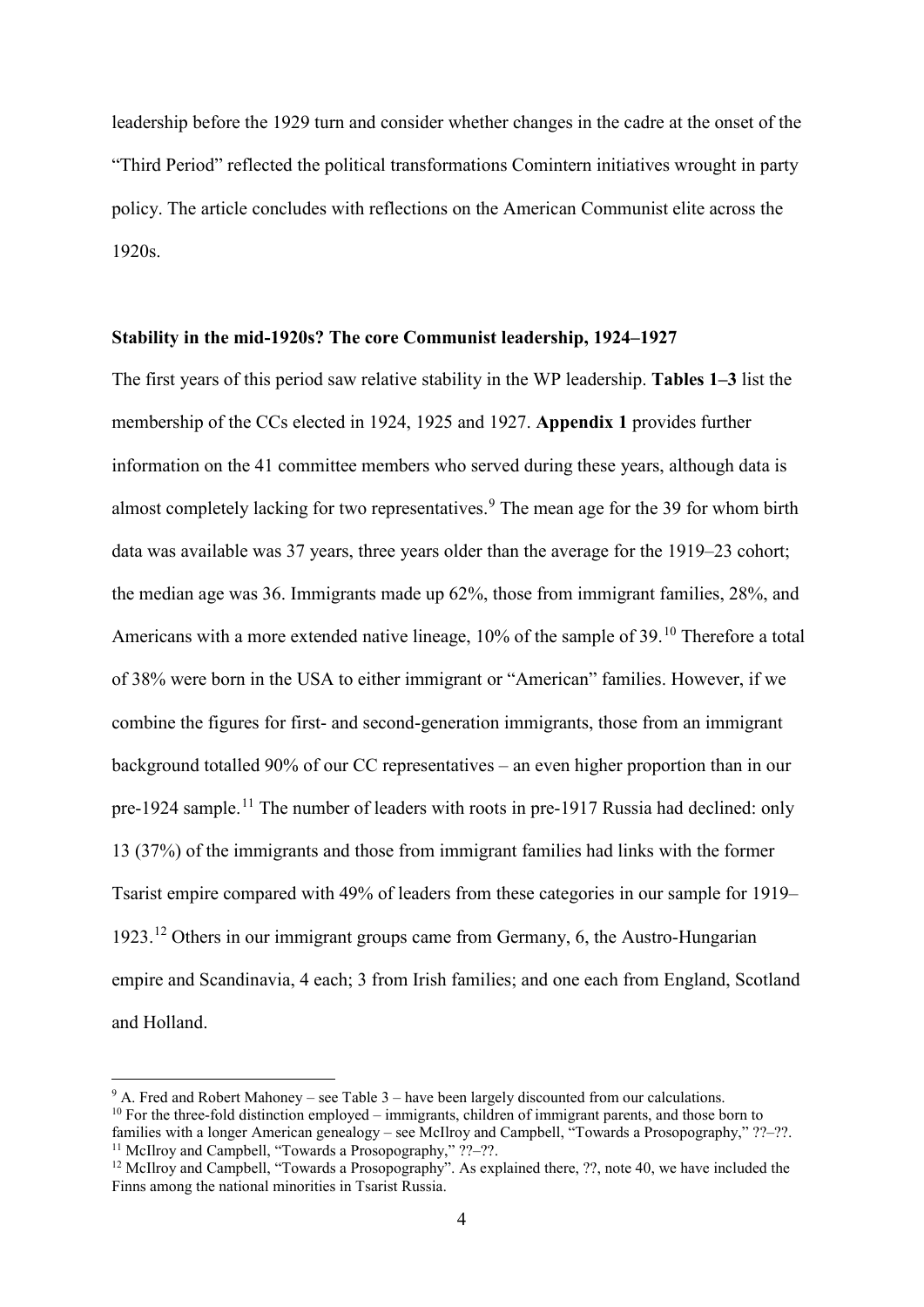leadership before the 1929 turn and consider whether changes in the cadre at the onset of the "Third Period" reflected the political transformations Comintern initiatives wrought in party policy. The article concludes with reflections on the American Communist elite across the 1920s.

**Stability in the mid-1920s? The core Communist leadership, 1924–1927**

The first years of this period saw relative stability in the WP leadership. **Tables 1–3** list the membership of the CCs elected in 1924, 1925 and 1927. **Appendix 1** provides further information on the 41 committee members who served during these years, although data is almost completely lacking for two representatives.[9] The mean age for the 39 for whom birth data was available was 37 years, three years older than the average for the 1919–23 cohort; the median age was 36. Immigrants made up 62%, those from immigrant families, 28%, and Americans with a more extended native lineage, 10% of the sample of 39.[10] Therefore a total of 38% were born in the USA to either immigrant or "American" families. However, if we combine the figures for first- and second-generation immigrants, those from an immigrant background totalled 90% of our CC representatives – an even higher proportion than in our pre-1924 sample.[11] The number of leaders with roots in pre-1917 Russia had declined: only 13 (37%) of the immigrants and those from immigrant families had links with the former Tsarist empire compared with 49% of leaders from these categories in our sample for 1919–1923.[12] Others in our immigrant groups came from Germany, 6, the Austro-Hungarian empire and Scandinavia, 4 each; 3 from Irish families; and one each from England, Scotland and Holland.

---

[9] A. Fred and Robert Mahoney – see Table 3 – have been largely discounted from our calculations.

[10] For the three-fold distinction employed – immigrants, children of immigrant parents, and those born to families with a longer American genealogy – see McIlroy and Campbell, "Towards a Prosopography," ??–??.

[11] McIlroy and Campbell, "Towards a Prosopography," ??–??.

[12] McIlroy and Campbell, "Towards a Prosopography". As explained there, ??, note 40, we have included the Finns among the national minorities in Tsarist Russia.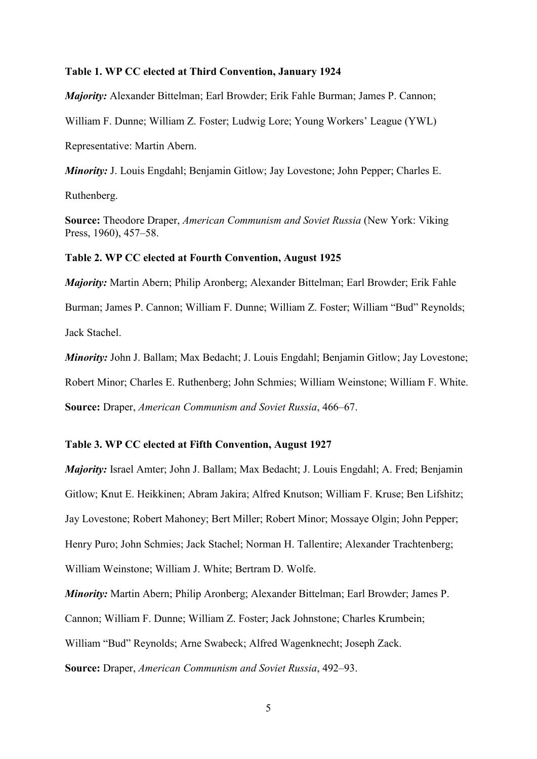**Table 1. WP CC elected at Third Convention, January 1924**

***Majority:*** Alexander Bittelman; Earl Browder; Erik Fahle Burman; James P. Cannon; William F. Dunne; William Z. Foster; Ludwig Lore; Young Workers' League (YWL) Representative: Martin Abern.

***Minority:*** J. Louis Engdahl; Benjamin Gitlow; Jay Lovestone; John Pepper; Charles E. Ruthenberg.

**Source:** Theodore Draper, *American Communism and Soviet Russia* (New York: Viking Press, 1960), 457–58.

**Table 2. WP CC elected at Fourth Convention, August 1925**

***Majority:*** Martin Abern; Philip Aronberg; Alexander Bittelman; Earl Browder; Erik Fahle Burman; James P. Cannon; William F. Dunne; William Z. Foster; William "Bud" Reynolds; Jack Stachel.

***Minority:*** John J. Ballam; Max Bedacht; J. Louis Engdahl; Benjamin Gitlow; Jay Lovestone; Robert Minor; Charles E. Ruthenberg; John Schmies; William Weinstone; William F. White.

**Source:** Draper, *American Communism and Soviet Russia*, 466–67.

**Table 3. WP CC elected at Fifth Convention, August 1927**

***Majority:*** Israel Amter; John J. Ballam; Max Bedacht; J. Louis Engdahl; A. Fred; Benjamin Gitlow; Knut E. Heikkinen; Abram Jakira; Alfred Knutson; William F. Kruse; Ben Lifshitz; Jay Lovestone; Robert Mahoney; Bert Miller; Robert Minor; Mossaye Olgin; John Pepper; Henry Puro; John Schmies; Jack Stachel; Norman H. Tallentire; Alexander Trachtenberg; William Weinstone; William J. White; Bertram D. Wolfe.

***Minority:*** Martin Abern; Philip Aronberg; Alexander Bittelman; Earl Browder; James P. Cannon; William F. Dunne; William Z. Foster; Jack Johnstone; Charles Krumbein; William "Bud" Reynolds; Arne Swabeck; Alfred Wagenknecht; Joseph Zack.

**Source:** Draper, *American Communism and Soviet Russia*, 492–93.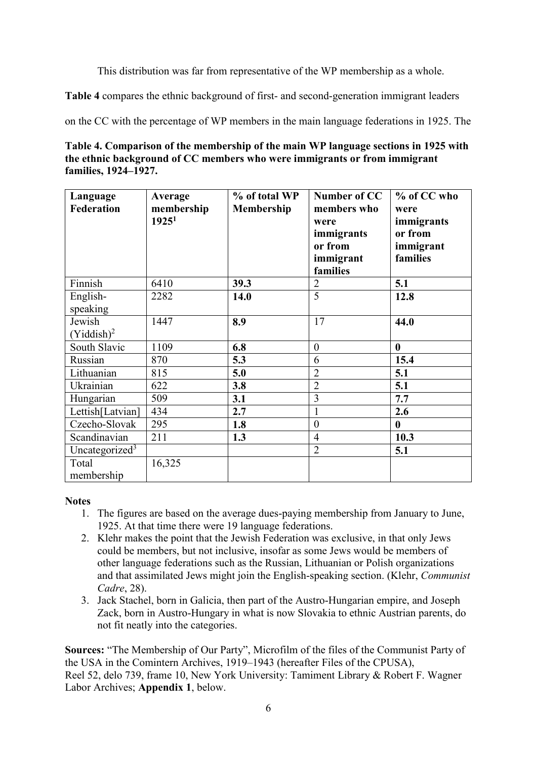This distribution was far from representative of the WP membership as a whole.

**Table 4** compares the ethnic background of first- and second-generation immigrant leaders on the CC with the percentage of WP members in the main language federations in 1925. The

**Table 4. Comparison of the membership of the main WP language sections in 1925 with the ethnic background of CC members who were immigrants or from immigrant families, 1924–1927.**

| Language Federation | Average membership 1925[1] | % of total WP Membership | Number of CC members who were immigrants or from immigrant families | % of CC who were immigrants or from immigrant families |
|---|---|---|---|---|
| Finnish | 6410 | **39.3** | 2 | **5.1** |
| English-speaking | 2282 | **14.0** | 5 | **12.8** |
| Jewish (Yiddish)[2] | 1447 | **8.9** | 17 | **44.0** |
| South Slavic | 1109 | **6.8** | 0 | **0** |
| Russian | 870 | **5.3** | 6 | **15.4** |
| Lithuanian | 815 | **5.0** | 2 | **5.1** |
| Ukrainian | 622 | **3.8** | 2 | **5.1** |
| Hungarian | 509 | **3.1** | 3 | **7.7** |
| Lettish[Latvian] | 434 | **2.7** | 1 | **2.6** |
| Czecho-Slovak | 295 | **1.8** | 0 | **0** |
| Scandinavian | 211 | **1.3** | 4 | **10.3** |
| Uncategorized[3] | | | 2 | **5.1** |
| Total membership | 16,325 | | | |

**Notes**

1. The figures are based on the average dues-paying membership from January to June, 1925. At that time there were 19 language federations.
2. Klehr makes the point that the Jewish Federation was exclusive, in that only Jews could be members, but not inclusive, insofar as some Jews would be members of other language federations such as the Russian, Lithuanian or Polish organizations and that assimilated Jews might join the English-speaking section. (Klehr, *Communist Cadre*, 28).
3. Jack Stachel, born in Galicia, then part of the Austro-Hungarian empire, and Joseph Zack, born in Austro-Hungary in what is now Slovakia to ethnic Austrian parents, do not fit neatly into the categories.

**Sources:** "The Membership of Our Party", Microfilm of the files of the Communist Party of the USA in the Comintern Archives, 1919–1943 (hereafter Files of the CPUSA), Reel 52, delo 739, frame 10, New York University: Tamiment Library & Robert F. Wagner Labor Archives; **Appendix 1**, below.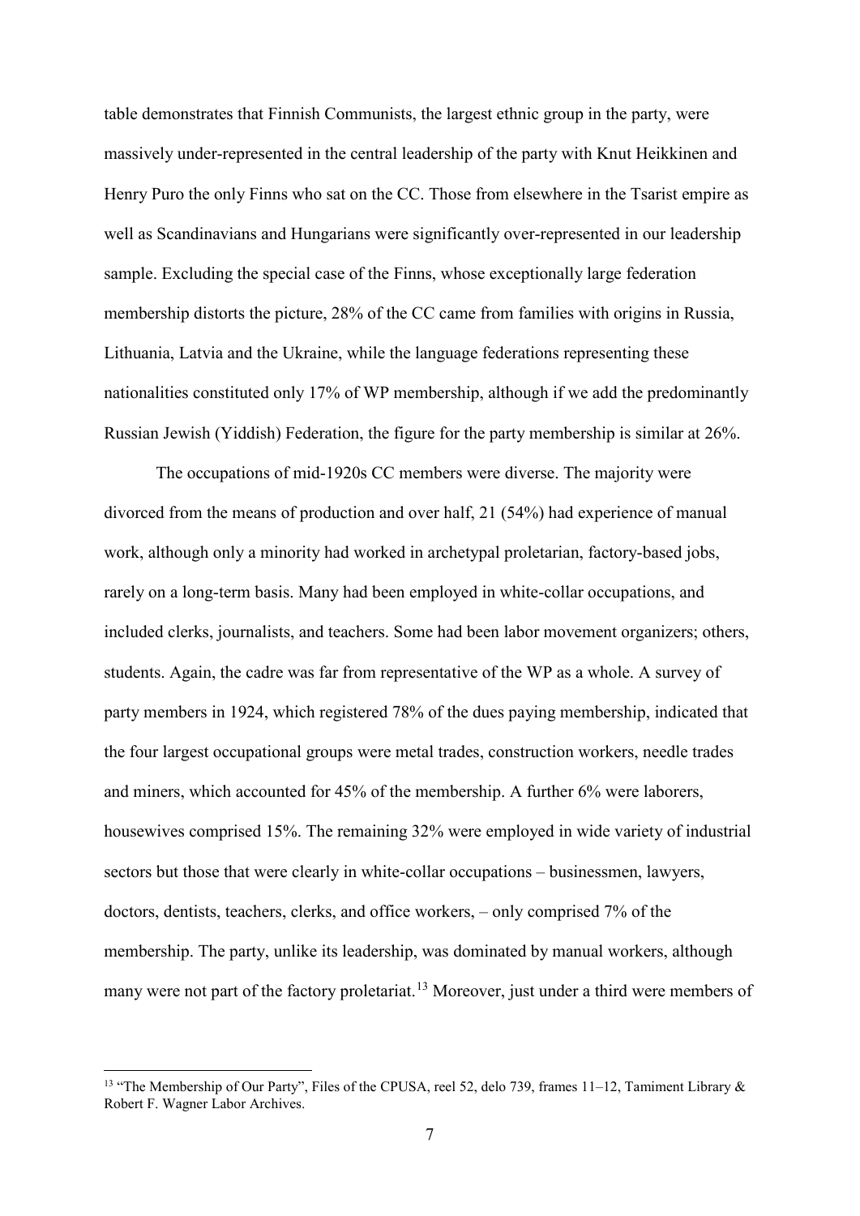table demonstrates that Finnish Communists, the largest ethnic group in the party, were massively under-represented in the central leadership of the party with Knut Heikkinen and Henry Puro the only Finns who sat on the CC. Those from elsewhere in the Tsarist empire as well as Scandinavians and Hungarians were significantly over-represented in our leadership sample. Excluding the special case of the Finns, whose exceptionally large federation membership distorts the picture, 28% of the CC came from families with origins in Russia, Lithuania, Latvia and the Ukraine, while the language federations representing these nationalities constituted only 17% of WP membership, although if we add the predominantly Russian Jewish (Yiddish) Federation, the figure for the party membership is similar at 26%.

The occupations of mid-1920s CC members were diverse. The majority were divorced from the means of production and over half, 21 (54%) had experience of manual work, although only a minority had worked in archetypal proletarian, factory-based jobs, rarely on a long-term basis. Many had been employed in white-collar occupations, and included clerks, journalists, and teachers. Some had been labor movement organizers; others, students. Again, the cadre was far from representative of the WP as a whole. A survey of party members in 1924, which registered 78% of the dues paying membership, indicated that the four largest occupational groups were metal trades, construction workers, needle trades and miners, which accounted for 45% of the membership. A further 6% were laborers, housewives comprised 15%. The remaining 32% were employed in wide variety of industrial sectors but those that were clearly in white-collar occupations – businessmen, lawyers, doctors, dentists, teachers, clerks, and office workers, – only comprised 7% of the membership. The party, unlike its leadership, was dominated by manual workers, although many were not part of the factory proletariat.[13] Moreover, just under a third were members of

[13] "The Membership of Our Party", Files of the CPUSA, reel 52, delo 739, frames 11–12, Tamiment Library & Robert F. Wagner Labor Archives.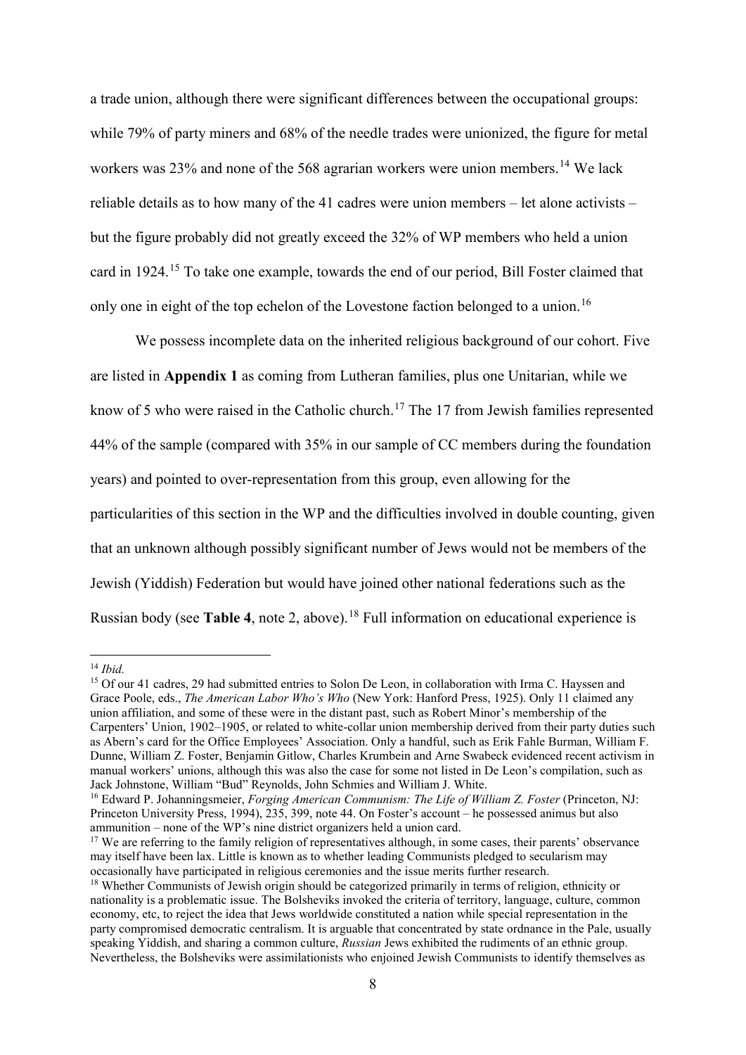a trade union, although there were significant differences between the occupational groups: while 79% of party miners and 68% of the needle trades were unionized, the figure for metal workers was 23% and none of the 568 agrarian workers were union members.[14] We lack reliable details as to how many of the 41 cadres were union members – let alone activists – but the figure probably did not greatly exceed the 32% of WP members who held a union card in 1924.[15] To take one example, towards the end of our period, Bill Foster claimed that only one in eight of the top echelon of the Lovestone faction belonged to a union.[16]

We possess incomplete data on the inherited religious background of our cohort. Five are listed in **Appendix 1** as coming from Lutheran families, plus one Unitarian, while we know of 5 who were raised in the Catholic church.[17] The 17 from Jewish families represented 44% of the sample (compared with 35% in our sample of CC members during the foundation years) and pointed to over-representation from this group, even allowing for the particularities of this section in the WP and the difficulties involved in double counting, given that an unknown although possibly significant number of Jews would not be members of the Jewish (Yiddish) Federation but would have joined other national federations such as the Russian body (see **Table 4**, note 2, above).[18] Full information on educational experience is

---

[14] *Ibid.*

[15] Of our 41 cadres, 29 had submitted entries to Solon De Leon, in collaboration with Irma C. Hayssen and Grace Poole, eds., *The American Labor Who's Who* (New York: Hanford Press, 1925). Only 11 claimed any union affiliation, and some of these were in the distant past, such as Robert Minor's membership of the Carpenters' Union, 1902–1905, or related to white-collar union membership derived from their party duties such as Abern's card for the Office Employees' Association. Only a handful, such as Erik Fahle Burman, William F. Dunne, William Z. Foster, Benjamin Gitlow, Charles Krumbein and Arne Swabeck evidenced recent activism in manual workers' unions, although this was also the case for some not listed in De Leon's compilation, such as Jack Johnstone, William "Bud" Reynolds, John Schmies and William J. White.

[16] Edward P. Johanningsmeier, *Forging American Communism: The Life of William Z. Foster* (Princeton, NJ: Princeton University Press, 1994), 235, 399, note 44. On Foster's account – he possessed animus but also ammunition – none of the WP's nine district organizers held a union card.

[17] We are referring to the family religion of representatives although, in some cases, their parents' observance may itself have been lax. Little is known as to whether leading Communists pledged to secularism may occasionally have participated in religious ceremonies and the issue merits further research.

[18] Whether Communists of Jewish origin should be categorized primarily in terms of religion, ethnicity or nationality is a problematic issue. The Bolsheviks invoked the criteria of territory, language, culture, common economy, etc, to reject the idea that Jews worldwide constituted a nation while special representation in the party compromised democratic centralism. It is arguable that concentrated by state ordnance in the Pale, usually speaking Yiddish, and sharing a common culture, *Russian* Jews exhibited the rudiments of an ethnic group. Nevertheless, the Bolsheviks were assimilationists who enjoined Jewish Communists to identify themselves as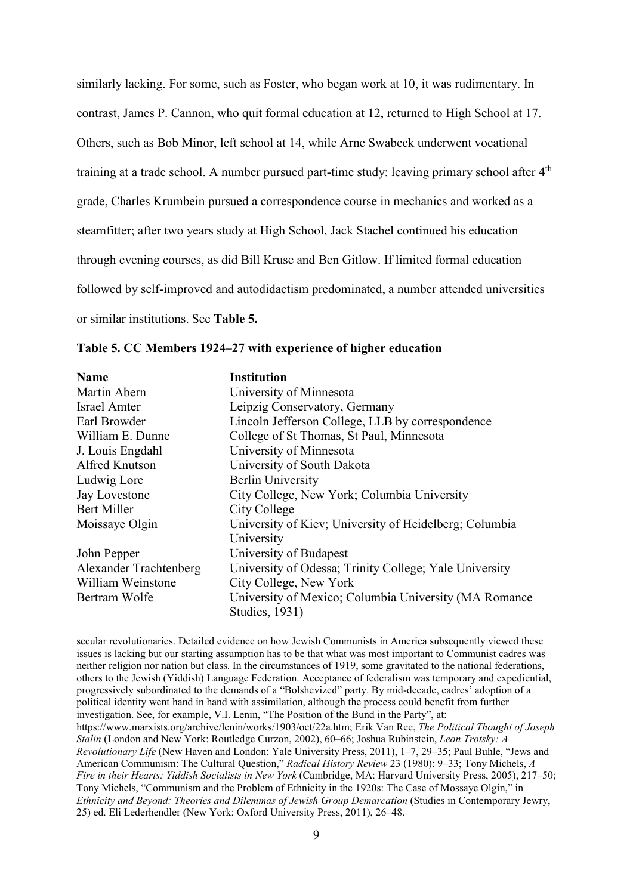similarly lacking. For some, such as Foster, who began work at 10, it was rudimentary. In contrast, James P. Cannon, who quit formal education at 12, returned to High School at 17. Others, such as Bob Minor, left school at 14, while Arne Swabeck underwent vocational training at a trade school. A number pursued part-time study: leaving primary school after 4th grade, Charles Krumbein pursued a correspondence course in mechanics and worked as a steamfitter; after two years study at High School, Jack Stachel continued his education through evening courses, as did Bill Kruse and Ben Gitlow. If limited formal education followed by self-improved and autodidactism predominated, a number attended universities or similar institutions. See **Table 5.**

**Table 5. CC Members 1924–27 with experience of higher education**

| Name | Institution |
|---|---|
| Martin Abern | University of Minnesota |
| Israel Amter | Leipzig Conservatory, Germany |
| Earl Browder | Lincoln Jefferson College, LLB by correspondence |
| William E. Dunne | College of St Thomas, St Paul, Minnesota |
| J. Louis Engdahl | University of Minnesota |
| Alfred Knutson | University of South Dakota |
| Ludwig Lore | Berlin University |
| Jay Lovestone | City College, New York; Columbia University |
| Bert Miller | City College |
| Moissaye Olgin | University of Kiev; University of Heidelberg; Columbia University |
| John Pepper | University of Budapest |
| Alexander Trachtenberg | University of Odessa; Trinity College; Yale University |
| William Weinstone | City College, New York |
| Bertram Wolfe | University of Mexico; Columbia University (MA Romance Studies, 1931) |

secular revolutionaries. Detailed evidence on how Jewish Communists in America subsequently viewed these issues is lacking but our starting assumption has to be that what was most important to Communist cadres was neither religion nor nation but class. In the circumstances of 1919, some gravitated to the national federations, others to the Jewish (Yiddish) Language Federation. Acceptance of federalism was temporary and expediential, progressively subordinated to the demands of a "Bolshevized" party. By mid-decade, cadres' adoption of a political identity went hand in hand with assimilation, although the process could benefit from further investigation. See, for example, V.I. Lenin, "The Position of the Bund in the Party", at: https://www.marxists.org/archive/lenin/works/1903/oct/22a.htm; Erik Van Ree, *The Political Thought of Joseph Stalin* (London and New York: Routledge Curzon, 2002), 60–66; Joshua Rubinstein, *Leon Trotsky: A Revolutionary Life* (New Haven and London: Yale University Press, 2011), 1–7, 29–35; Paul Buhle, "Jews and American Communism: The Cultural Question," *Radical History Review* 23 (1980): 9–33; Tony Michels, *A Fire in their Hearts: Yiddish Socialists in New York* (Cambridge, MA: Harvard University Press, 2005), 217–50; Tony Michels, "Communism and the Problem of Ethnicity in the 1920s: The Case of Mossaye Olgin," in *Ethnicity and Beyond: Theories and Dilemmas of Jewish Group Demarcation* (Studies in Contemporary Jewry, 25) ed. Eli Lederhendler (New York: Oxford University Press, 2011), 26–48.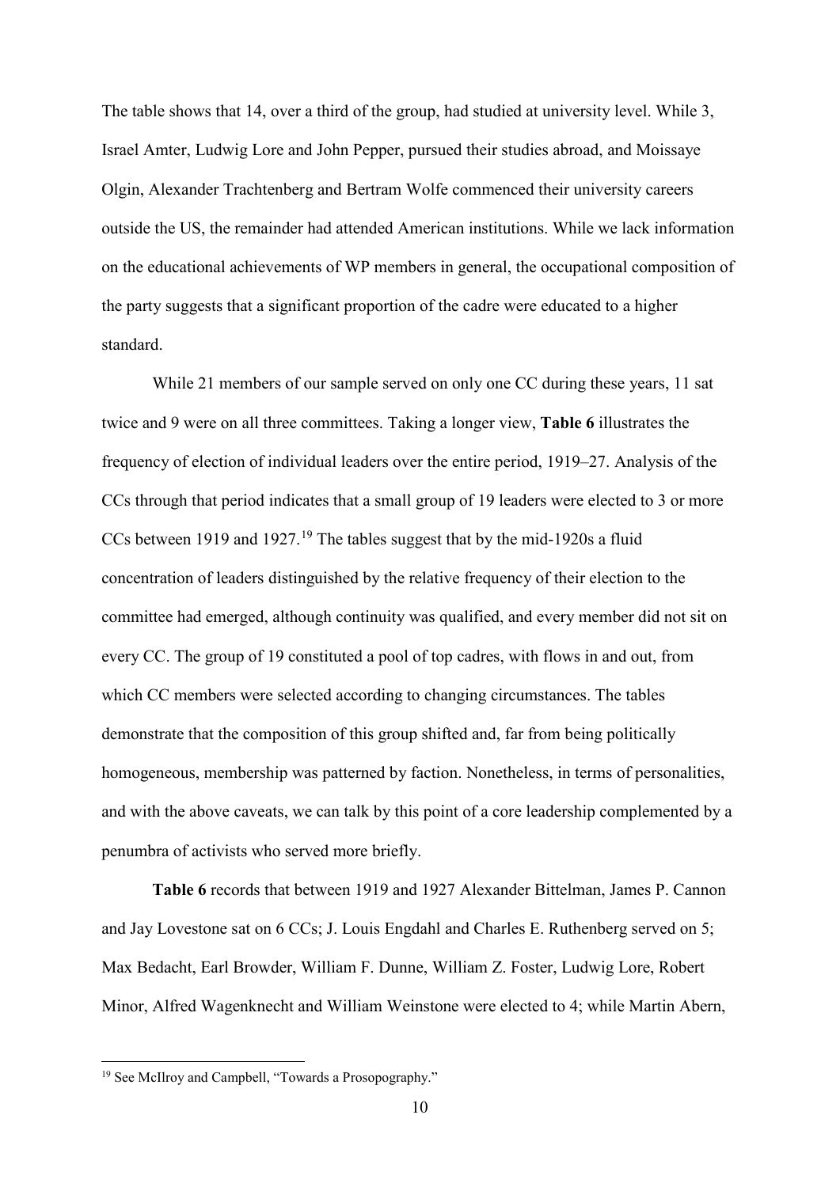The table shows that 14, over a third of the group, had studied at university level. While 3, Israel Amter, Ludwig Lore and John Pepper, pursued their studies abroad, and Moissaye Olgin, Alexander Trachtenberg and Bertram Wolfe commenced their university careers outside the US, the remainder had attended American institutions. While we lack information on the educational achievements of WP members in general, the occupational composition of the party suggests that a significant proportion of the cadre were educated to a higher standard.

While 21 members of our sample served on only one CC during these years, 11 sat twice and 9 were on all three committees. Taking a longer view, **Table 6** illustrates the frequency of election of individual leaders over the entire period, 1919–27. Analysis of the CCs through that period indicates that a small group of 19 leaders were elected to 3 or more CCs between 1919 and 1927.[19] The tables suggest that by the mid-1920s a fluid concentration of leaders distinguished by the relative frequency of their election to the committee had emerged, although continuity was qualified, and every member did not sit on every CC. The group of 19 constituted a pool of top cadres, with flows in and out, from which CC members were selected according to changing circumstances. The tables demonstrate that the composition of this group shifted and, far from being politically homogeneous, membership was patterned by faction. Nonetheless, in terms of personalities, and with the above caveats, we can talk by this point of a core leadership complemented by a penumbra of activists who served more briefly.

**Table 6** records that between 1919 and 1927 Alexander Bittelman, James P. Cannon and Jay Lovestone sat on 6 CCs; J. Louis Engdahl and Charles E. Ruthenberg served on 5; Max Bedacht, Earl Browder, William F. Dunne, William Z. Foster, Ludwig Lore, Robert Minor, Alfred Wagenknecht and William Weinstone were elected to 4; while Martin Abern,

[19] See McIlroy and Campbell, "Towards a Prosopography."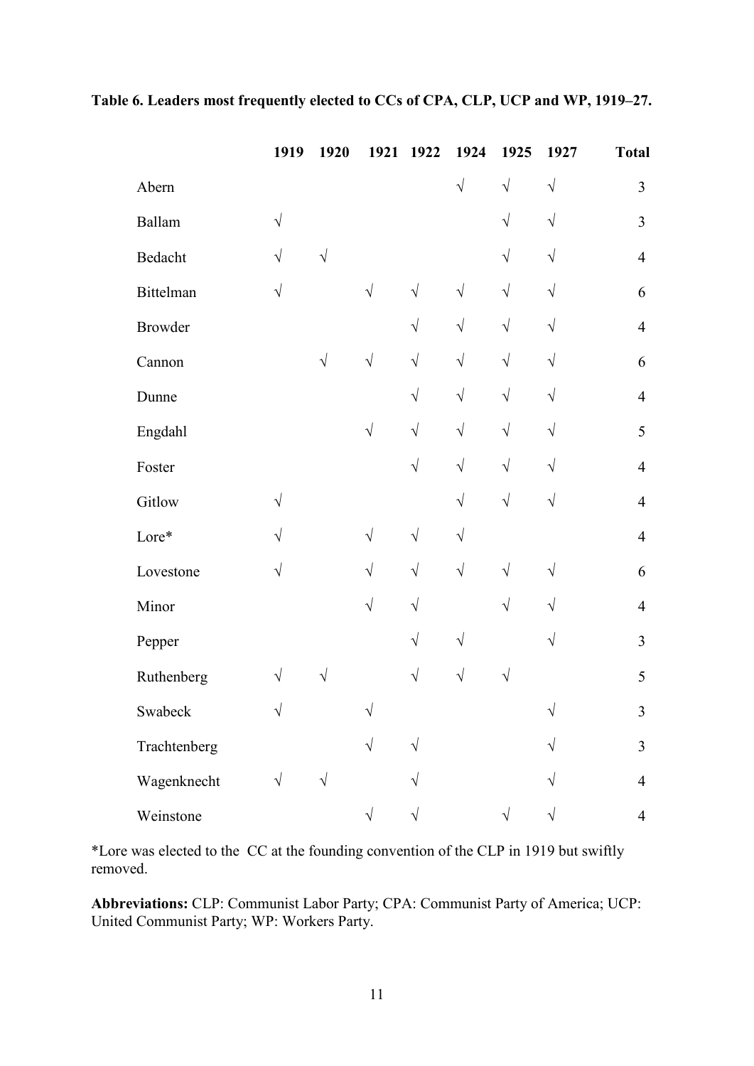**Table 6. Leaders most frequently elected to CCs of CPA, CLP, UCP and WP, 1919–27.**

| | 1919 | 1920 | 1921 | 1922 | 1924 | 1925 | 1927 | Total |
|---|---|---|---|---|---|---|---|---|
| Abern | | | | | √ | √ | √ | 3 |
| Ballam | √ | | | | | √ | √ | 3 |
| Bedacht | √ | √ | | | | √ | √ | 4 |
| Bittelman | √ | | √ | √ | √ | √ | √ | 6 |
| Browder | | | | √ | √ | √ | √ | 4 |
| Cannon | | √ | √ | √ | √ | √ | √ | 6 |
| Dunne | | | | √ | √ | √ | √ | 4 |
| Engdahl | | | √ | √ | √ | √ | √ | 5 |
| Foster | | | | √ | √ | √ | √ | 4 |
| Gitlow | √ | | | | √ | √ | √ | 4 |
| Lore* | √ | | √ | √ | √ | | | 4 |
| Lovestone | √ | | √ | √ | √ | √ | √ | 6 |
| Minor | | | √ | √ | | √ | √ | 4 |
| Pepper | | | | √ | √ | | √ | 3 |
| Ruthenberg | √ | √ | | √ | √ | √ | | 5 |
| Swabeck | √ | | √ | | | | √ | 3 |
| Trachtenberg | | | √ | √ | | | √ | 3 |
| Wagenknecht | √ | √ | | √ | | | √ | 4 |
| Weinstone | | | √ | √ | | √ | √ | 4 |

*Lore was elected to the CC at the founding convention of the CLP in 1919 but swiftly removed.

**Abbreviations:** CLP: Communist Labor Party; CPA: Communist Party of America; UCP: United Communist Party; WP: Workers Party.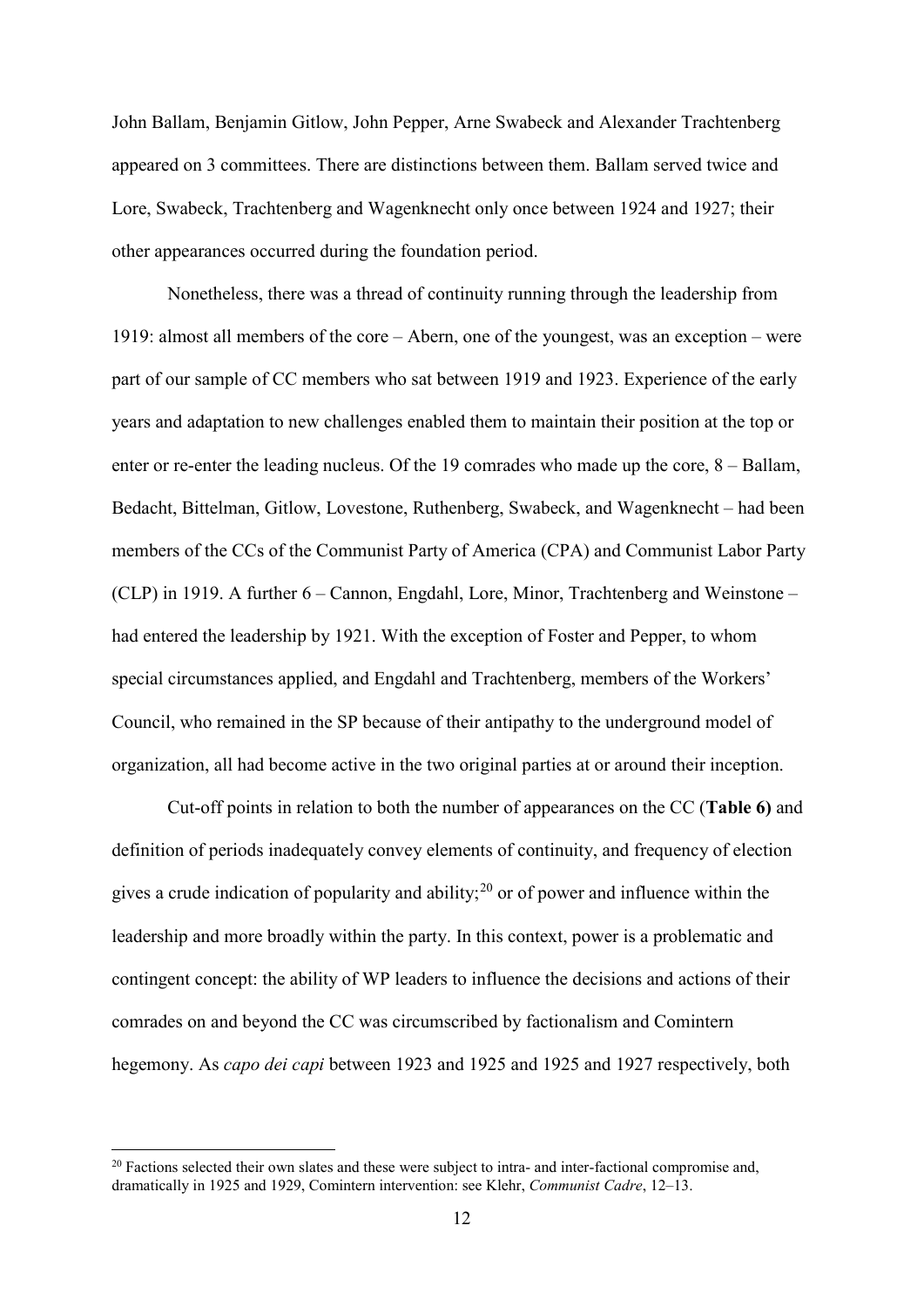John Ballam, Benjamin Gitlow, John Pepper, Arne Swabeck and Alexander Trachtenberg appeared on 3 committees. There are distinctions between them. Ballam served twice and Lore, Swabeck, Trachtenberg and Wagenknecht only once between 1924 and 1927; their other appearances occurred during the foundation period.

Nonetheless, there was a thread of continuity running through the leadership from 1919: almost all members of the core – Abern, one of the youngest, was an exception – were part of our sample of CC members who sat between 1919 and 1923. Experience of the early years and adaptation to new challenges enabled them to maintain their position at the top or enter or re-enter the leading nucleus. Of the 19 comrades who made up the core, 8 – Ballam, Bedacht, Bittelman, Gitlow, Lovestone, Ruthenberg, Swabeck, and Wagenknecht – had been members of the CCs of the Communist Party of America (CPA) and Communist Labor Party (CLP) in 1919. A further 6 – Cannon, Engdahl, Lore, Minor, Trachtenberg and Weinstone – had entered the leadership by 1921. With the exception of Foster and Pepper, to whom special circumstances applied, and Engdahl and Trachtenberg, members of the Workers' Council, who remained in the SP because of their antipathy to the underground model of organization, all had become active in the two original parties at or around their inception.

Cut-off points in relation to both the number of appearances on the CC (**Table 6)** and definition of periods inadequately convey elements of continuity, and frequency of election gives a crude indication of popularity and ability;[20] or of power and influence within the leadership and more broadly within the party. In this context, power is a problematic and contingent concept: the ability of WP leaders to influence the decisions and actions of their comrades on and beyond the CC was circumscribed by factionalism and Comintern hegemony. As *capo dei capi* between 1923 and 1925 and 1925 and 1927 respectively, both

[20] Factions selected their own slates and these were subject to intra- and inter-factional compromise and, dramatically in 1925 and 1929, Comintern intervention: see Klehr, *Communist Cadre*, 12–13.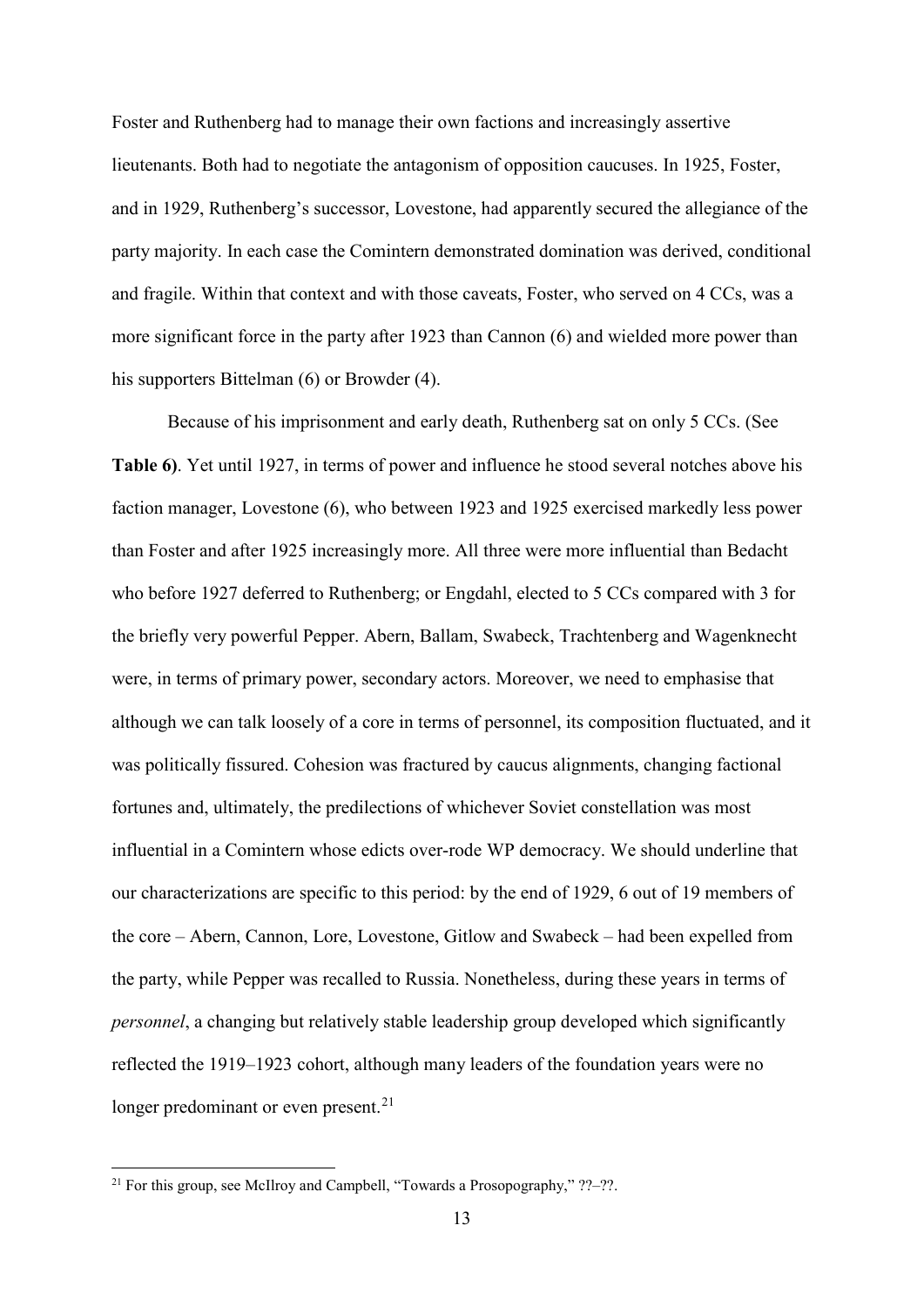Foster and Ruthenberg had to manage their own factions and increasingly assertive lieutenants. Both had to negotiate the antagonism of opposition caucuses. In 1925, Foster, and in 1929, Ruthenberg's successor, Lovestone, had apparently secured the allegiance of the party majority. In each case the Comintern demonstrated domination was derived, conditional and fragile. Within that context and with those caveats, Foster, who served on 4 CCs, was a more significant force in the party after 1923 than Cannon (6) and wielded more power than his supporters Bittelman (6) or Browder (4).

Because of his imprisonment and early death, Ruthenberg sat on only 5 CCs. (See **Table 6)**. Yet until 1927, in terms of power and influence he stood several notches above his faction manager, Lovestone (6), who between 1923 and 1925 exercised markedly less power than Foster and after 1925 increasingly more. All three were more influential than Bedacht who before 1927 deferred to Ruthenberg; or Engdahl, elected to 5 CCs compared with 3 for the briefly very powerful Pepper. Abern, Ballam, Swabeck, Trachtenberg and Wagenknecht were, in terms of primary power, secondary actors. Moreover, we need to emphasise that although we can talk loosely of a core in terms of personnel, its composition fluctuated, and it was politically fissured. Cohesion was fractured by caucus alignments, changing factional fortunes and, ultimately, the predilections of whichever Soviet constellation was most influential in a Comintern whose edicts over-rode WP democracy. We should underline that our characterizations are specific to this period: by the end of 1929, 6 out of 19 members of the core – Abern, Cannon, Lore, Lovestone, Gitlow and Swabeck – had been expelled from the party, while Pepper was recalled to Russia. Nonetheless, during these years in terms of *personnel*, a changing but relatively stable leadership group developed which significantly reflected the 1919–1923 cohort, although many leaders of the foundation years were no longer predominant or even present.[21]

---

[21] For this group, see McIlroy and Campbell, "Towards a Prosopography," ??–??.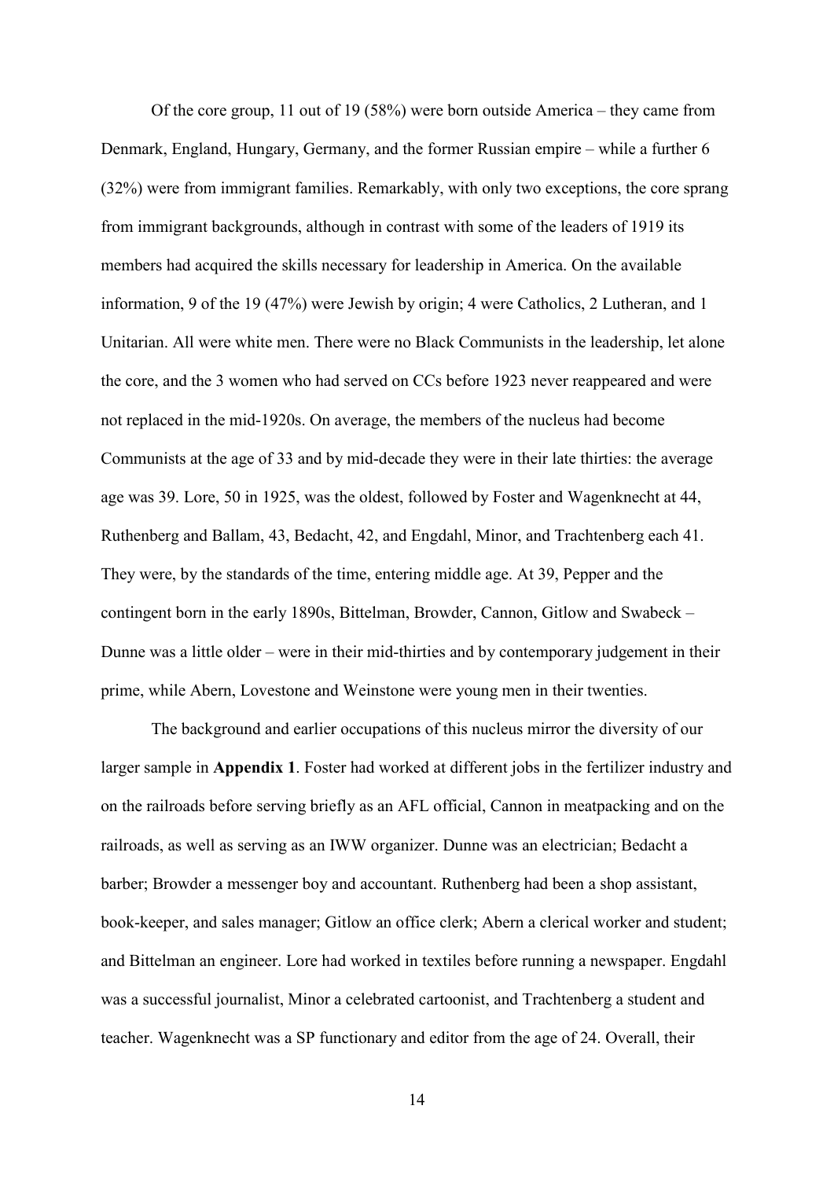Of the core group, 11 out of 19 (58%) were born outside America – they came from Denmark, England, Hungary, Germany, and the former Russian empire – while a further 6 (32%) were from immigrant families. Remarkably, with only two exceptions, the core sprang from immigrant backgrounds, although in contrast with some of the leaders of 1919 its members had acquired the skills necessary for leadership in America. On the available information, 9 of the 19 (47%) were Jewish by origin; 4 were Catholics, 2 Lutheran, and 1 Unitarian. All were white men. There were no Black Communists in the leadership, let alone the core, and the 3 women who had served on CCs before 1923 never reappeared and were not replaced in the mid-1920s. On average, the members of the nucleus had become Communists at the age of 33 and by mid-decade they were in their late thirties: the average age was 39. Lore, 50 in 1925, was the oldest, followed by Foster and Wagenknecht at 44, Ruthenberg and Ballam, 43, Bedacht, 42, and Engdahl, Minor, and Trachtenberg each 41. They were, by the standards of the time, entering middle age. At 39, Pepper and the contingent born in the early 1890s, Bittelman, Browder, Cannon, Gitlow and Swabeck – Dunne was a little older – were in their mid-thirties and by contemporary judgement in their prime, while Abern, Lovestone and Weinstone were young men in their twenties.

The background and earlier occupations of this nucleus mirror the diversity of our larger sample in **Appendix 1**. Foster had worked at different jobs in the fertilizer industry and on the railroads before serving briefly as an AFL official, Cannon in meatpacking and on the railroads, as well as serving as an IWW organizer. Dunne was an electrician; Bedacht a barber; Browder a messenger boy and accountant. Ruthenberg had been a shop assistant, book-keeper, and sales manager; Gitlow an office clerk; Abern a clerical worker and student; and Bittelman an engineer. Lore had worked in textiles before running a newspaper. Engdahl was a successful journalist, Minor a celebrated cartoonist, and Trachtenberg a student and teacher. Wagenknecht was a SP functionary and editor from the age of 24. Overall, their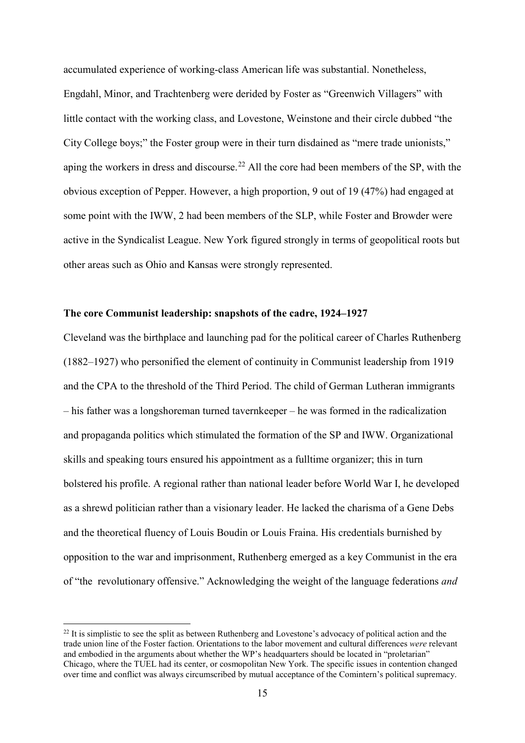accumulated experience of working-class American life was substantial. Nonetheless, Engdahl, Minor, and Trachtenberg were derided by Foster as "Greenwich Villagers" with little contact with the working class, and Lovestone, Weinstone and their circle dubbed "the City College boys;" the Foster group were in their turn disdained as "mere trade unionists," aping the workers in dress and discourse.[22] All the core had been members of the SP, with the obvious exception of Pepper. However, a high proportion, 9 out of 19 (47%) had engaged at some point with the IWW, 2 had been members of the SLP, while Foster and Browder were active in the Syndicalist League. New York figured strongly in terms of geopolitical roots but other areas such as Ohio and Kansas were strongly represented.

**The core Communist leadership: snapshots of the cadre, 1924–1927**

Cleveland was the birthplace and launching pad for the political career of Charles Ruthenberg (1882–1927) who personified the element of continuity in Communist leadership from 1919 and the CPA to the threshold of the Third Period. The child of German Lutheran immigrants – his father was a longshoreman turned tavernkeeper – he was formed in the radicalization and propaganda politics which stimulated the formation of the SP and IWW. Organizational skills and speaking tours ensured his appointment as a fulltime organizer; this in turn bolstered his profile. A regional rather than national leader before World War I, he developed as a shrewd politician rather than a visionary leader. He lacked the charisma of a Gene Debs and the theoretical fluency of Louis Boudin or Louis Fraina. His credentials burnished by opposition to the war and imprisonment, Ruthenberg emerged as a key Communist in the era of "the revolutionary offensive." Acknowledging the weight of the language federations *and*

[22] It is simplistic to see the split as between Ruthenberg and Lovestone's advocacy of political action and the trade union line of the Foster faction. Orientations to the labor movement and cultural differences *were* relevant and embodied in the arguments about whether the WP's headquarters should be located in "proletarian" Chicago, where the TUEL had its center, or cosmopolitan New York. The specific issues in contention changed over time and conflict was always circumscribed by mutual acceptance of the Comintern's political supremacy.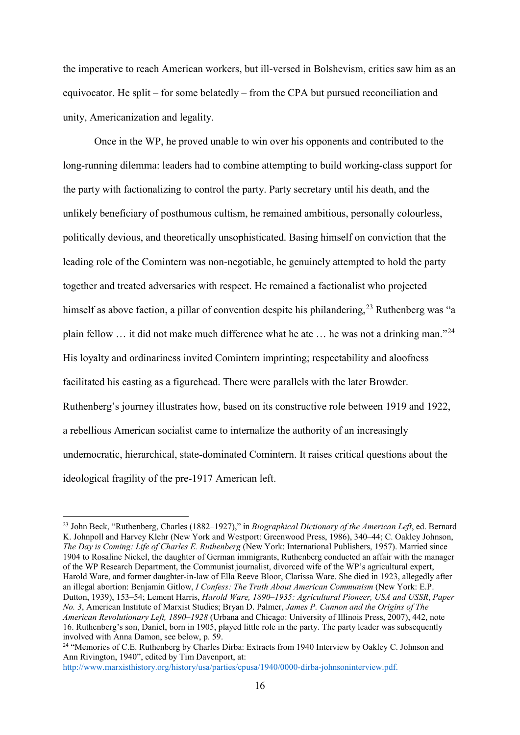the imperative to reach American workers, but ill-versed in Bolshevism, critics saw him as an equivocator. He split – for some belatedly – from the CPA but pursued reconciliation and unity, Americanization and legality.

Once in the WP, he proved unable to win over his opponents and contributed to the long-running dilemma: leaders had to combine attempting to build working-class support for the party with factionalizing to control the party. Party secretary until his death, and the unlikely beneficiary of posthumous cultism, he remained ambitious, personally colourless, politically devious, and theoretically unsophisticated. Basing himself on conviction that the leading role of the Comintern was non-negotiable, he genuinely attempted to hold the party together and treated adversaries with respect. He remained a factionalist who projected himself as above faction, a pillar of convention despite his philandering,[23] Ruthenberg was "a plain fellow … it did not make much difference what he ate … he was not a drinking man."[24] His loyalty and ordinariness invited Comintern imprinting; respectability and aloofness facilitated his casting as a figurehead. There were parallels with the later Browder. Ruthenberg's journey illustrates how, based on its constructive role between 1919 and 1922, a rebellious American socialist came to internalize the authority of an increasingly undemocratic, hierarchical, state-dominated Comintern. It raises critical questions about the ideological fragility of the pre-1917 American left.

---

[23] John Beck, "Ruthenberg, Charles (1882–1927)," in *Biographical Dictionary of the American Left*, ed. Bernard K. Johnpoll and Harvey Klehr (New York and Westport: Greenwood Press, 1986), 340–44; C. Oakley Johnson, *The Day is Coming: Life of Charles E. Ruthenberg* (New York: International Publishers, 1957). Married since 1904 to Rosaline Nickel, the daughter of German immigrants, Ruthenberg conducted an affair with the manager of the WP Research Department, the Communist journalist, divorced wife of the WP's agricultural expert, Harold Ware, and former daughter-in-law of Ella Reeve Bloor, Clarissa Ware. She died in 1923, allegedly after an illegal abortion: Benjamin Gitlow, *I Confess: The Truth About American Communism* (New York: E.P. Dutton, 1939), 153–54; Lement Harris, *Harold Ware, 1890–1935: Agricultural Pioneer, USA and USSR*, *Paper No. 3*, American Institute of Marxist Studies; Bryan D. Palmer, *James P. Cannon and the Origins of The American Revolutionary Left, 1890–1928* (Urbana and Chicago: University of Illinois Press, 2007), 442, note 16. Ruthenberg's son, Daniel, born in 1905, played little role in the party. The party leader was subsequently involved with Anna Damon, see below, p. 59.

[24] "Memories of C.E. Ruthenberg by Charles Dirba: Extracts from 1940 Interview by Oakley C. Johnson and Ann Rivington, 1940", edited by Tim Davenport, at: http://www.marxisthistory.org/history/usa/parties/cpusa/1940/0000-dirba-johnsoninterview.pdf.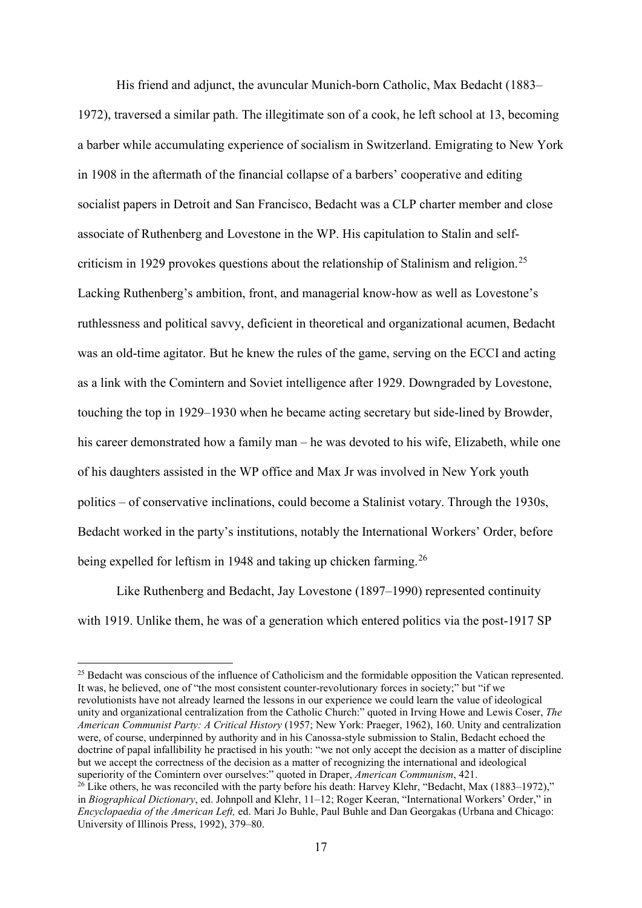His friend and adjunct, the avuncular Munich-born Catholic, Max Bedacht (1883–1972), traversed a similar path. The illegitimate son of a cook, he left school at 13, becoming a barber while accumulating experience of socialism in Switzerland. Emigrating to New York in 1908 in the aftermath of the financial collapse of a barbers' cooperative and editing socialist papers in Detroit and San Francisco, Bedacht was a CLP charter member and close associate of Ruthenberg and Lovestone in the WP. His capitulation to Stalin and self-criticism in 1929 provokes questions about the relationship of Stalinism and religion.[25] Lacking Ruthenberg's ambition, front, and managerial know-how as well as Lovestone's ruthlessness and political savvy, deficient in theoretical and organizational acumen, Bedacht was an old-time agitator. But he knew the rules of the game, serving on the ECCI and acting as a link with the Comintern and Soviet intelligence after 1929. Downgraded by Lovestone, touching the top in 1929–1930 when he became acting secretary but side-lined by Browder, his career demonstrated how a family man – he was devoted to his wife, Elizabeth, while one of his daughters assisted in the WP office and Max Jr was involved in New York youth politics – of conservative inclinations, could become a Stalinist votary. Through the 1930s, Bedacht worked in the party's institutions, notably the International Workers' Order, before being expelled for leftism in 1948 and taking up chicken farming.[26]

Like Ruthenberg and Bedacht, Jay Lovestone (1897–1990) represented continuity with 1919. Unlike them, he was of a generation which entered politics via the post-1917 SP

---

[25] Bedacht was conscious of the influence of Catholicism and the formidable opposition the Vatican represented. It was, he believed, one of "the most consistent counter-revolutionary forces in society;" but "if we revolutionists have not already learned the lessons in our experience we could learn the value of ideological unity and organizational centralization from the Catholic Church:" quoted in Irving Howe and Lewis Coser, *The American Communist Party: A Critical History* (1957; New York: Praeger, 1962), 160. Unity and centralization were, of course, underpinned by authority and in his Canossa-style submission to Stalin, Bedacht echoed the doctrine of papal infallibility he practised in his youth: "we not only accept the decision as a matter of discipline but we accept the correctness of the decision as a matter of recognizing the international and ideological superiority of the Comintern over ourselves:" quoted in Draper, *American Communism*, 421.

[26] Like others, he was reconciled with the party before his death: Harvey Klehr, "Bedacht, Max (1883–1972)," in *Biographical Dictionary*, ed. Johnpoll and Klehr, 11–12; Roger Keeran, "International Workers' Order," in *Encyclopaedia of the American Left,* ed. Mari Jo Buhle, Paul Buhle and Dan Georgakas (Urbana and Chicago: University of Illinois Press, 1992), 379–80.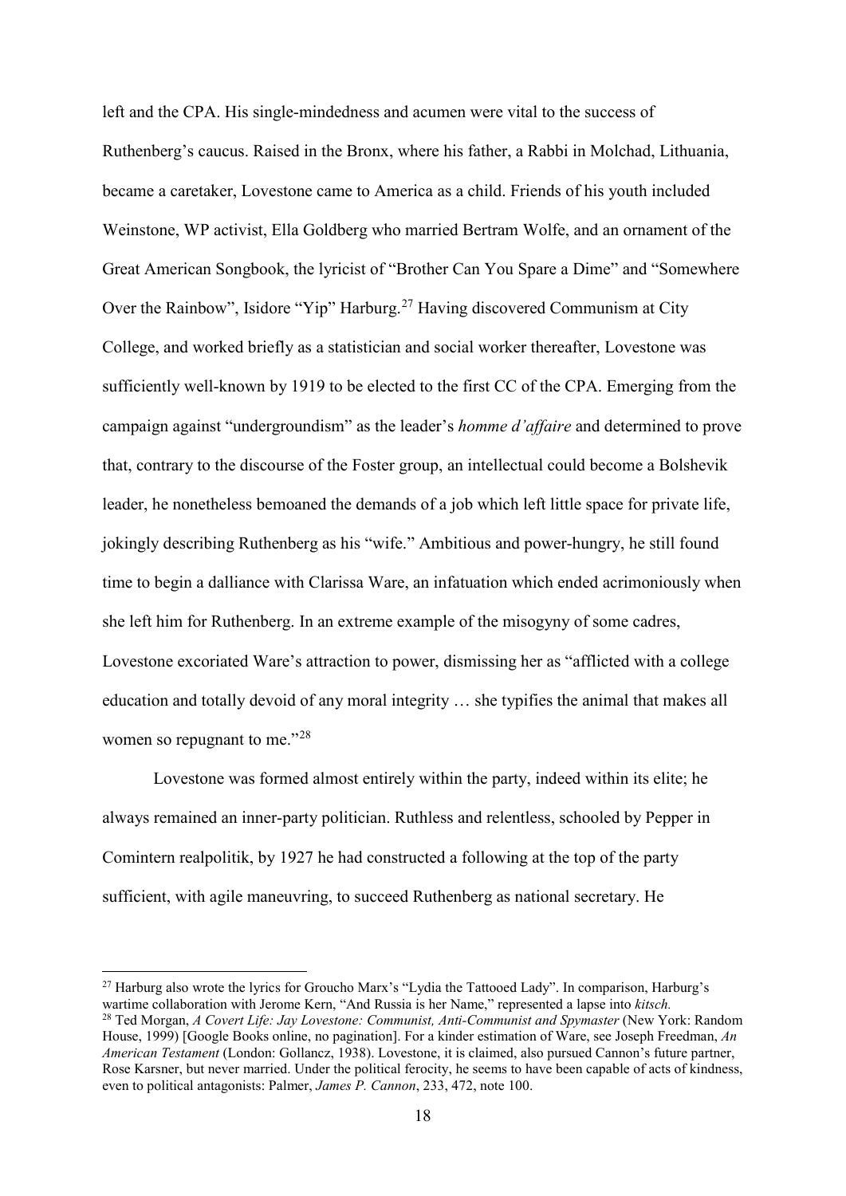left and the CPA. His single-mindedness and acumen were vital to the success of Ruthenberg's caucus. Raised in the Bronx, where his father, a Rabbi in Molchad, Lithuania, became a caretaker, Lovestone came to America as a child. Friends of his youth included Weinstone, WP activist, Ella Goldberg who married Bertram Wolfe, and an ornament of the Great American Songbook, the lyricist of "Brother Can You Spare a Dime" and "Somewhere Over the Rainbow", Isidore "Yip" Harburg.[27] Having discovered Communism at City College, and worked briefly as a statistician and social worker thereafter, Lovestone was sufficiently well-known by 1919 to be elected to the first CC of the CPA. Emerging from the campaign against "undergroundism" as the leader's *homme d'affaire* and determined to prove that, contrary to the discourse of the Foster group, an intellectual could become a Bolshevik leader, he nonetheless bemoaned the demands of a job which left little space for private life, jokingly describing Ruthenberg as his "wife." Ambitious and power-hungry, he still found time to begin a dalliance with Clarissa Ware, an infatuation which ended acrimoniously when she left him for Ruthenberg. In an extreme example of the misogyny of some cadres, Lovestone excoriated Ware's attraction to power, dismissing her as "afflicted with a college education and totally devoid of any moral integrity … she typifies the animal that makes all women so repugnant to me."[28]

Lovestone was formed almost entirely within the party, indeed within its elite; he always remained an inner-party politician. Ruthless and relentless, schooled by Pepper in Comintern realpolitik, by 1927 he had constructed a following at the top of the party sufficient, with agile maneuvring, to succeed Ruthenberg as national secretary. He

---

[27] Harburg also wrote the lyrics for Groucho Marx's "Lydia the Tattooed Lady". In comparison, Harburg's wartime collaboration with Jerome Kern, "And Russia is her Name," represented a lapse into *kitsch.*

[28] Ted Morgan, *A Covert Life: Jay Lovestone: Communist, Anti-Communist and Spymaster* (New York: Random House, 1999) [Google Books online, no pagination]. For a kinder estimation of Ware, see Joseph Freedman, *An American Testament* (London: Gollancz, 1938). Lovestone, it is claimed, also pursued Cannon's future partner, Rose Karsner, but never married. Under the political ferocity, he seems to have been capable of acts of kindness, even to political antagonists: Palmer, *James P. Cannon*, 233, 472, note 100.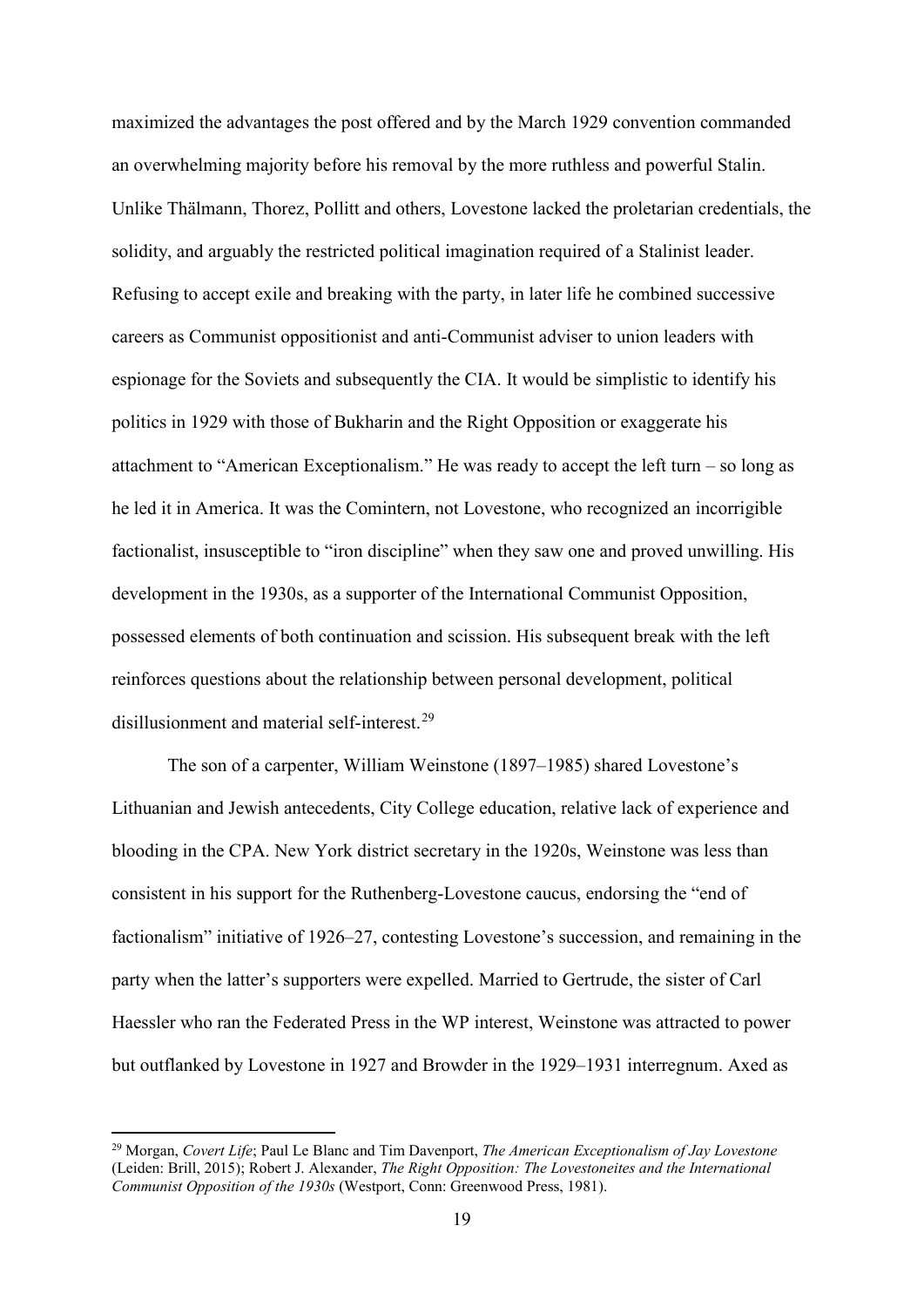maximized the advantages the post offered and by the March 1929 convention commanded an overwhelming majority before his removal by the more ruthless and powerful Stalin. Unlike Thälmann, Thorez, Pollitt and others, Lovestone lacked the proletarian credentials, the solidity, and arguably the restricted political imagination required of a Stalinist leader. Refusing to accept exile and breaking with the party, in later life he combined successive careers as Communist oppositionist and anti-Communist adviser to union leaders with espionage for the Soviets and subsequently the CIA. It would be simplistic to identify his politics in 1929 with those of Bukharin and the Right Opposition or exaggerate his attachment to "American Exceptionalism." He was ready to accept the left turn – so long as he led it in America. It was the Comintern, not Lovestone, who recognized an incorrigible factionalist, insusceptible to "iron discipline" when they saw one and proved unwilling. His development in the 1930s, as a supporter of the International Communist Opposition, possessed elements of both continuation and scission. His subsequent break with the left reinforces questions about the relationship between personal development, political disillusionment and material self-interest.[29]

The son of a carpenter, William Weinstone (1897–1985) shared Lovestone's Lithuanian and Jewish antecedents, City College education, relative lack of experience and blooding in the CPA. New York district secretary in the 1920s, Weinstone was less than consistent in his support for the Ruthenberg-Lovestone caucus, endorsing the "end of factionalism" initiative of 1926–27, contesting Lovestone's succession, and remaining in the party when the latter's supporters were expelled. Married to Gertrude, the sister of Carl Haessler who ran the Federated Press in the WP interest, Weinstone was attracted to power but outflanked by Lovestone in 1927 and Browder in the 1929–1931 interregnum. Axed as

---

[29] Morgan, *Covert Life*; Paul Le Blanc and Tim Davenport, *The American Exceptionalism of Jay Lovestone* (Leiden: Brill, 2015); Robert J. Alexander, *The Right Opposition: The Lovestoneites and the International Communist Opposition of the 1930s* (Westport, Conn: Greenwood Press, 1981).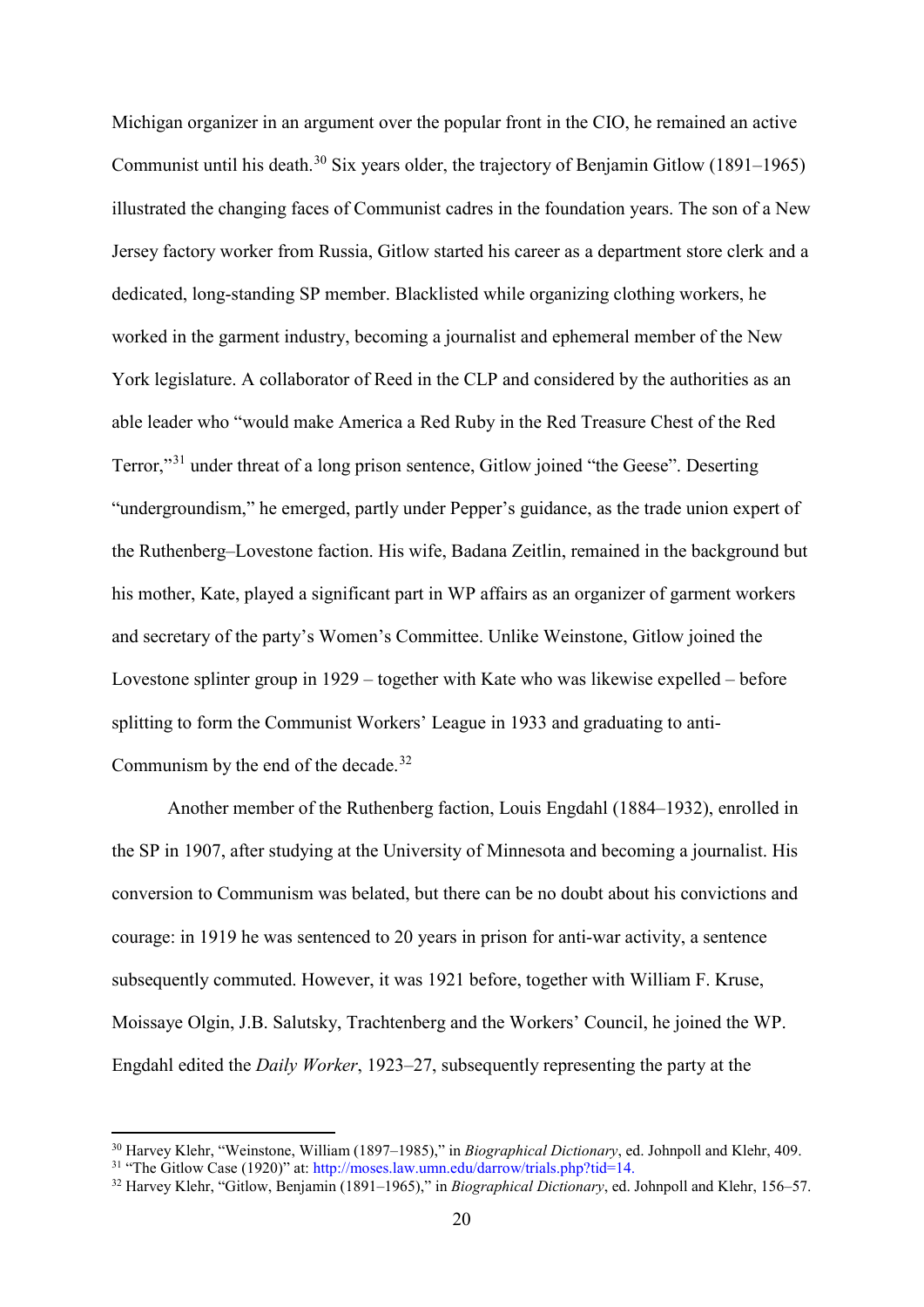Michigan organizer in an argument over the popular front in the CIO, he remained an active Communist until his death.[30] Six years older, the trajectory of Benjamin Gitlow (1891–1965) illustrated the changing faces of Communist cadres in the foundation years. The son of a New Jersey factory worker from Russia, Gitlow started his career as a department store clerk and a dedicated, long-standing SP member. Blacklisted while organizing clothing workers, he worked in the garment industry, becoming a journalist and ephemeral member of the New York legislature. A collaborator of Reed in the CLP and considered by the authorities as an able leader who "would make America a Red Ruby in the Red Treasure Chest of the Red Terror,"[31] under threat of a long prison sentence, Gitlow joined "the Geese". Deserting "undergroundism," he emerged, partly under Pepper's guidance, as the trade union expert of the Ruthenberg–Lovestone faction. His wife, Badana Zeitlin, remained in the background but his mother, Kate, played a significant part in WP affairs as an organizer of garment workers and secretary of the party's Women's Committee. Unlike Weinstone, Gitlow joined the Lovestone splinter group in 1929 – together with Kate who was likewise expelled – before splitting to form the Communist Workers' League in 1933 and graduating to anti-Communism by the end of the decade.[32]

Another member of the Ruthenberg faction, Louis Engdahl (1884–1932), enrolled in the SP in 1907, after studying at the University of Minnesota and becoming a journalist. His conversion to Communism was belated, but there can be no doubt about his convictions and courage: in 1919 he was sentenced to 20 years in prison for anti-war activity, a sentence subsequently commuted. However, it was 1921 before, together with William F. Kruse, Moissaye Olgin, J.B. Salutsky, Trachtenberg and the Workers' Council, he joined the WP. Engdahl edited the *Daily Worker*, 1923–27, subsequently representing the party at the

[30] Harvey Klehr, "Weinstone, William (1897–1985)," in *Biographical Dictionary*, ed. Johnpoll and Klehr, 409.

[31] "The Gitlow Case (1920)" at: http://moses.law.umn.edu/darrow/trials.php?tid=14.

[32] Harvey Klehr, "Gitlow, Benjamin (1891–1965)," in *Biographical Dictionary*, ed. Johnpoll and Klehr, 156–57.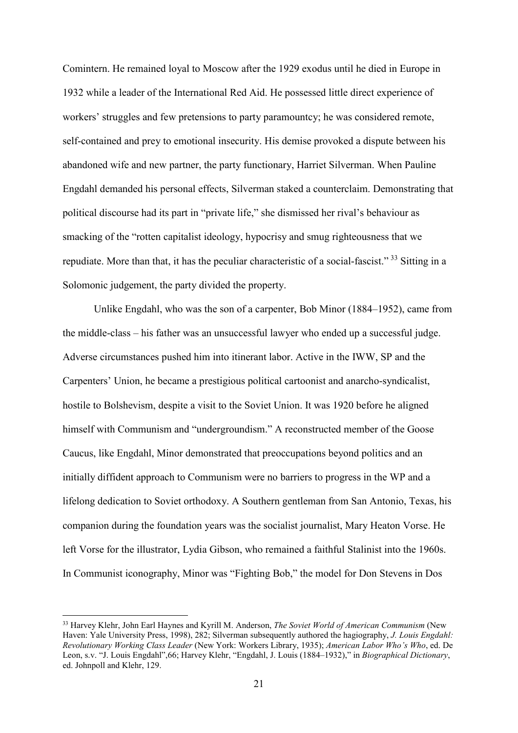Comintern. He remained loyal to Moscow after the 1929 exodus until he died in Europe in 1932 while a leader of the International Red Aid. He possessed little direct experience of workers' struggles and few pretensions to party paramountcy; he was considered remote, self-contained and prey to emotional insecurity. His demise provoked a dispute between his abandoned wife and new partner, the party functionary, Harriet Silverman. When Pauline Engdahl demanded his personal effects, Silverman staked a counterclaim. Demonstrating that political discourse had its part in "private life," she dismissed her rival's behaviour as smacking of the "rotten capitalist ideology, hypocrisy and smug righteousness that we repudiate. More than that, it has the peculiar characteristic of a social-fascist." [33] Sitting in a Solomonic judgement, the party divided the property.

Unlike Engdahl, who was the son of a carpenter, Bob Minor (1884–1952), came from the middle-class – his father was an unsuccessful lawyer who ended up a successful judge. Adverse circumstances pushed him into itinerant labor. Active in the IWW, SP and the Carpenters' Union, he became a prestigious political cartoonist and anarcho-syndicalist, hostile to Bolshevism, despite a visit to the Soviet Union. It was 1920 before he aligned himself with Communism and "undergroundism." A reconstructed member of the Goose Caucus, like Engdahl, Minor demonstrated that preoccupations beyond politics and an initially diffident approach to Communism were no barriers to progress in the WP and a lifelong dedication to Soviet orthodoxy. A Southern gentleman from San Antonio, Texas, his companion during the foundation years was the socialist journalist, Mary Heaton Vorse. He left Vorse for the illustrator, Lydia Gibson, who remained a faithful Stalinist into the 1960s. In Communist iconography, Minor was "Fighting Bob," the model for Don Stevens in Dos

---

[33] Harvey Klehr, John Earl Haynes and Kyrill M. Anderson, *The Soviet World of American Communism* (New Haven: Yale University Press, 1998), 282; Silverman subsequently authored the hagiography, *J. Louis Engdahl: Revolutionary Working Class Leader* (New York: Workers Library, 1935); *American Labor Who's Who*, ed. De Leon, s.v. "J. Louis Engdahl",66; Harvey Klehr, "Engdahl, J. Louis (1884–1932)," in *Biographical Dictionary*, ed. Johnpoll and Klehr, 129.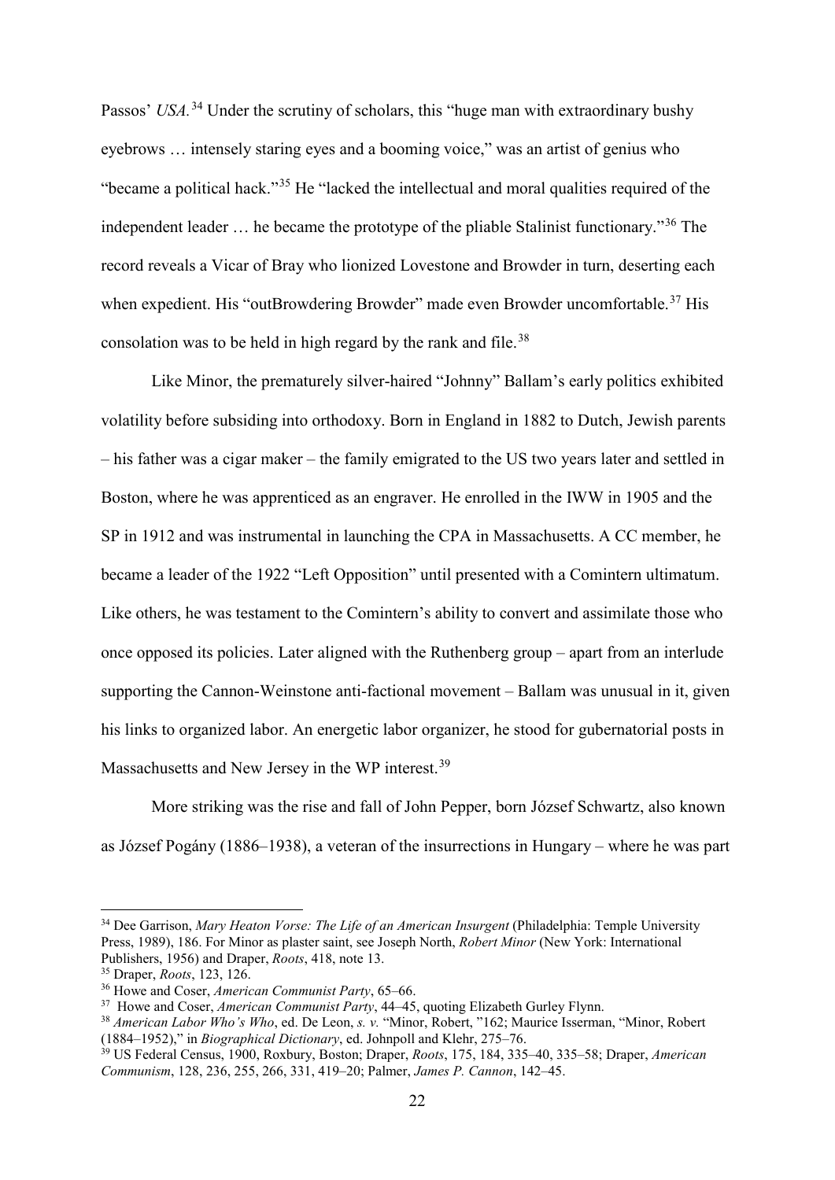Passos' *USA.*[34] Under the scrutiny of scholars, this "huge man with extraordinary bushy eyebrows … intensely staring eyes and a booming voice," was an artist of genius who "became a political hack."[35] He "lacked the intellectual and moral qualities required of the independent leader … he became the prototype of the pliable Stalinist functionary."[36] The record reveals a Vicar of Bray who lionized Lovestone and Browder in turn, deserting each when expedient. His "outBrowdering Browder" made even Browder uncomfortable.[37] His consolation was to be held in high regard by the rank and file.[38]

Like Minor, the prematurely silver-haired "Johnny" Ballam's early politics exhibited volatility before subsiding into orthodoxy. Born in England in 1882 to Dutch, Jewish parents – his father was a cigar maker – the family emigrated to the US two years later and settled in Boston, where he was apprenticed as an engraver. He enrolled in the IWW in 1905 and the SP in 1912 and was instrumental in launching the CPA in Massachusetts. A CC member, he became a leader of the 1922 "Left Opposition" until presented with a Comintern ultimatum. Like others, he was testament to the Comintern's ability to convert and assimilate those who once opposed its policies. Later aligned with the Ruthenberg group – apart from an interlude supporting the Cannon-Weinstone anti-factional movement – Ballam was unusual in it, given his links to organized labor. An energetic labor organizer, he stood for gubernatorial posts in Massachusetts and New Jersey in the WP interest.[39]

More striking was the rise and fall of John Pepper, born József Schwartz, also known as József Pogány (1886–1938), a veteran of the insurrections in Hungary – where he was part

---

[34] Dee Garrison, *Mary Heaton Vorse: The Life of an American Insurgent* (Philadelphia: Temple University Press, 1989), 186. For Minor as plaster saint, see Joseph North, *Robert Minor* (New York: International Publishers, 1956) and Draper, *Roots*, 418, note 13.

[35] Draper, *Roots*, 123, 126.

[36] Howe and Coser, *American Communist Party*, 65–66.

[37] Howe and Coser, *American Communist Party*, 44–45, quoting Elizabeth Gurley Flynn.

[38] *American Labor Who's Who*, ed. De Leon, *s. v.* "Minor, Robert, "162; Maurice Isserman, "Minor, Robert (1884–1952)," in *Biographical Dictionary*, ed. Johnpoll and Klehr, 275–76.

[39] US Federal Census, 1900, Roxbury, Boston; Draper, *Roots*, 175, 184, 335–40, 335–58; Draper, *American Communism*, 128, 236, 255, 266, 331, 419–20; Palmer, *James P. Cannon*, 142–45.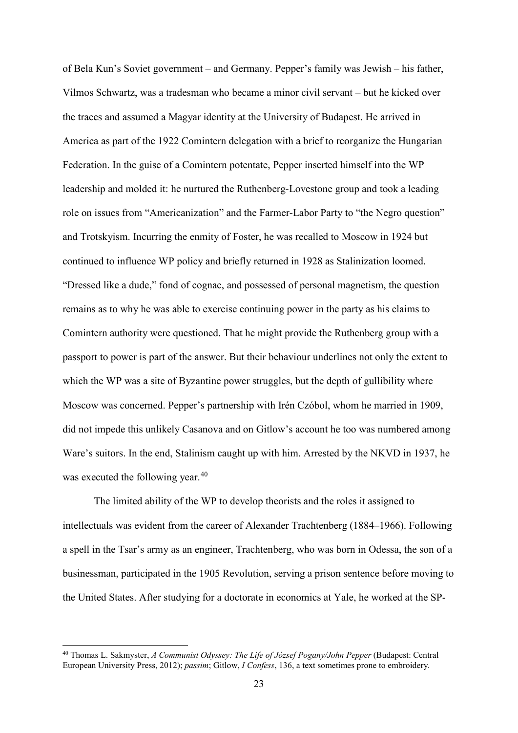of Bela Kun's Soviet government – and Germany. Pepper's family was Jewish – his father, Vilmos Schwartz, was a tradesman who became a minor civil servant – but he kicked over the traces and assumed a Magyar identity at the University of Budapest. He arrived in America as part of the 1922 Comintern delegation with a brief to reorganize the Hungarian Federation. In the guise of a Comintern potentate, Pepper inserted himself into the WP leadership and molded it: he nurtured the Ruthenberg-Lovestone group and took a leading role on issues from "Americanization" and the Farmer-Labor Party to "the Negro question" and Trotskyism. Incurring the enmity of Foster, he was recalled to Moscow in 1924 but continued to influence WP policy and briefly returned in 1928 as Stalinization loomed. "Dressed like a dude," fond of cognac, and possessed of personal magnetism, the question remains as to why he was able to exercise continuing power in the party as his claims to Comintern authority were questioned. That he might provide the Ruthenberg group with a passport to power is part of the answer. But their behaviour underlines not only the extent to which the WP was a site of Byzantine power struggles, but the depth of gullibility where Moscow was concerned. Pepper's partnership with Irén Czóbol, whom he married in 1909, did not impede this unlikely Casanova and on Gitlow's account he too was numbered among Ware's suitors. In the end, Stalinism caught up with him. Arrested by the NKVD in 1937, he was executed the following year.[40]

The limited ability of the WP to develop theorists and the roles it assigned to intellectuals was evident from the career of Alexander Trachtenberg (1884–1966). Following a spell in the Tsar's army as an engineer, Trachtenberg, who was born in Odessa, the son of a businessman, participated in the 1905 Revolution, serving a prison sentence before moving to the United States. After studying for a doctorate in economics at Yale, he worked at the SP-

[40] Thomas L. Sakmyster, *A Communist Odyssey: The Life of József Pogany/John Pepper* (Budapest: Central European University Press, 2012); *passim*; Gitlow, *I Confess*, 136, a text sometimes prone to embroidery.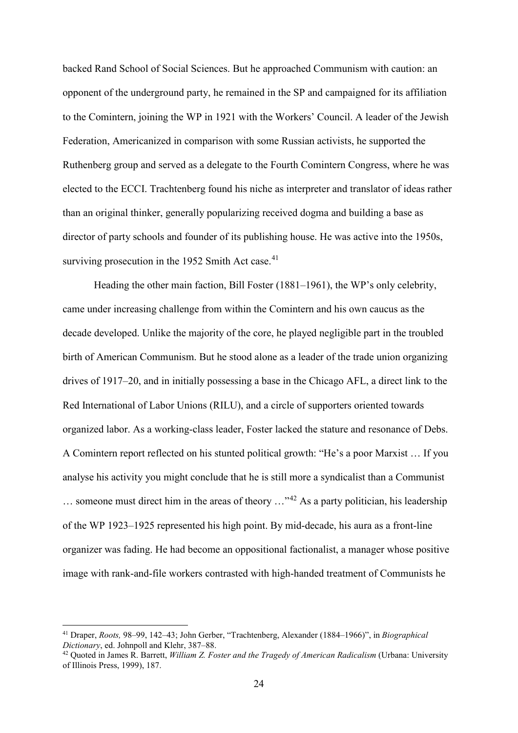backed Rand School of Social Sciences. But he approached Communism with caution: an opponent of the underground party, he remained in the SP and campaigned for its affiliation to the Comintern, joining the WP in 1921 with the Workers' Council. A leader of the Jewish Federation, Americanized in comparison with some Russian activists, he supported the Ruthenberg group and served as a delegate to the Fourth Comintern Congress, where he was elected to the ECCI. Trachtenberg found his niche as interpreter and translator of ideas rather than an original thinker, generally popularizing received dogma and building a base as director of party schools and founder of its publishing house. He was active into the 1950s, surviving prosecution in the 1952 Smith Act case.[41]

Heading the other main faction, Bill Foster (1881–1961), the WP's only celebrity, came under increasing challenge from within the Comintern and his own caucus as the decade developed. Unlike the majority of the core, he played negligible part in the troubled birth of American Communism. But he stood alone as a leader of the trade union organizing drives of 1917–20, and in initially possessing a base in the Chicago AFL, a direct link to the Red International of Labor Unions (RILU), and a circle of supporters oriented towards organized labor. As a working-class leader, Foster lacked the stature and resonance of Debs. A Comintern report reflected on his stunted political growth: "He's a poor Marxist … If you analyse his activity you might conclude that he is still more a syndicalist than a Communist … someone must direct him in the areas of theory …"[42] As a party politician, his leadership of the WP 1923–1925 represented his high point. By mid-decade, his aura as a front-line organizer was fading. He had become an oppositional factionalist, a manager whose positive image with rank-and-file workers contrasted with high-handed treatment of Communists he

---

[41] Draper, *Roots,* 98–99, 142–43; John Gerber, "Trachtenberg, Alexander (1884–1966)", in *Biographical Dictionary*, ed. Johnpoll and Klehr, 387–88.

[42] Quoted in James R. Barrett, *William Z. Foster and the Tragedy of American Radicalism* (Urbana: University of Illinois Press, 1999), 187.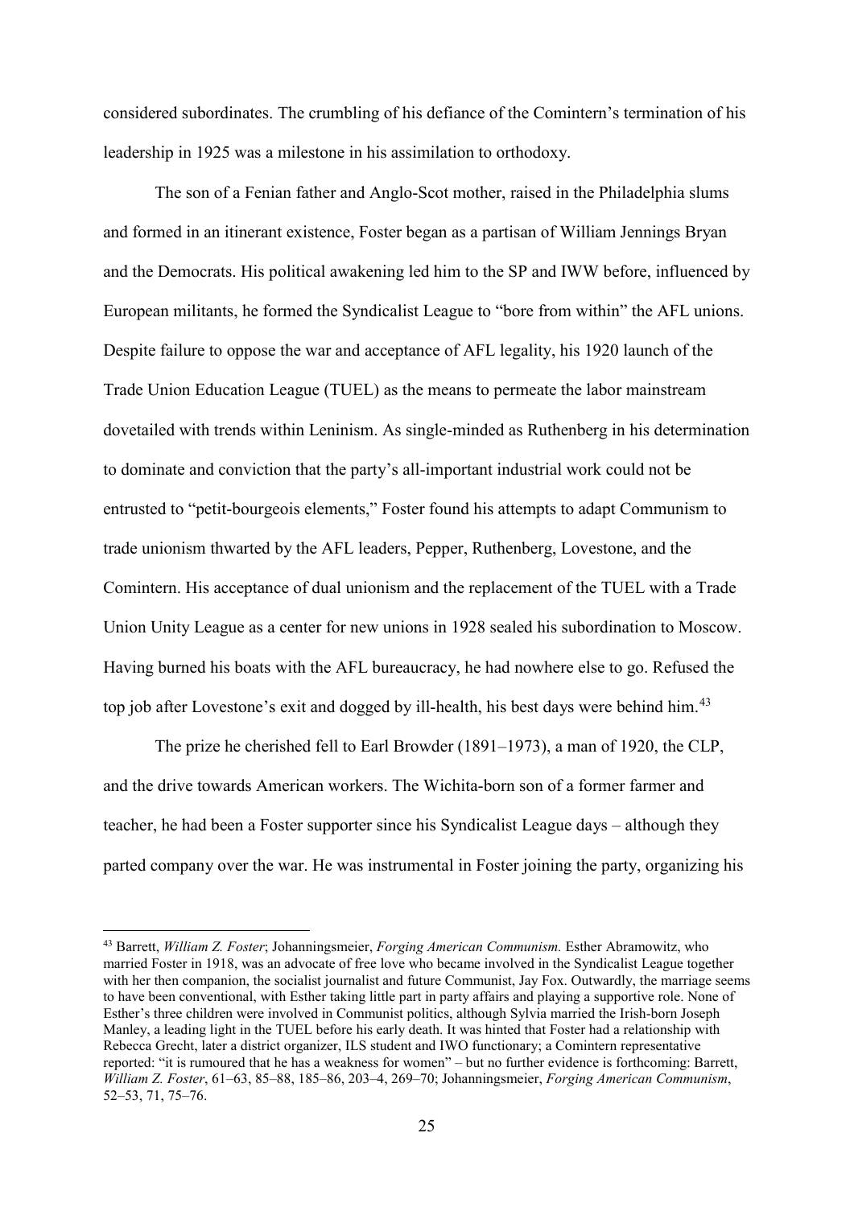considered subordinates. The crumbling of his defiance of the Comintern's termination of his leadership in 1925 was a milestone in his assimilation to orthodoxy.

The son of a Fenian father and Anglo-Scot mother, raised in the Philadelphia slums and formed in an itinerant existence, Foster began as a partisan of William Jennings Bryan and the Democrats. His political awakening led him to the SP and IWW before, influenced by European militants, he formed the Syndicalist League to "bore from within" the AFL unions. Despite failure to oppose the war and acceptance of AFL legality, his 1920 launch of the Trade Union Education League (TUEL) as the means to permeate the labor mainstream dovetailed with trends within Leninism. As single-minded as Ruthenberg in his determination to dominate and conviction that the party's all-important industrial work could not be entrusted to "petit-bourgeois elements," Foster found his attempts to adapt Communism to trade unionism thwarted by the AFL leaders, Pepper, Ruthenberg, Lovestone, and the Comintern. His acceptance of dual unionism and the replacement of the TUEL with a Trade Union Unity League as a center for new unions in 1928 sealed his subordination to Moscow. Having burned his boats with the AFL bureaucracy, he had nowhere else to go. Refused the top job after Lovestone's exit and dogged by ill-health, his best days were behind him.[43]

The prize he cherished fell to Earl Browder (1891–1973), a man of 1920, the CLP, and the drive towards American workers. The Wichita-born son of a former farmer and teacher, he had been a Foster supporter since his Syndicalist League days – although they parted company over the war. He was instrumental in Foster joining the party, organizing his

---

[43] Barrett, *William Z. Foster*; Johanningsmeier, *Forging American Communism.* Esther Abramowitz, who married Foster in 1918, was an advocate of free love who became involved in the Syndicalist League together with her then companion, the socialist journalist and future Communist, Jay Fox. Outwardly, the marriage seems to have been conventional, with Esther taking little part in party affairs and playing a supportive role. None of Esther's three children were involved in Communist politics, although Sylvia married the Irish-born Joseph Manley, a leading light in the TUEL before his early death. It was hinted that Foster had a relationship with Rebecca Grecht, later a district organizer, ILS student and IWO functionary; a Comintern representative reported: "it is rumoured that he has a weakness for women" – but no further evidence is forthcoming: Barrett, *William Z. Foster*, 61–63, 85–88, 185–86, 203–4, 269–70; Johanningsmeier, *Forging American Communism*, 52–53, 71, 75–76.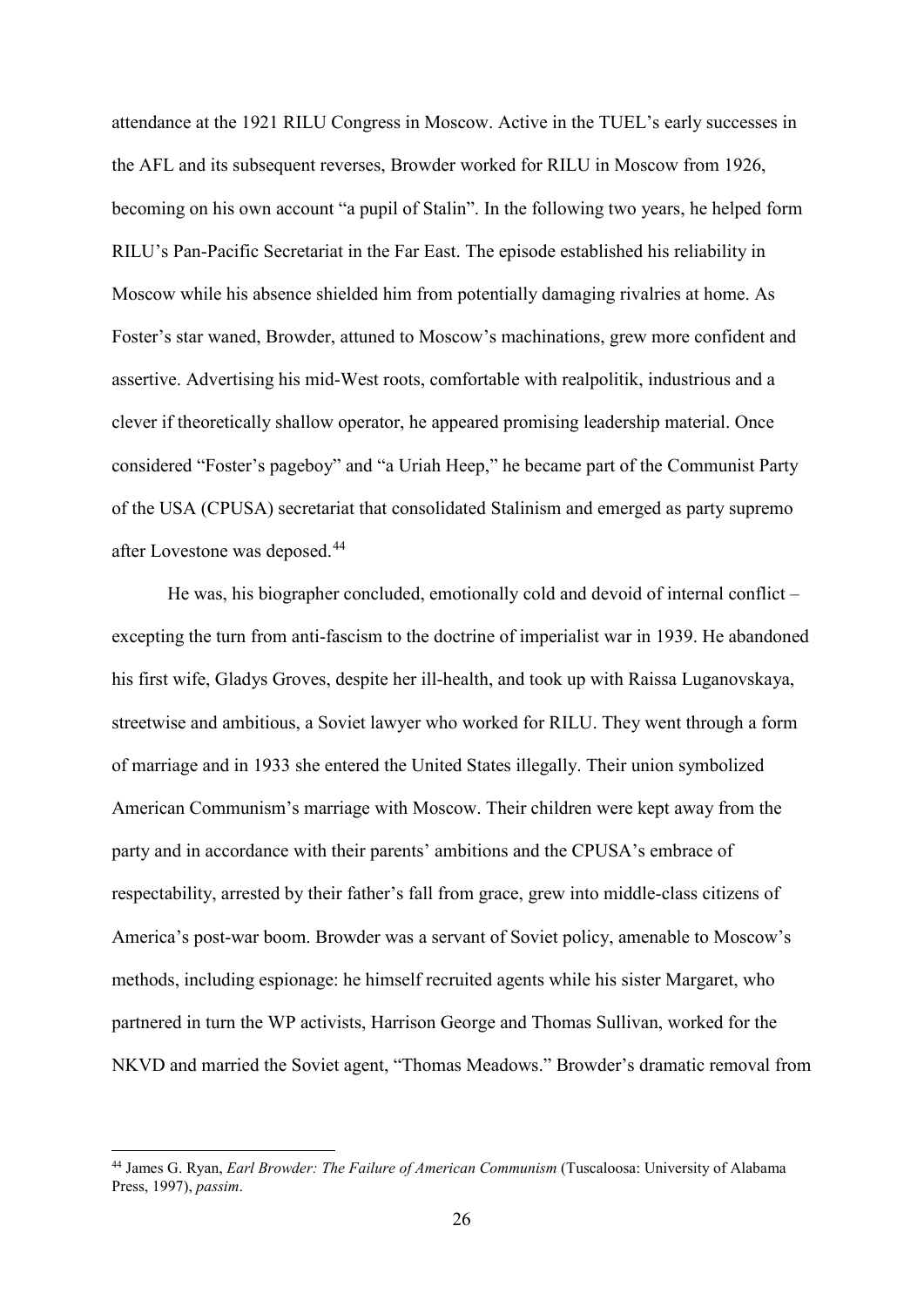attendance at the 1921 RILU Congress in Moscow. Active in the TUEL's early successes in the AFL and its subsequent reverses, Browder worked for RILU in Moscow from 1926, becoming on his own account "a pupil of Stalin". In the following two years, he helped form RILU's Pan-Pacific Secretariat in the Far East. The episode established his reliability in Moscow while his absence shielded him from potentially damaging rivalries at home. As Foster's star waned, Browder, attuned to Moscow's machinations, grew more confident and assertive. Advertising his mid-West roots, comfortable with realpolitik, industrious and a clever if theoretically shallow operator, he appeared promising leadership material. Once considered "Foster's pageboy" and "a Uriah Heep," he became part of the Communist Party of the USA (CPUSA) secretariat that consolidated Stalinism and emerged as party supremo after Lovestone was deposed.[44]

He was, his biographer concluded, emotionally cold and devoid of internal conflict – excepting the turn from anti-fascism to the doctrine of imperialist war in 1939. He abandoned his first wife, Gladys Groves, despite her ill-health, and took up with Raissa Luganovskaya, streetwise and ambitious, a Soviet lawyer who worked for RILU. They went through a form of marriage and in 1933 she entered the United States illegally. Their union symbolized American Communism's marriage with Moscow. Their children were kept away from the party and in accordance with their parents' ambitions and the CPUSA's embrace of respectability, arrested by their father's fall from grace, grew into middle-class citizens of America's post-war boom. Browder was a servant of Soviet policy, amenable to Moscow's methods, including espionage: he himself recruited agents while his sister Margaret, who partnered in turn the WP activists, Harrison George and Thomas Sullivan, worked for the NKVD and married the Soviet agent, "Thomas Meadows." Browder's dramatic removal from

---

[44] James G. Ryan, *Earl Browder: The Failure of American Communism* (Tuscaloosa: University of Alabama Press, 1997), *passim*.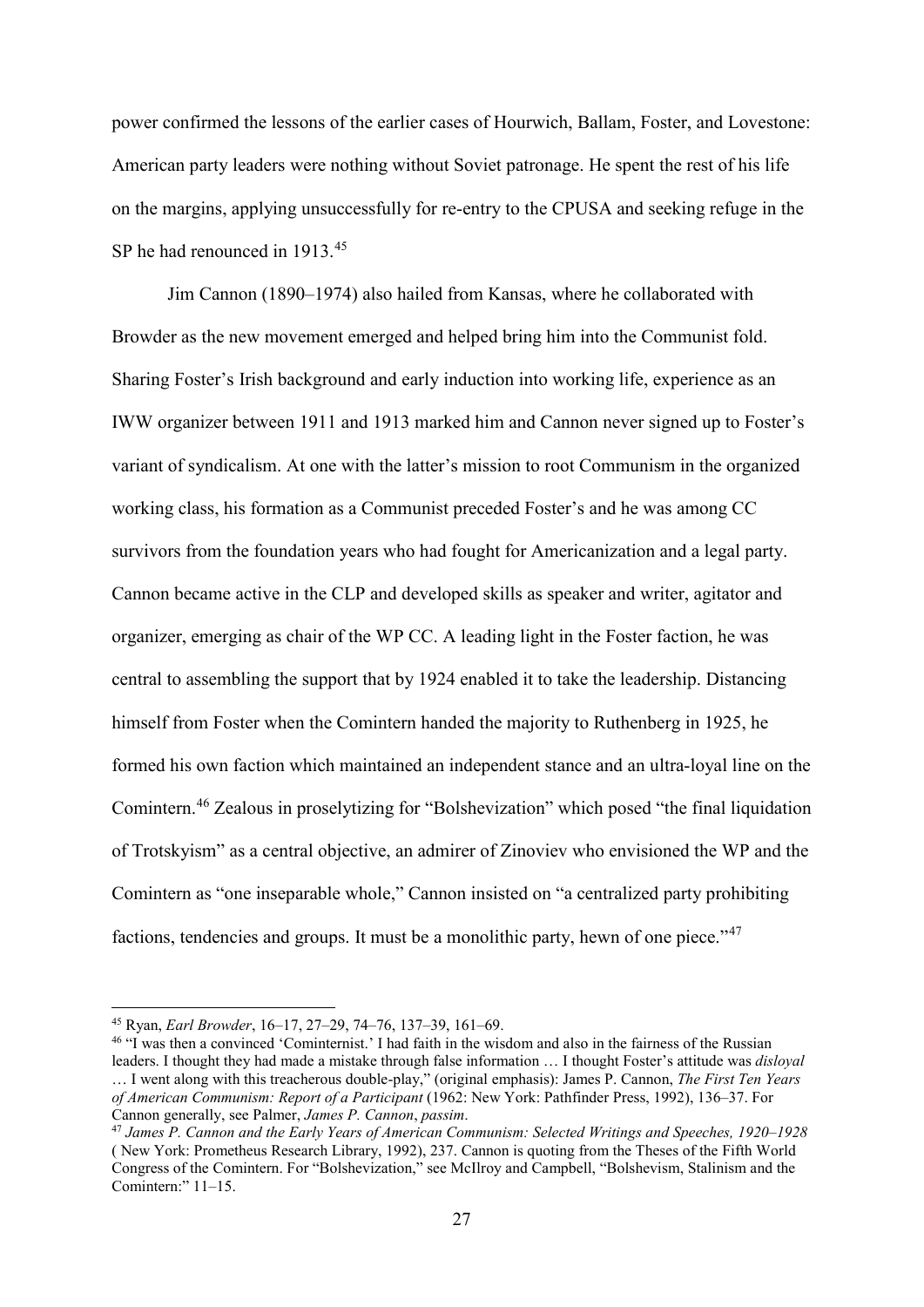power confirmed the lessons of the earlier cases of Hourwich, Ballam, Foster, and Lovestone: American party leaders were nothing without Soviet patronage. He spent the rest of his life on the margins, applying unsuccessfully for re-entry to the CPUSA and seeking refuge in the SP he had renounced in 1913.[45]

Jim Cannon (1890–1974) also hailed from Kansas, where he collaborated with Browder as the new movement emerged and helped bring him into the Communist fold. Sharing Foster's Irish background and early induction into working life, experience as an IWW organizer between 1911 and 1913 marked him and Cannon never signed up to Foster's variant of syndicalism. At one with the latter's mission to root Communism in the organized working class, his formation as a Communist preceded Foster's and he was among CC survivors from the foundation years who had fought for Americanization and a legal party. Cannon became active in the CLP and developed skills as speaker and writer, agitator and organizer, emerging as chair of the WP CC. A leading light in the Foster faction, he was central to assembling the support that by 1924 enabled it to take the leadership. Distancing himself from Foster when the Comintern handed the majority to Ruthenberg in 1925, he formed his own faction which maintained an independent stance and an ultra-loyal line on the Comintern.[46] Zealous in proselytizing for "Bolshevization" which posed "the final liquidation of Trotskyism" as a central objective, an admirer of Zinoviev who envisioned the WP and the Comintern as "one inseparable whole," Cannon insisted on "a centralized party prohibiting factions, tendencies and groups. It must be a monolithic party, hewn of one piece."[47]

---

[45] Ryan, *Earl Browder*, 16–17, 27–29, 74–76, 137–39, 161–69.

[46] "I was then a convinced 'Cominternist.' I had faith in the wisdom and also in the fairness of the Russian leaders. I thought they had made a mistake through false information … I thought Foster's attitude was *disloyal* … I went along with this treacherous double-play," (original emphasis): James P. Cannon, *The First Ten Years of American Communism: Report of a Participant* (1962: New York: Pathfinder Press, 1992), 136–37. For Cannon generally, see Palmer, *James P. Cannon*, *passim*.

[47] *James P. Cannon and the Early Years of American Communism: Selected Writings and Speeches, 1920–1928* ( New York: Prometheus Research Library, 1992), 237. Cannon is quoting from the Theses of the Fifth World Congress of the Comintern. For "Bolshevization," see McIlroy and Campbell, "Bolshevism, Stalinism and the Comintern:" 11–15.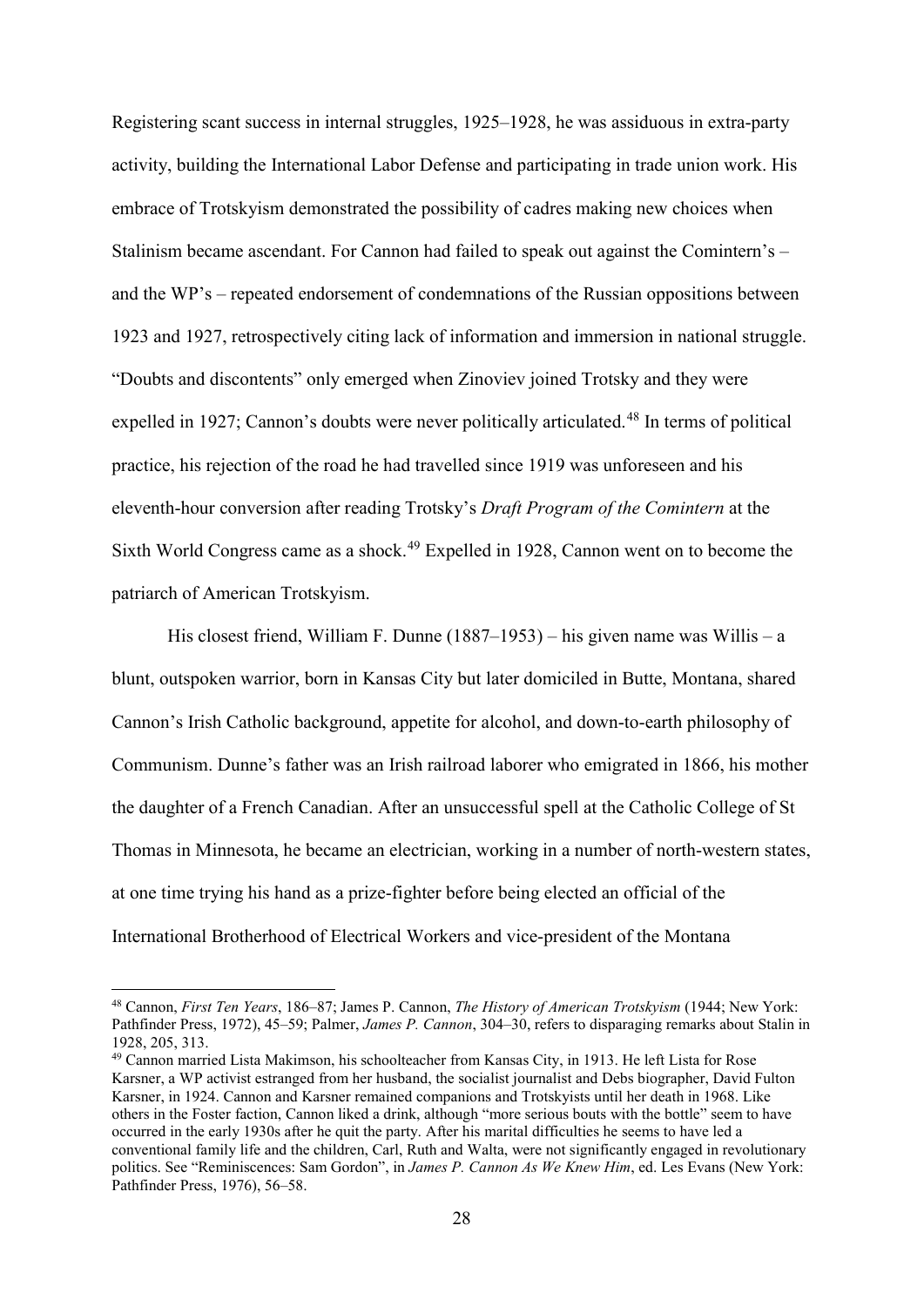Registering scant success in internal struggles, 1925–1928, he was assiduous in extra-party activity, building the International Labor Defense and participating in trade union work. His embrace of Trotskyism demonstrated the possibility of cadres making new choices when Stalinism became ascendant. For Cannon had failed to speak out against the Comintern's – and the WP's – repeated endorsement of condemnations of the Russian oppositions between 1923 and 1927, retrospectively citing lack of information and immersion in national struggle. "Doubts and discontents" only emerged when Zinoviev joined Trotsky and they were expelled in 1927; Cannon's doubts were never politically articulated.[48] In terms of political practice, his rejection of the road he had travelled since 1919 was unforeseen and his eleventh-hour conversion after reading Trotsky's *Draft Program of the Comintern* at the Sixth World Congress came as a shock.[49] Expelled in 1928, Cannon went on to become the patriarch of American Trotskyism.

His closest friend, William F. Dunne (1887–1953) – his given name was Willis – a blunt, outspoken warrior, born in Kansas City but later domiciled in Butte, Montana, shared Cannon's Irish Catholic background, appetite for alcohol, and down-to-earth philosophy of Communism. Dunne's father was an Irish railroad laborer who emigrated in 1866, his mother the daughter of a French Canadian. After an unsuccessful spell at the Catholic College of St Thomas in Minnesota, he became an electrician, working in a number of north-western states, at one time trying his hand as a prize-fighter before being elected an official of the International Brotherhood of Electrical Workers and vice-president of the Montana

---

[48] Cannon, *First Ten Years*, 186–87; James P. Cannon, *The History of American Trotskyism* (1944; New York: Pathfinder Press, 1972), 45–59; Palmer, *James P. Cannon*, 304–30, refers to disparaging remarks about Stalin in 1928, 205, 313.

[49] Cannon married Lista Makimson, his schoolteacher from Kansas City, in 1913. He left Lista for Rose Karsner, a WP activist estranged from her husband, the socialist journalist and Debs biographer, David Fulton Karsner, in 1924. Cannon and Karsner remained companions and Trotskyists until her death in 1968. Like others in the Foster faction, Cannon liked a drink, although "more serious bouts with the bottle" seem to have occurred in the early 1930s after he quit the party. After his marital difficulties he seems to have led a conventional family life and the children, Carl, Ruth and Walta, were not significantly engaged in revolutionary politics. See "Reminiscences: Sam Gordon", in *James P. Cannon As We Knew Him*, ed. Les Evans (New York: Pathfinder Press, 1976), 56–58.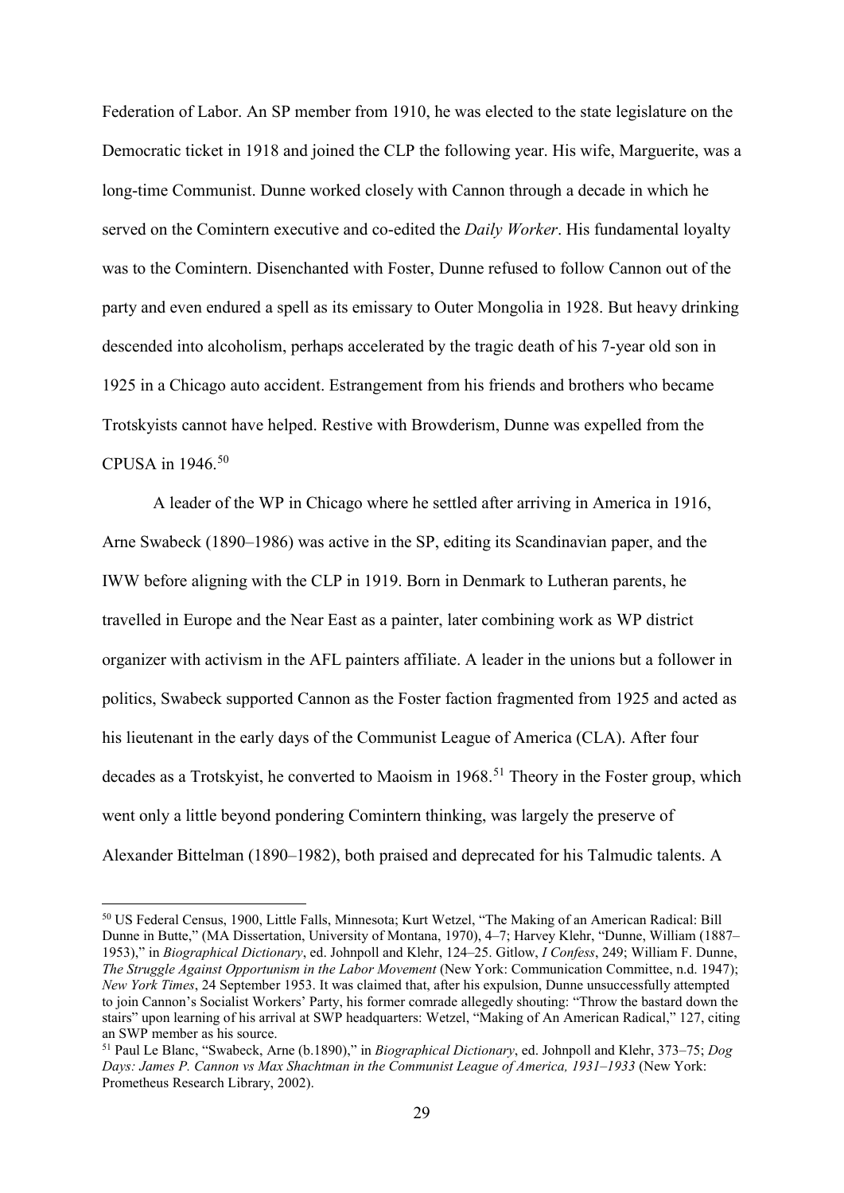Federation of Labor. An SP member from 1910, he was elected to the state legislature on the Democratic ticket in 1918 and joined the CLP the following year. His wife, Marguerite, was a long-time Communist. Dunne worked closely with Cannon through a decade in which he served on the Comintern executive and co-edited the *Daily Worker*. His fundamental loyalty was to the Comintern. Disenchanted with Foster, Dunne refused to follow Cannon out of the party and even endured a spell as its emissary to Outer Mongolia in 1928. But heavy drinking descended into alcoholism, perhaps accelerated by the tragic death of his 7-year old son in 1925 in a Chicago auto accident. Estrangement from his friends and brothers who became Trotskyists cannot have helped. Restive with Browderism, Dunne was expelled from the CPUSA in 1946.[50]

A leader of the WP in Chicago where he settled after arriving in America in 1916, Arne Swabeck (1890–1986) was active in the SP, editing its Scandinavian paper, and the IWW before aligning with the CLP in 1919. Born in Denmark to Lutheran parents, he travelled in Europe and the Near East as a painter, later combining work as WP district organizer with activism in the AFL painters affiliate. A leader in the unions but a follower in politics, Swabeck supported Cannon as the Foster faction fragmented from 1925 and acted as his lieutenant in the early days of the Communist League of America (CLA). After four decades as a Trotskyist, he converted to Maoism in 1968.[51] Theory in the Foster group, which went only a little beyond pondering Comintern thinking, was largely the preserve of Alexander Bittelman (1890–1982), both praised and deprecated for his Talmudic talents. A

---

[50] US Federal Census, 1900, Little Falls, Minnesota; Kurt Wetzel, "The Making of an American Radical: Bill Dunne in Butte," (MA Dissertation, University of Montana, 1970), 4–7; Harvey Klehr, "Dunne, William (1887–1953)," in *Biographical Dictionary*, ed. Johnpoll and Klehr, 124–25. Gitlow, *I Confess*, 249; William F. Dunne, *The Struggle Against Opportunism in the Labor Movement* (New York: Communication Committee, n.d. 1947); *New York Times*, 24 September 1953. It was claimed that, after his expulsion, Dunne unsuccessfully attempted to join Cannon's Socialist Workers' Party, his former comrade allegedly shouting: "Throw the bastard down the stairs" upon learning of his arrival at SWP headquarters: Wetzel, "Making of An American Radical," 127, citing an SWP member as his source.

[51] Paul Le Blanc, "Swabeck, Arne (b.1890)," in *Biographical Dictionary*, ed. Johnpoll and Klehr, 373–75; *Dog Days: James P. Cannon vs Max Shachtman in the Communist League of America, 1931–1933* (New York: Prometheus Research Library, 2002).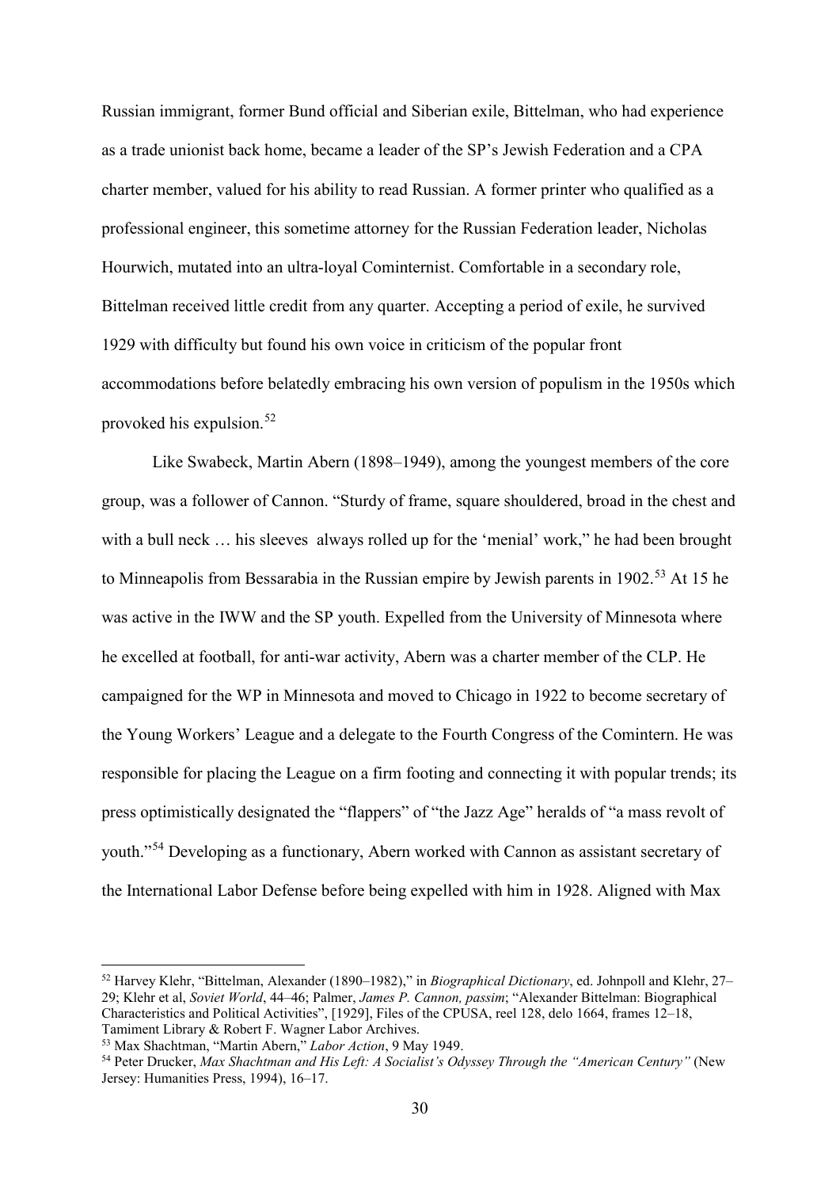Russian immigrant, former Bund official and Siberian exile, Bittelman, who had experience as a trade unionist back home, became a leader of the SP's Jewish Federation and a CPA charter member, valued for his ability to read Russian. A former printer who qualified as a professional engineer, this sometime attorney for the Russian Federation leader, Nicholas Hourwich, mutated into an ultra-loyal Cominternist. Comfortable in a secondary role, Bittelman received little credit from any quarter. Accepting a period of exile, he survived 1929 with difficulty but found his own voice in criticism of the popular front accommodations before belatedly embracing his own version of populism in the 1950s which provoked his expulsion.[52]

Like Swabeck, Martin Abern (1898–1949), among the youngest members of the core group, was a follower of Cannon. "Sturdy of frame, square shouldered, broad in the chest and with a bull neck … his sleeves always rolled up for the 'menial' work," he had been brought to Minneapolis from Bessarabia in the Russian empire by Jewish parents in 1902.[53] At 15 he was active in the IWW and the SP youth. Expelled from the University of Minnesota where he excelled at football, for anti-war activity, Abern was a charter member of the CLP. He campaigned for the WP in Minnesota and moved to Chicago in 1922 to become secretary of the Young Workers' League and a delegate to the Fourth Congress of the Comintern. He was responsible for placing the League on a firm footing and connecting it with popular trends; its press optimistically designated the "flappers" of "the Jazz Age" heralds of "a mass revolt of youth."[54] Developing as a functionary, Abern worked with Cannon as assistant secretary of the International Labor Defense before being expelled with him in 1928. Aligned with Max

---

[52] Harvey Klehr, "Bittelman, Alexander (1890–1982)," in *Biographical Dictionary*, ed. Johnpoll and Klehr, 27–29; Klehr et al, *Soviet World*, 44–46; Palmer, *James P. Cannon, passim*; "Alexander Bittelman: Biographical Characteristics and Political Activities", [1929], Files of the CPUSA, reel 128, delo 1664, frames 12–18, Tamiment Library & Robert F. Wagner Labor Archives.

[53] Max Shachtman, "Martin Abern," *Labor Action*, 9 May 1949.

[54] Peter Drucker, *Max Shachtman and His Left: A Socialist's Odyssey Through the "American Century"* (New Jersey: Humanities Press, 1994), 16–17.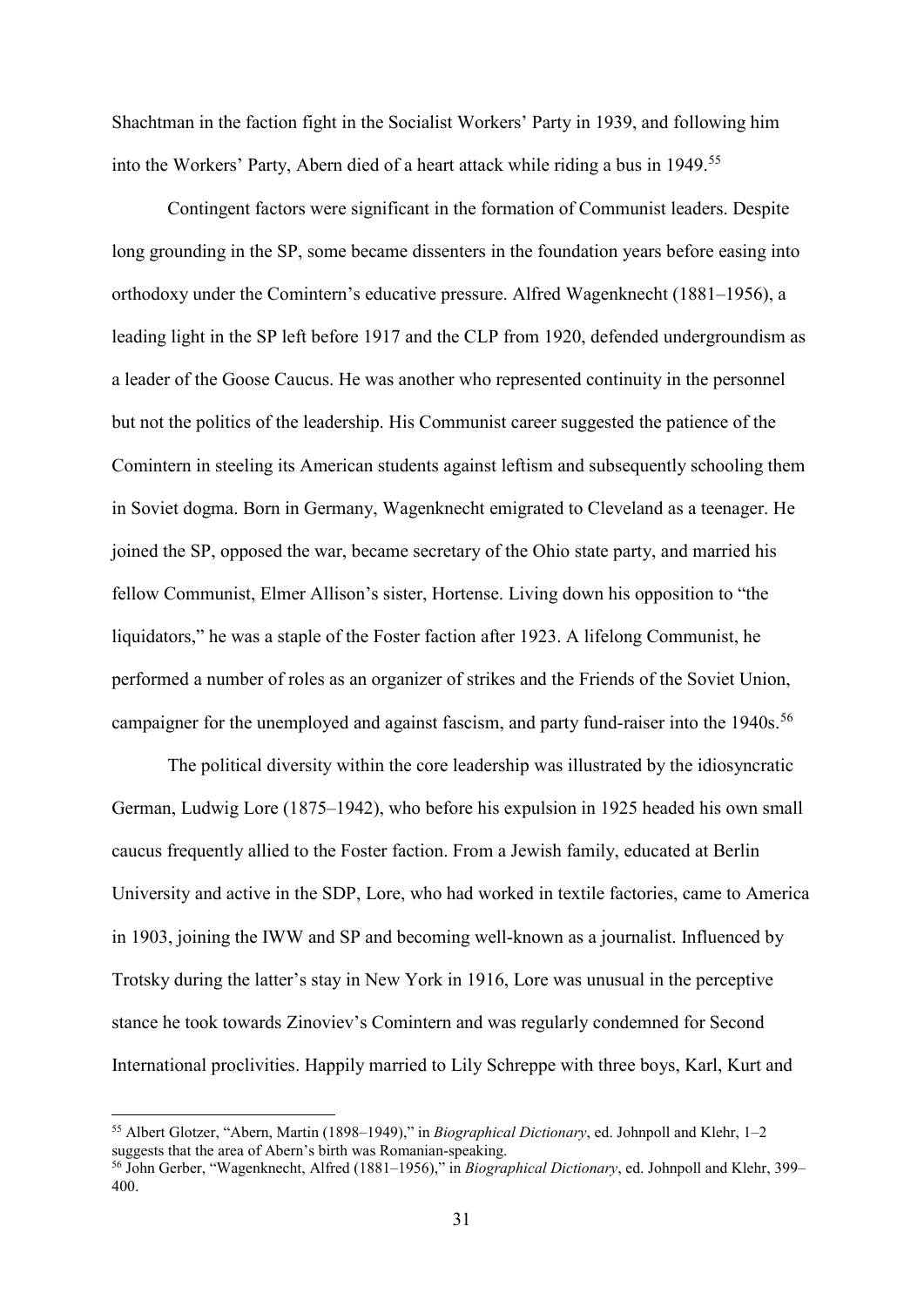Shachtman in the faction fight in the Socialist Workers' Party in 1939, and following him into the Workers' Party, Abern died of a heart attack while riding a bus in 1949.[55]

Contingent factors were significant in the formation of Communist leaders. Despite long grounding in the SP, some became dissenters in the foundation years before easing into orthodoxy under the Comintern's educative pressure. Alfred Wagenknecht (1881–1956), a leading light in the SP left before 1917 and the CLP from 1920, defended undergroundism as a leader of the Goose Caucus. He was another who represented continuity in the personnel but not the politics of the leadership. His Communist career suggested the patience of the Comintern in steeling its American students against leftism and subsequently schooling them in Soviet dogma. Born in Germany, Wagenknecht emigrated to Cleveland as a teenager. He joined the SP, opposed the war, became secretary of the Ohio state party, and married his fellow Communist, Elmer Allison's sister, Hortense. Living down his opposition to "the liquidators," he was a staple of the Foster faction after 1923. A lifelong Communist, he performed a number of roles as an organizer of strikes and the Friends of the Soviet Union, campaigner for the unemployed and against fascism, and party fund-raiser into the 1940s.[56]

The political diversity within the core leadership was illustrated by the idiosyncratic German, Ludwig Lore (1875–1942), who before his expulsion in 1925 headed his own small caucus frequently allied to the Foster faction. From a Jewish family, educated at Berlin University and active in the SDP, Lore, who had worked in textile factories, came to America in 1903, joining the IWW and SP and becoming well-known as a journalist. Influenced by Trotsky during the latter's stay in New York in 1916, Lore was unusual in the perceptive stance he took towards Zinoviev's Comintern and was regularly condemned for Second International proclivities. Happily married to Lily Schreppe with three boys, Karl, Kurt and

---

[55] Albert Glotzer, "Abern, Martin (1898–1949)," in *Biographical Dictionary*, ed. Johnpoll and Klehr, 1–2 suggests that the area of Abern's birth was Romanian-speaking.

[56] John Gerber, "Wagenknecht, Alfred (1881–1956)," in *Biographical Dictionary*, ed. Johnpoll and Klehr, 399–400.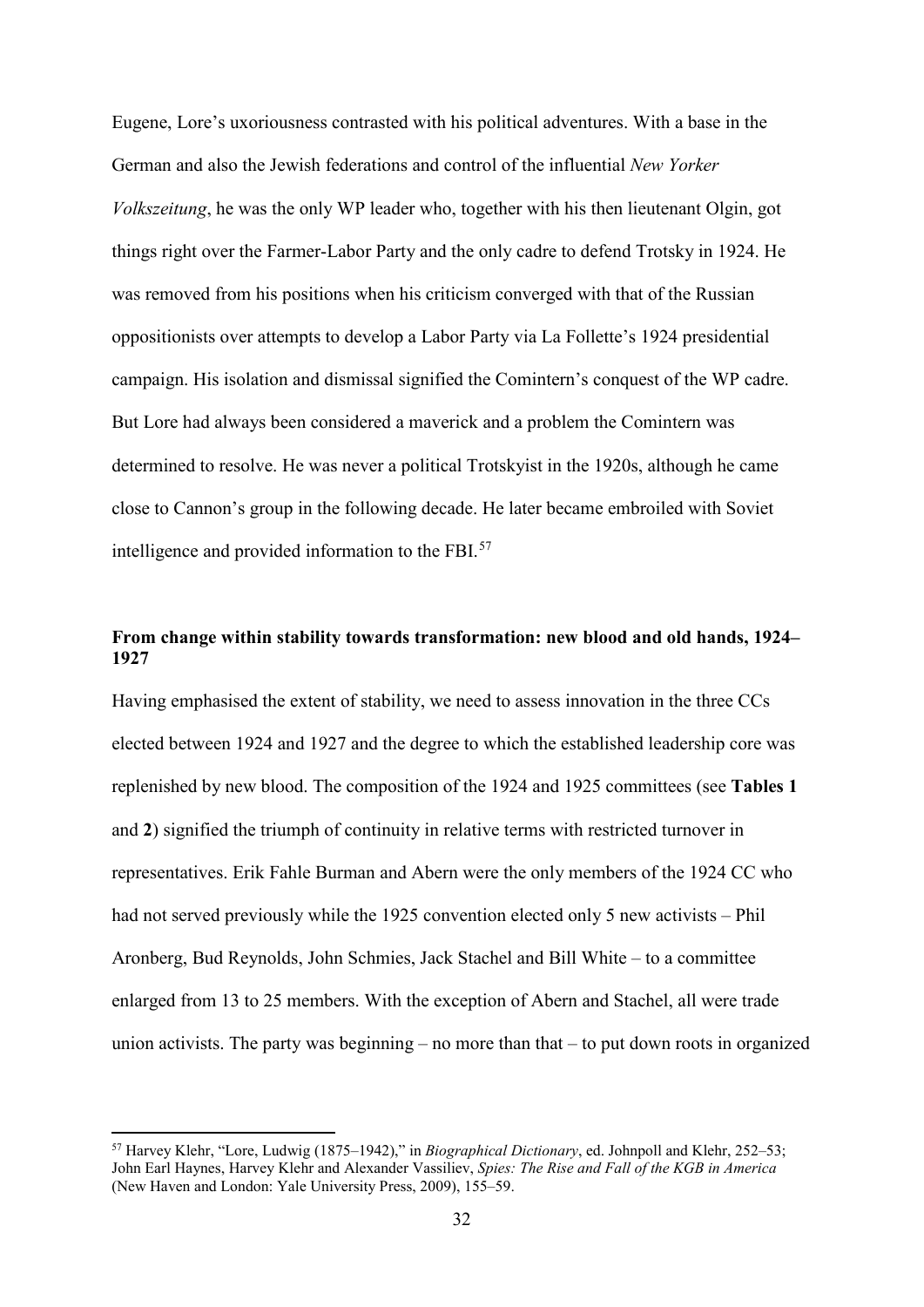Eugene, Lore's uxoriousness contrasted with his political adventures. With a base in the German and also the Jewish federations and control of the influential *New Yorker Volkszeitung*, he was the only WP leader who, together with his then lieutenant Olgin, got things right over the Farmer-Labor Party and the only cadre to defend Trotsky in 1924. He was removed from his positions when his criticism converged with that of the Russian oppositionists over attempts to develop a Labor Party via La Follette's 1924 presidential campaign. His isolation and dismissal signified the Comintern's conquest of the WP cadre. But Lore had always been considered a maverick and a problem the Comintern was determined to resolve. He was never a political Trotskyist in the 1920s, although he came close to Cannon's group in the following decade. He later became embroiled with Soviet intelligence and provided information to the FBI.[57]

**From change within stability towards transformation: new blood and old hands, 1924–1927**

Having emphasised the extent of stability, we need to assess innovation in the three CCs elected between 1924 and 1927 and the degree to which the established leadership core was replenished by new blood. The composition of the 1924 and 1925 committees (see **Tables 1** and **2**) signified the triumph of continuity in relative terms with restricted turnover in representatives. Erik Fahle Burman and Abern were the only members of the 1924 CC who had not served previously while the 1925 convention elected only 5 new activists – Phil Aronberg, Bud Reynolds, John Schmies, Jack Stachel and Bill White – to a committee enlarged from 13 to 25 members. With the exception of Abern and Stachel, all were trade union activists. The party was beginning – no more than that – to put down roots in organized

---

[57] Harvey Klehr, "Lore, Ludwig (1875–1942)," in *Biographical Dictionary*, ed. Johnpoll and Klehr, 252–53; John Earl Haynes, Harvey Klehr and Alexander Vassiliev, *Spies: The Rise and Fall of the KGB in America* (New Haven and London: Yale University Press, 2009), 155–59.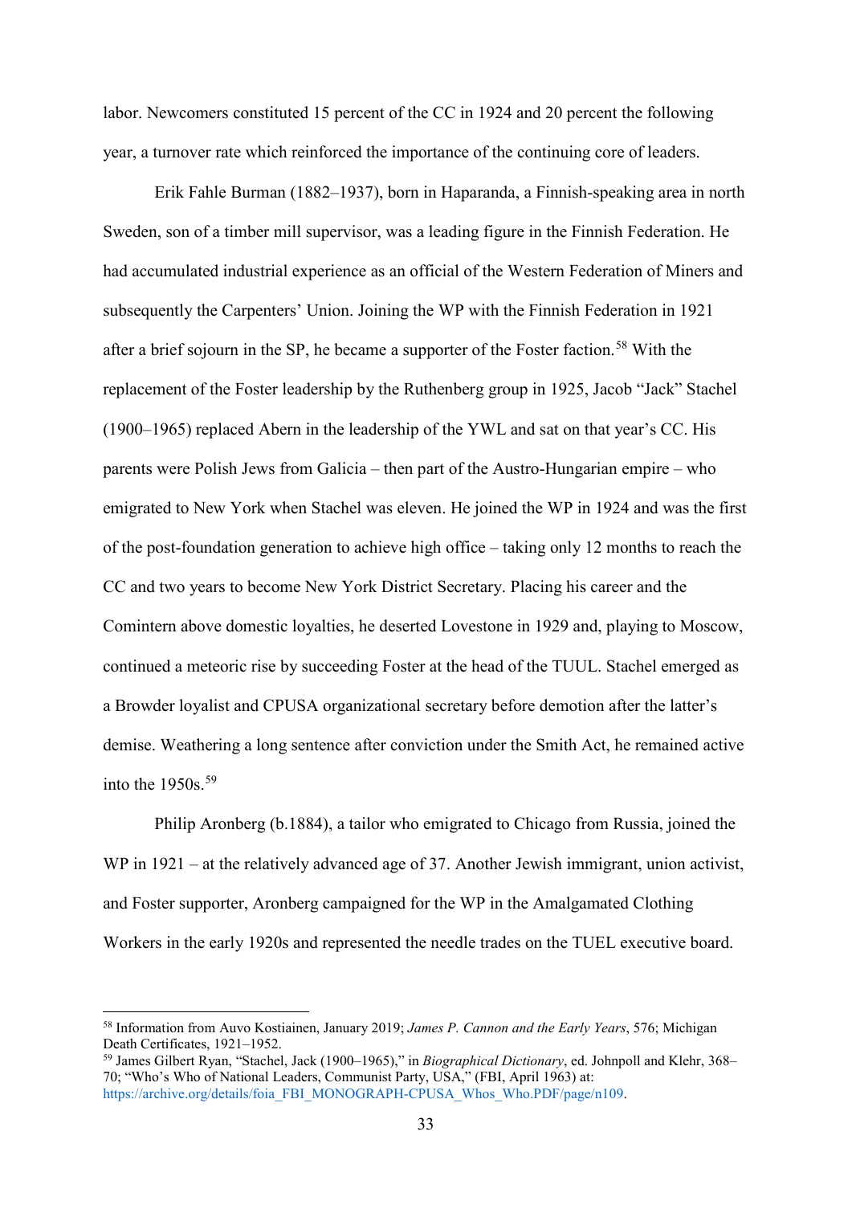labor. Newcomers constituted 15 percent of the CC in 1924 and 20 percent the following year, a turnover rate which reinforced the importance of the continuing core of leaders.

Erik Fahle Burman (1882–1937), born in Haparanda, a Finnish-speaking area in north Sweden, son of a timber mill supervisor, was a leading figure in the Finnish Federation. He had accumulated industrial experience as an official of the Western Federation of Miners and subsequently the Carpenters' Union. Joining the WP with the Finnish Federation in 1921 after a brief sojourn in the SP, he became a supporter of the Foster faction.[58] With the replacement of the Foster leadership by the Ruthenberg group in 1925, Jacob "Jack" Stachel (1900–1965) replaced Abern in the leadership of the YWL and sat on that year's CC. His parents were Polish Jews from Galicia – then part of the Austro-Hungarian empire – who emigrated to New York when Stachel was eleven. He joined the WP in 1924 and was the first of the post-foundation generation to achieve high office – taking only 12 months to reach the CC and two years to become New York District Secretary. Placing his career and the Comintern above domestic loyalties, he deserted Lovestone in 1929 and, playing to Moscow, continued a meteoric rise by succeeding Foster at the head of the TUUL. Stachel emerged as a Browder loyalist and CPUSA organizational secretary before demotion after the latter's demise. Weathering a long sentence after conviction under the Smith Act, he remained active into the 1950s.[59]

Philip Aronberg (b.1884), a tailor who emigrated to Chicago from Russia, joined the WP in 1921 – at the relatively advanced age of 37. Another Jewish immigrant, union activist, and Foster supporter, Aronberg campaigned for the WP in the Amalgamated Clothing Workers in the early 1920s and represented the needle trades on the TUEL executive board.

---

[58] Information from Auvo Kostiainen, January 2019; *James P. Cannon and the Early Years*, 576; Michigan Death Certificates, 1921–1952.

[59] James Gilbert Ryan, "Stachel, Jack (1900–1965)," in *Biographical Dictionary*, ed. Johnpoll and Klehr, 368–70; "Who's Who of National Leaders, Communist Party, USA," (FBI, April 1963) at: https://archive.org/details/foia_FBI_MONOGRAPH-CPUSA_Whos_Who.PDF/page/n109.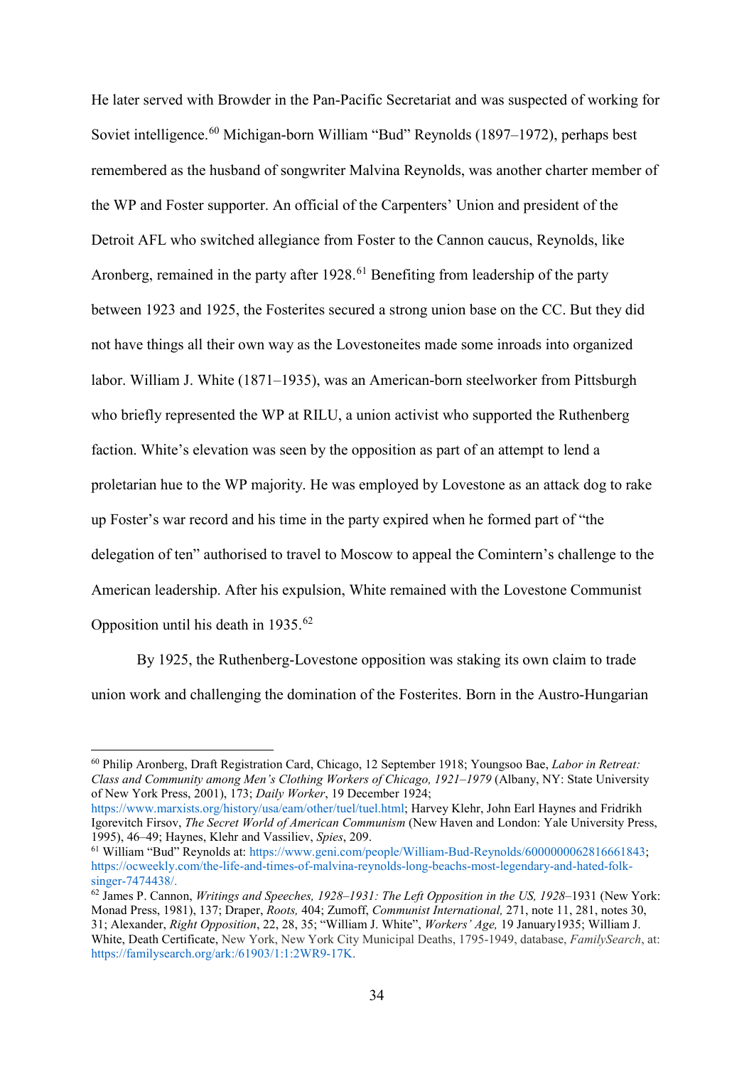He later served with Browder in the Pan-Pacific Secretariat and was suspected of working for Soviet intelligence.[60] Michigan-born William "Bud" Reynolds (1897–1972), perhaps best remembered as the husband of songwriter Malvina Reynolds, was another charter member of the WP and Foster supporter. An official of the Carpenters' Union and president of the Detroit AFL who switched allegiance from Foster to the Cannon caucus, Reynolds, like Aronberg, remained in the party after 1928.[61] Benefiting from leadership of the party between 1923 and 1925, the Fosterites secured a strong union base on the CC. But they did not have things all their own way as the Lovestoneites made some inroads into organized labor. William J. White (1871–1935), was an American-born steelworker from Pittsburgh who briefly represented the WP at RILU, a union activist who supported the Ruthenberg faction. White's elevation was seen by the opposition as part of an attempt to lend a proletarian hue to the WP majority. He was employed by Lovestone as an attack dog to rake up Foster's war record and his time in the party expired when he formed part of "the delegation of ten" authorised to travel to Moscow to appeal the Comintern's challenge to the American leadership. After his expulsion, White remained with the Lovestone Communist Opposition until his death in 1935.[62]

By 1925, the Ruthenberg-Lovestone opposition was staking its own claim to trade union work and challenging the domination of the Fosterites. Born in the Austro-Hungarian

---

[60] Philip Aronberg, Draft Registration Card, Chicago, 12 September 1918; Youngsoo Bae, *Labor in Retreat: Class and Community among Men's Clothing Workers of Chicago, 1921–1979* (Albany, NY: State University of New York Press, 2001), 173; *Daily Worker*, 19 December 1924; https://www.marxists.org/history/usa/eam/other/tuel/tuel.html; Harvey Klehr, John Earl Haynes and Fridrikh Igorevitch Firsov, *The Secret World of American Communism* (New Haven and London: Yale University Press, 1995), 46–49; Haynes, Klehr and Vassiliev, *Spies*, 209.

[61] William "Bud" Reynolds at: https://www.geni.com/people/William-Bud-Reynolds/6000000062816661843; https://ocweekly.com/the-life-and-times-of-malvina-reynolds-long-beachs-most-legendary-and-hated-folk-singer-7474438/.

[62] James P. Cannon, *Writings and Speeches, 1928–1931: The Left Opposition in the US, 1928*–1931 (New York: Monad Press, 1981), 137; Draper, *Roots,* 404; Zumoff, *Communist International,* 271, note 11, 281, notes 30, 31; Alexander, *Right Opposition*, 22, 28, 35; "William J. White", *Workers' Age,* 19 January1935; William J. White, Death Certificate, New York, New York City Municipal Deaths, 1795-1949, database, *FamilySearch*, at: https://familysearch.org/ark:/61903/1:1:2WR9-17K.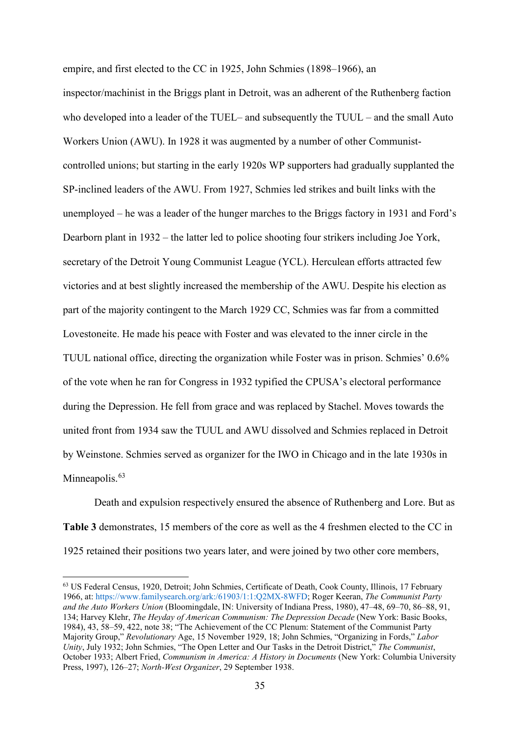empire, and first elected to the CC in 1925, John Schmies (1898–1966), an inspector/machinist in the Briggs plant in Detroit, was an adherent of the Ruthenberg faction who developed into a leader of the TUEL– and subsequently the TUUL – and the small Auto Workers Union (AWU). In 1928 it was augmented by a number of other Communist-controlled unions; but starting in the early 1920s WP supporters had gradually supplanted the SP-inclined leaders of the AWU. From 1927, Schmies led strikes and built links with the unemployed – he was a leader of the hunger marches to the Briggs factory in 1931 and Ford's Dearborn plant in 1932 – the latter led to police shooting four strikers including Joe York, secretary of the Detroit Young Communist League (YCL). Herculean efforts attracted few victories and at best slightly increased the membership of the AWU. Despite his election as part of the majority contingent to the March 1929 CC, Schmies was far from a committed Lovestoneite. He made his peace with Foster and was elevated to the inner circle in the TUUL national office, directing the organization while Foster was in prison. Schmies' 0.6% of the vote when he ran for Congress in 1932 typified the CPUSA's electoral performance during the Depression. He fell from grace and was replaced by Stachel. Moves towards the united front from 1934 saw the TUUL and AWU dissolved and Schmies replaced in Detroit by Weinstone. Schmies served as organizer for the IWO in Chicago and in the late 1930s in Minneapolis.[63]

Death and expulsion respectively ensured the absence of Ruthenberg and Lore. But as **Table 3** demonstrates, 15 members of the core as well as the 4 freshmen elected to the CC in 1925 retained their positions two years later, and were joined by two other core members,

---

[63] US Federal Census, 1920, Detroit; John Schmies, Certificate of Death, Cook County, Illinois, 17 February 1966, at: https://www.familysearch.org/ark:/61903/1:1:Q2MX-8WFD; Roger Keeran, *The Communist Party and the Auto Workers Union* (Bloomingdale, IN: University of Indiana Press, 1980), 47–48, 69–70, 86–88, 91, 134; Harvey Klehr, *The Heyday of American Communism: The Depression Decade* (New York: Basic Books, 1984), 43, 58–59, 422, note 38; "The Achievement of the CC Plenum: Statement of the Communist Party Majority Group," *Revolutionary* Age, 15 November 1929, 18; John Schmies, "Organizing in Fords," *Labor Unity*, July 1932; John Schmies, "The Open Letter and Our Tasks in the Detroit District," *The Communist*, October 1933; Albert Fried, *Communism in America: A History in Documents* (New York: Columbia University Press, 1997), 126–27; *North-West Organizer*, 29 September 1938.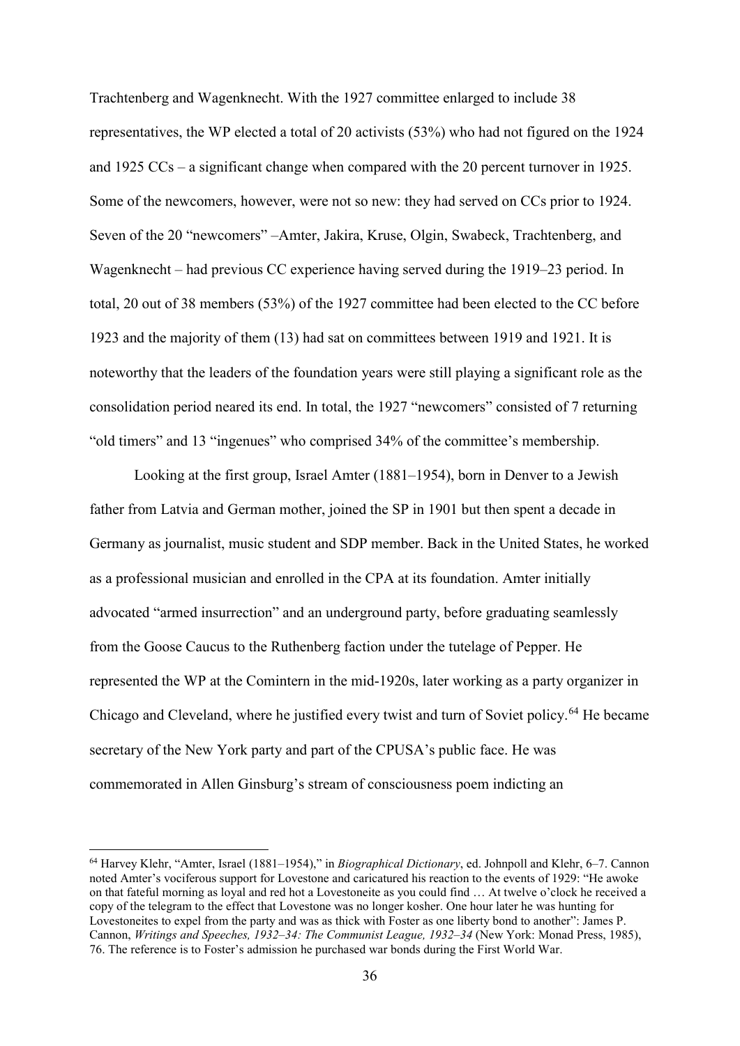Trachtenberg and Wagenknecht. With the 1927 committee enlarged to include 38 representatives, the WP elected a total of 20 activists (53%) who had not figured on the 1924 and 1925 CCs – a significant change when compared with the 20 percent turnover in 1925. Some of the newcomers, however, were not so new: they had served on CCs prior to 1924. Seven of the 20 "newcomers" –Amter, Jakira, Kruse, Olgin, Swabeck, Trachtenberg, and Wagenknecht – had previous CC experience having served during the 1919–23 period. In total, 20 out of 38 members (53%) of the 1927 committee had been elected to the CC before 1923 and the majority of them (13) had sat on committees between 1919 and 1921. It is noteworthy that the leaders of the foundation years were still playing a significant role as the consolidation period neared its end. In total, the 1927 "newcomers" consisted of 7 returning "old timers" and 13 "ingenues" who comprised 34% of the committee's membership.

Looking at the first group, Israel Amter (1881–1954), born in Denver to a Jewish father from Latvia and German mother, joined the SP in 1901 but then spent a decade in Germany as journalist, music student and SDP member. Back in the United States, he worked as a professional musician and enrolled in the CPA at its foundation. Amter initially advocated "armed insurrection" and an underground party, before graduating seamlessly from the Goose Caucus to the Ruthenberg faction under the tutelage of Pepper. He represented the WP at the Comintern in the mid-1920s, later working as a party organizer in Chicago and Cleveland, where he justified every twist and turn of Soviet policy.[64] He became secretary of the New York party and part of the CPUSA's public face. He was commemorated in Allen Ginsburg's stream of consciousness poem indicting an

[64] Harvey Klehr, "Amter, Israel (1881–1954)," in *Biographical Dictionary*, ed. Johnpoll and Klehr, 6–7. Cannon noted Amter's vociferous support for Lovestone and caricatured his reaction to the events of 1929: "He awoke on that fateful morning as loyal and red hot a Lovestoneite as you could find … At twelve o'clock he received a copy of the telegram to the effect that Lovestone was no longer kosher. One hour later he was hunting for Lovestoneites to expel from the party and was as thick with Foster as one liberty bond to another": James P. Cannon, *Writings and Speeches, 1932–34: The Communist League, 1932–34* (New York: Monad Press, 1985), 76. The reference is to Foster's admission he purchased war bonds during the First World War.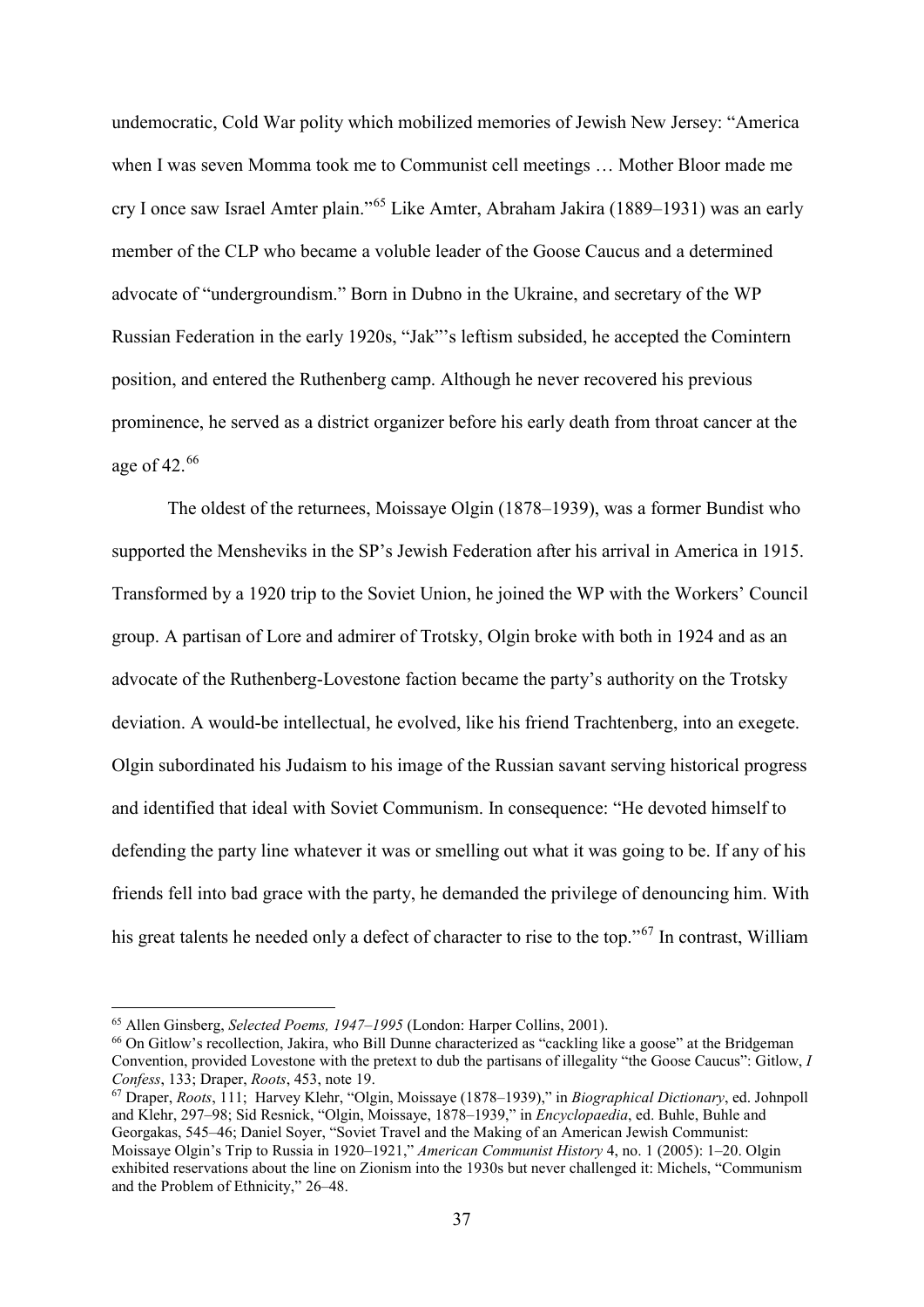undemocratic, Cold War polity which mobilized memories of Jewish New Jersey: "America when I was seven Momma took me to Communist cell meetings … Mother Bloor made me cry I once saw Israel Amter plain."[65] Like Amter, Abraham Jakira (1889–1931) was an early member of the CLP who became a voluble leader of the Goose Caucus and a determined advocate of "undergroundism." Born in Dubno in the Ukraine, and secretary of the WP Russian Federation in the early 1920s, "Jak"'s leftism subsided, he accepted the Comintern position, and entered the Ruthenberg camp. Although he never recovered his previous prominence, he served as a district organizer before his early death from throat cancer at the age of 42.[66]

The oldest of the returnees, Moissaye Olgin (1878–1939), was a former Bundist who supported the Mensheviks in the SP's Jewish Federation after his arrival in America in 1915. Transformed by a 1920 trip to the Soviet Union, he joined the WP with the Workers' Council group. A partisan of Lore and admirer of Trotsky, Olgin broke with both in 1924 and as an advocate of the Ruthenberg-Lovestone faction became the party's authority on the Trotsky deviation. A would-be intellectual, he evolved, like his friend Trachtenberg, into an exegete. Olgin subordinated his Judaism to his image of the Russian savant serving historical progress and identified that ideal with Soviet Communism. In consequence: "He devoted himself to defending the party line whatever it was or smelling out what it was going to be. If any of his friends fell into bad grace with the party, he demanded the privilege of denouncing him. With his great talents he needed only a defect of character to rise to the top."[67] In contrast, William

---

[65] Allen Ginsberg, *Selected Poems, 1947–1995* (London: Harper Collins, 2001).

[66] On Gitlow's recollection, Jakira, who Bill Dunne characterized as "cackling like a goose" at the Bridgeman Convention, provided Lovestone with the pretext to dub the partisans of illegality "the Goose Caucus": Gitlow, *I Confess*, 133; Draper, *Roots*, 453, note 19.

[67] Draper, *Roots*, 111; Harvey Klehr, "Olgin, Moissaye (1878–1939)," in *Biographical Dictionary*, ed. Johnpoll and Klehr, 297–98; Sid Resnick, "Olgin, Moissaye, 1878–1939," in *Encyclopaedia*, ed. Buhle, Buhle and Georgakas, 545–46; Daniel Soyer, "Soviet Travel and the Making of an American Jewish Communist: Moissaye Olgin's Trip to Russia in 1920–1921," *American Communist History* 4, no. 1 (2005): 1–20. Olgin exhibited reservations about the line on Zionism into the 1930s but never challenged it: Michels, "Communism and the Problem of Ethnicity," 26–48.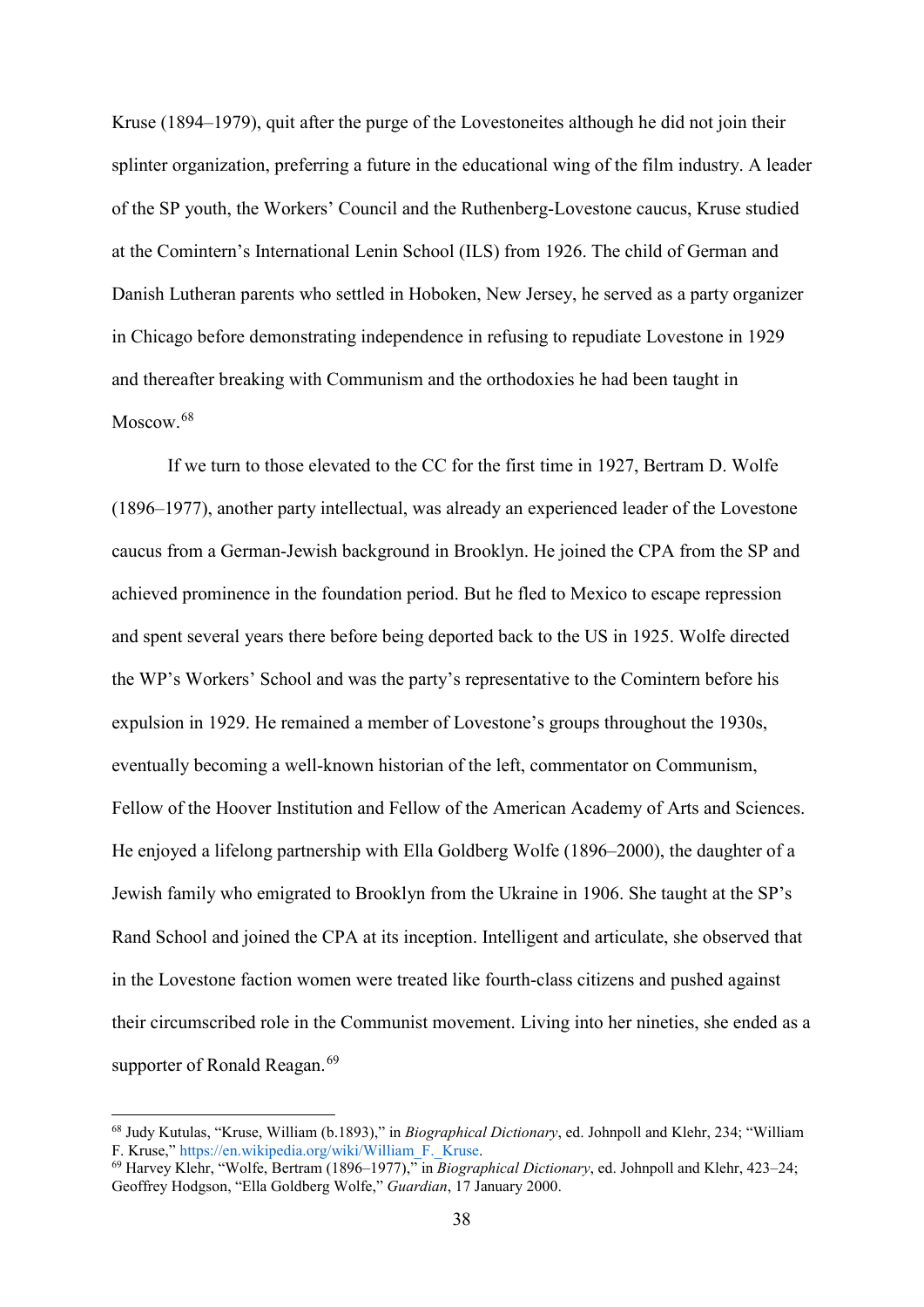Kruse (1894–1979), quit after the purge of the Lovestoneites although he did not join their splinter organization, preferring a future in the educational wing of the film industry. A leader of the SP youth, the Workers' Council and the Ruthenberg-Lovestone caucus, Kruse studied at the Comintern's International Lenin School (ILS) from 1926. The child of German and Danish Lutheran parents who settled in Hoboken, New Jersey, he served as a party organizer in Chicago before demonstrating independence in refusing to repudiate Lovestone in 1929 and thereafter breaking with Communism and the orthodoxies he had been taught in Moscow.[68]

If we turn to those elevated to the CC for the first time in 1927, Bertram D. Wolfe (1896–1977), another party intellectual, was already an experienced leader of the Lovestone caucus from a German-Jewish background in Brooklyn. He joined the CPA from the SP and achieved prominence in the foundation period. But he fled to Mexico to escape repression and spent several years there before being deported back to the US in 1925. Wolfe directed the WP's Workers' School and was the party's representative to the Comintern before his expulsion in 1929. He remained a member of Lovestone's groups throughout the 1930s, eventually becoming a well-known historian of the left, commentator on Communism, Fellow of the Hoover Institution and Fellow of the American Academy of Arts and Sciences. He enjoyed a lifelong partnership with Ella Goldberg Wolfe (1896–2000), the daughter of a Jewish family who emigrated to Brooklyn from the Ukraine in 1906. She taught at the SP's Rand School and joined the CPA at its inception. Intelligent and articulate, she observed that in the Lovestone faction women were treated like fourth-class citizens and pushed against their circumscribed role in the Communist movement. Living into her nineties, she ended as a supporter of Ronald Reagan.[69]

---

[68] Judy Kutulas, "Kruse, William (b.1893)," in *Biographical Dictionary*, ed. Johnpoll and Klehr, 234; "William F. Kruse," https://en.wikipedia.org/wiki/William_F._Kruse.

[69] Harvey Klehr, "Wolfe, Bertram (1896–1977)," in *Biographical Dictionary*, ed. Johnpoll and Klehr, 423–24; Geoffrey Hodgson, "Ella Goldberg Wolfe," *Guardian*, 17 January 2000.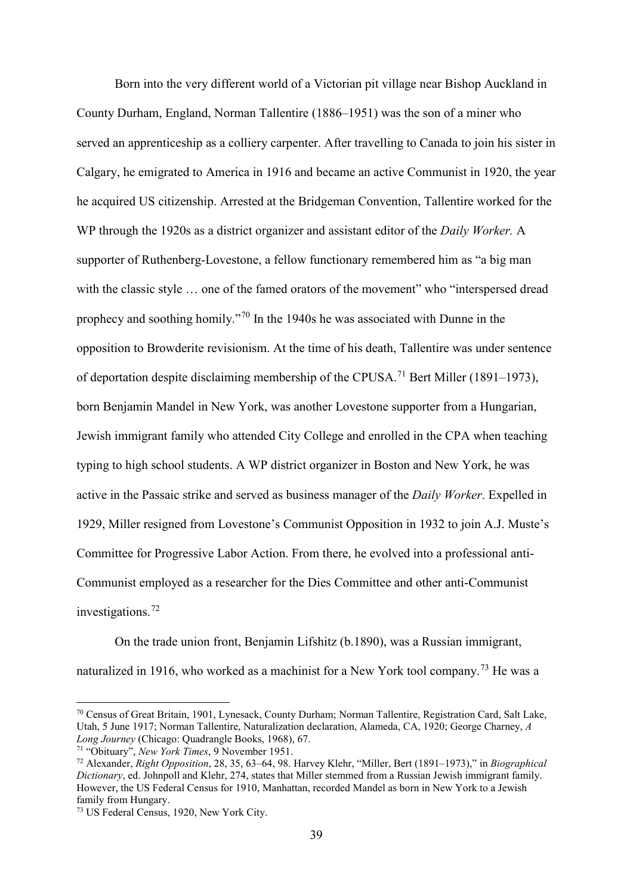Born into the very different world of a Victorian pit village near Bishop Auckland in County Durham, England, Norman Tallentire (1886–1951) was the son of a miner who served an apprenticeship as a colliery carpenter. After travelling to Canada to join his sister in Calgary, he emigrated to America in 1916 and became an active Communist in 1920, the year he acquired US citizenship. Arrested at the Bridgeman Convention, Tallentire worked for the WP through the 1920s as a district organizer and assistant editor of the *Daily Worker.* A supporter of Ruthenberg-Lovestone, a fellow functionary remembered him as "a big man with the classic style … one of the famed orators of the movement" who "interspersed dread prophecy and soothing homily."[70] In the 1940s he was associated with Dunne in the opposition to Browderite revisionism. At the time of his death, Tallentire was under sentence of deportation despite disclaiming membership of the CPUSA.[71] Bert Miller (1891–1973), born Benjamin Mandel in New York, was another Lovestone supporter from a Hungarian, Jewish immigrant family who attended City College and enrolled in the CPA when teaching typing to high school students. A WP district organizer in Boston and New York, he was active in the Passaic strike and served as business manager of the *Daily Worker*. Expelled in 1929, Miller resigned from Lovestone's Communist Opposition in 1932 to join A.J. Muste's Committee for Progressive Labor Action. From there, he evolved into a professional anti-Communist employed as a researcher for the Dies Committee and other anti-Communist investigations.[72]

On the trade union front, Benjamin Lifshitz (b.1890), was a Russian immigrant, naturalized in 1916, who worked as a machinist for a New York tool company.[73] He was a

---

[70] Census of Great Britain, 1901, Lynesack, County Durham; Norman Tallentire, Registration Card, Salt Lake, Utah, 5 June 1917; Norman Tallentire, Naturalization declaration, Alameda, CA, 1920; George Charney, *A Long Journey* (Chicago: Quadrangle Books, 1968), 67.

[71] "Obituary", *New York Times*, 9 November 1951.

[72] Alexander, *Right Opposition*, 28, 35, 63–64, 98. Harvey Klehr, "Miller, Bert (1891–1973)," in *Biographical Dictionary*, ed. Johnpoll and Klehr, 274, states that Miller stemmed from a Russian Jewish immigrant family. However, the US Federal Census for 1910, Manhattan, recorded Mandel as born in New York to a Jewish family from Hungary.

[73] US Federal Census, 1920, New York City.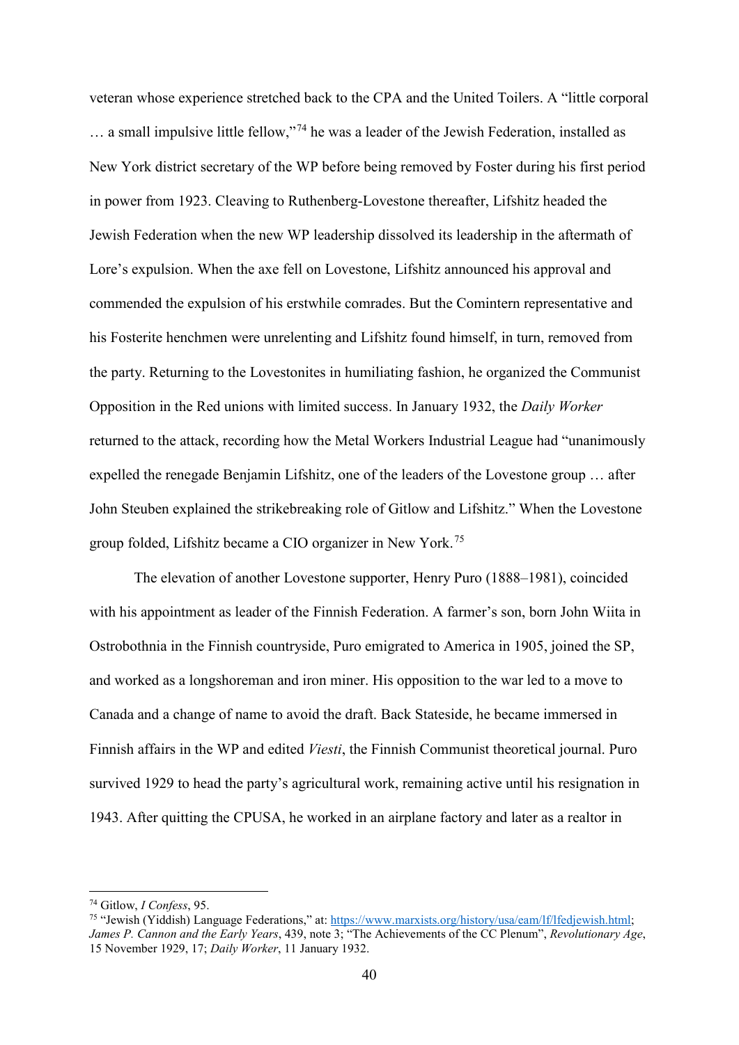veteran whose experience stretched back to the CPA and the United Toilers. A "little corporal … a small impulsive little fellow,"[74] he was a leader of the Jewish Federation, installed as New York district secretary of the WP before being removed by Foster during his first period in power from 1923. Cleaving to Ruthenberg-Lovestone thereafter, Lifshitz headed the Jewish Federation when the new WP leadership dissolved its leadership in the aftermath of Lore's expulsion. When the axe fell on Lovestone, Lifshitz announced his approval and commended the expulsion of his erstwhile comrades. But the Comintern representative and his Fosterite henchmen were unrelenting and Lifshitz found himself, in turn, removed from the party. Returning to the Lovestonites in humiliating fashion, he organized the Communist Opposition in the Red unions with limited success. In January 1932, the *Daily Worker* returned to the attack, recording how the Metal Workers Industrial League had "unanimously expelled the renegade Benjamin Lifshitz, one of the leaders of the Lovestone group … after John Steuben explained the strikebreaking role of Gitlow and Lifshitz." When the Lovestone group folded, Lifshitz became a CIO organizer in New York.[75]

The elevation of another Lovestone supporter, Henry Puro (1888–1981), coincided with his appointment as leader of the Finnish Federation. A farmer's son, born John Wiita in Ostrobothnia in the Finnish countryside, Puro emigrated to America in 1905, joined the SP, and worked as a longshoreman and iron miner. His opposition to the war led to a move to Canada and a change of name to avoid the draft. Back Stateside, he became immersed in Finnish affairs in the WP and edited *Viesti*, the Finnish Communist theoretical journal. Puro survived 1929 to head the party's agricultural work, remaining active until his resignation in 1943. After quitting the CPUSA, he worked in an airplane factory and later as a realtor in

---

[74] Gitlow, *I Confess*, 95.

[75] "Jewish (Yiddish) Language Federations," at: https://www.marxists.org/history/usa/eam/lf/lfedjewish.html; *James P. Cannon and the Early Years*, 439, note 3; "The Achievements of the CC Plenum", *Revolutionary Age*, 15 November 1929, 17; *Daily Worker*, 11 January 1932.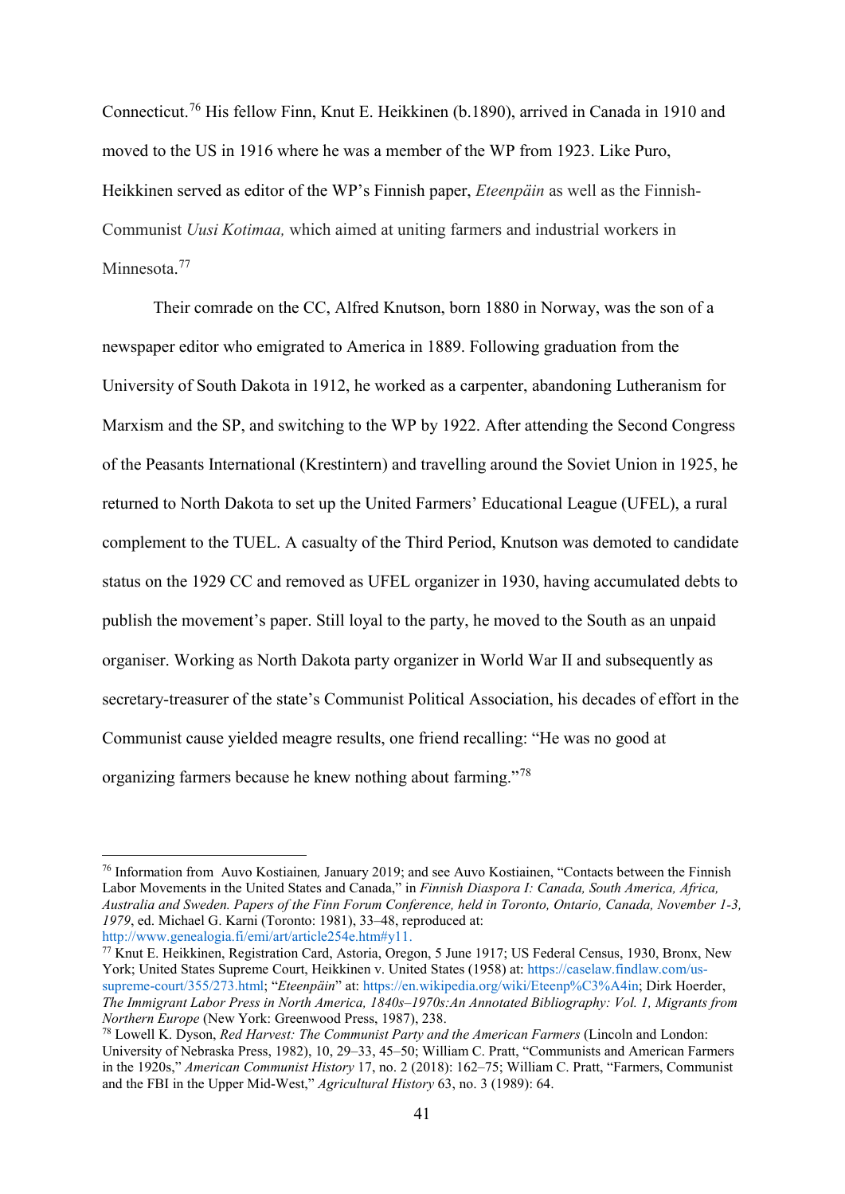Connecticut.[76] His fellow Finn, Knut E. Heikkinen (b.1890), arrived in Canada in 1910 and moved to the US in 1916 where he was a member of the WP from 1923. Like Puro, Heikkinen served as editor of the WP's Finnish paper, *Eteenpäin* as well as the Finnish-Communist *Uusi Kotimaa,* which aimed at uniting farmers and industrial workers in Minnesota.[77]

Their comrade on the CC, Alfred Knutson, born 1880 in Norway, was the son of a newspaper editor who emigrated to America in 1889. Following graduation from the University of South Dakota in 1912, he worked as a carpenter, abandoning Lutheranism for Marxism and the SP, and switching to the WP by 1922. After attending the Second Congress of the Peasants International (Krestintern) and travelling around the Soviet Union in 1925, he returned to North Dakota to set up the United Farmers' Educational League (UFEL), a rural complement to the TUEL. A casualty of the Third Period, Knutson was demoted to candidate status on the 1929 CC and removed as UFEL organizer in 1930, having accumulated debts to publish the movement's paper. Still loyal to the party, he moved to the South as an unpaid organiser. Working as North Dakota party organizer in World War II and subsequently as secretary-treasurer of the state's Communist Political Association, his decades of effort in the Communist cause yielded meagre results, one friend recalling: "He was no good at organizing farmers because he knew nothing about farming."[78]

---

[76] Information from Auvo Kostiainen*,* January 2019; and see Auvo Kostiainen, "Contacts between the Finnish Labor Movements in the United States and Canada," in *Finnish Diaspora I: Canada, South America, Africa, Australia and Sweden. Papers of the Finn Forum Conference, held in Toronto, Ontario, Canada, November 1-3, 1979*, ed. Michael G. Karni (Toronto: 1981), 33–48, reproduced at: http://www.genealogia.fi/emi/art/article254e.htm#y11.

[77] Knut E. Heikkinen, Registration Card, Astoria, Oregon, 5 June 1917; US Federal Census, 1930, Bronx, New York; United States Supreme Court, Heikkinen v. United States (1958) at: https://caselaw.findlaw.com/us-supreme-court/355/273.html; "*Eteenpäin*" at: https://en.wikipedia.org/wiki/Eteenp%C3%A4in; Dirk Hoerder, *The Immigrant Labor Press in North America, 1840s–1970s:An Annotated Bibliography: Vol. 1, Migrants from Northern Europe* (New York: Greenwood Press, 1987), 238.

[78] Lowell K. Dyson, *Red Harvest: The Communist Party and the American Farmers* (Lincoln and London: University of Nebraska Press, 1982), 10, 29–33, 45–50; William C. Pratt, "Communists and American Farmers in the 1920s," *American Communist History* 17, no. 2 (2018): 162–75; William C. Pratt, "Farmers, Communist and the FBI in the Upper Mid-West," *Agricultural History* 63, no. 3 (1989): 64.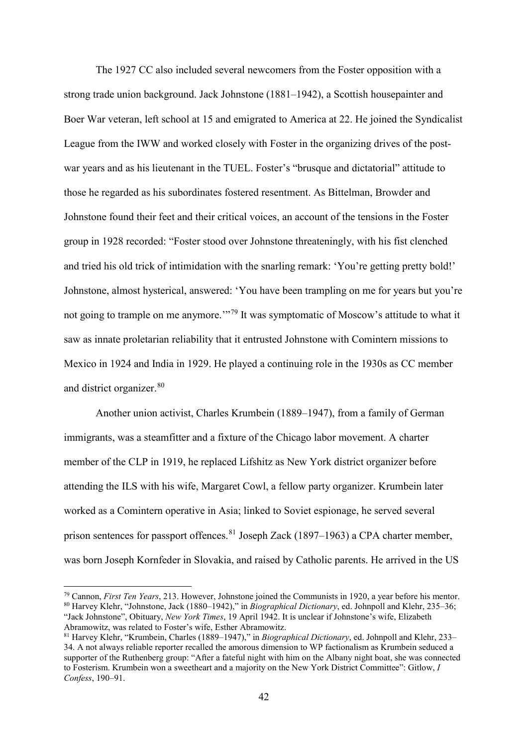The 1927 CC also included several newcomers from the Foster opposition with a strong trade union background. Jack Johnstone (1881–1942), a Scottish housepainter and Boer War veteran, left school at 15 and emigrated to America at 22. He joined the Syndicalist League from the IWW and worked closely with Foster in the organizing drives of the post-war years and as his lieutenant in the TUEL. Foster's "brusque and dictatorial" attitude to those he regarded as his subordinates fostered resentment. As Bittelman, Browder and Johnstone found their feet and their critical voices, an account of the tensions in the Foster group in 1928 recorded: "Foster stood over Johnstone threateningly, with his fist clenched and tried his old trick of intimidation with the snarling remark: 'You're getting pretty bold!' Johnstone, almost hysterical, answered: 'You have been trampling on me for years but you're not going to trample on me anymore.'"[79] It was symptomatic of Moscow's attitude to what it saw as innate proletarian reliability that it entrusted Johnstone with Comintern missions to Mexico in 1924 and India in 1929. He played a continuing role in the 1930s as CC member and district organizer.[80]

Another union activist, Charles Krumbein (1889–1947), from a family of German immigrants, was a steamfitter and a fixture of the Chicago labor movement. A charter member of the CLP in 1919, he replaced Lifshitz as New York district organizer before attending the ILS with his wife, Margaret Cowl, a fellow party organizer. Krumbein later worked as a Comintern operative in Asia; linked to Soviet espionage, he served several prison sentences for passport offences.[81] Joseph Zack (1897–1963) a CPA charter member, was born Joseph Kornfeder in Slovakia, and raised by Catholic parents. He arrived in the US

---

[79] Cannon, *First Ten Years*, 213. However, Johnstone joined the Communists in 1920, a year before his mentor.

[80] Harvey Klehr, "Johnstone, Jack (1880–1942)," in *Biographical Dictionary*, ed. Johnpoll and Klehr, 235–36; "Jack Johnstone", Obituary, *New York Times*, 19 April 1942. It is unclear if Johnstone's wife, Elizabeth Abramowitz, was related to Foster's wife, Esther Abramowitz.

[81] Harvey Klehr, "Krumbein, Charles (1889–1947)," in *Biographical Dictionary*, ed. Johnpoll and Klehr, 233–34. A not always reliable reporter recalled the amorous dimension to WP factionalism as Krumbein seduced a supporter of the Ruthenberg group: "After a fateful night with him on the Albany night boat, she was connected to Fosterism. Krumbein won a sweetheart and a majority on the New York District Committee": Gitlow, *I Confess*, 190–91.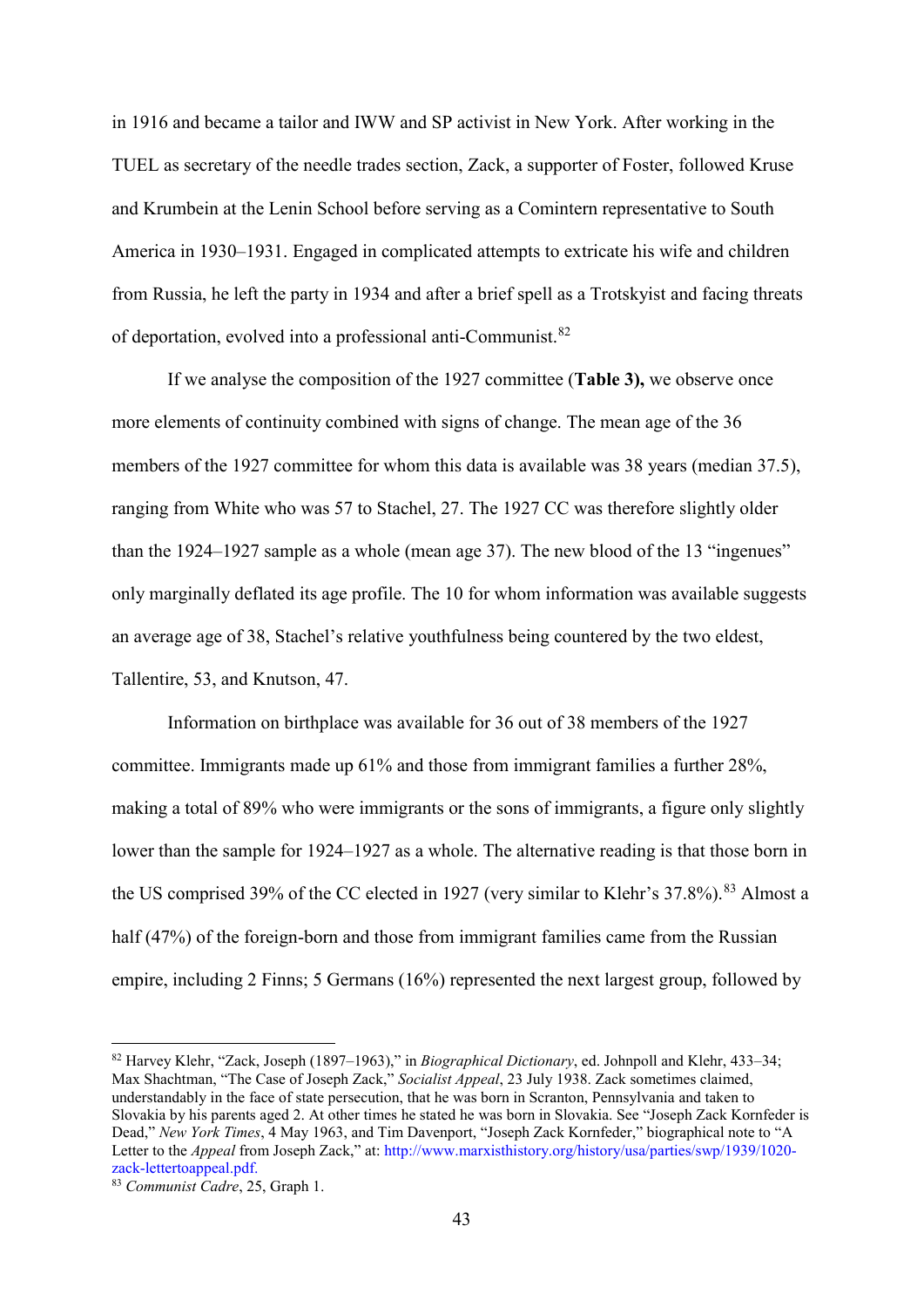in 1916 and became a tailor and IWW and SP activist in New York. After working in the TUEL as secretary of the needle trades section, Zack, a supporter of Foster, followed Kruse and Krumbein at the Lenin School before serving as a Comintern representative to South America in 1930–1931. Engaged in complicated attempts to extricate his wife and children from Russia, he left the party in 1934 and after a brief spell as a Trotskyist and facing threats of deportation, evolved into a professional anti-Communist.[82]

If we analyse the composition of the 1927 committee (**Table 3),** we observe once more elements of continuity combined with signs of change. The mean age of the 36 members of the 1927 committee for whom this data is available was 38 years (median 37.5), ranging from White who was 57 to Stachel, 27. The 1927 CC was therefore slightly older than the 1924–1927 sample as a whole (mean age 37). The new blood of the 13 "ingenues" only marginally deflated its age profile. The 10 for whom information was available suggests an average age of 38, Stachel's relative youthfulness being countered by the two eldest, Tallentire, 53, and Knutson, 47.

Information on birthplace was available for 36 out of 38 members of the 1927 committee. Immigrants made up 61% and those from immigrant families a further 28%, making a total of 89% who were immigrants or the sons of immigrants, a figure only slightly lower than the sample for 1924–1927 as a whole. The alternative reading is that those born in the US comprised 39% of the CC elected in 1927 (very similar to Klehr's 37.8%).[83] Almost a half (47%) of the foreign-born and those from immigrant families came from the Russian empire, including 2 Finns; 5 Germans (16%) represented the next largest group, followed by

---

[82] Harvey Klehr, "Zack, Joseph (1897–1963)," in *Biographical Dictionary*, ed. Johnpoll and Klehr, 433–34; Max Shachtman, "The Case of Joseph Zack," *Socialist Appeal*, 23 July 1938. Zack sometimes claimed, understandably in the face of state persecution, that he was born in Scranton, Pennsylvania and taken to Slovakia by his parents aged 2. At other times he stated he was born in Slovakia. See "Joseph Zack Kornfeder is Dead," *New York Times*, 4 May 1963, and Tim Davenport, "Joseph Zack Kornfeder," biographical note to "A Letter to the *Appeal* from Joseph Zack," at: http://www.marxisthistory.org/history/usa/parties/swp/1939/1020-zack-lettertoappeal.pdf.

[83] *Communist Cadre*, 25, Graph 1.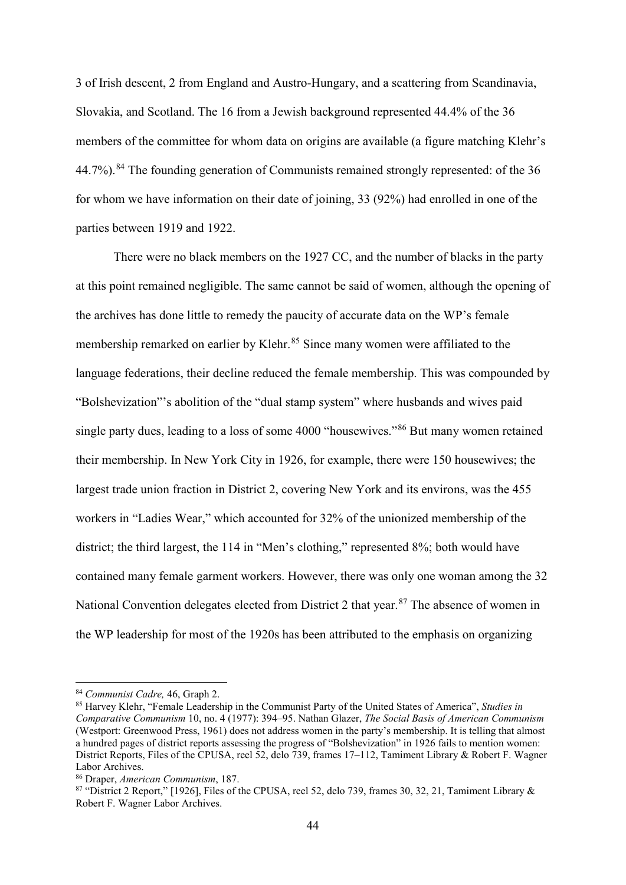3 of Irish descent, 2 from England and Austro-Hungary, and a scattering from Scandinavia, Slovakia, and Scotland. The 16 from a Jewish background represented 44.4% of the 36 members of the committee for whom data on origins are available (a figure matching Klehr's 44.7%).[84] The founding generation of Communists remained strongly represented: of the 36 for whom we have information on their date of joining, 33 (92%) had enrolled in one of the parties between 1919 and 1922.

There were no black members on the 1927 CC, and the number of blacks in the party at this point remained negligible. The same cannot be said of women, although the opening of the archives has done little to remedy the paucity of accurate data on the WP's female membership remarked on earlier by Klehr.[85] Since many women were affiliated to the language federations, their decline reduced the female membership. This was compounded by "Bolshevization"'s abolition of the "dual stamp system" where husbands and wives paid single party dues, leading to a loss of some 4000 "housewives."[86] But many women retained their membership. In New York City in 1926, for example, there were 150 housewives; the largest trade union fraction in District 2, covering New York and its environs, was the 455 workers in "Ladies Wear," which accounted for 32% of the unionized membership of the district; the third largest, the 114 in "Men's clothing," represented 8%; both would have contained many female garment workers. However, there was only one woman among the 32 National Convention delegates elected from District 2 that year.[87] The absence of women in the WP leadership for most of the 1920s has been attributed to the emphasis on organizing

---

[84] *Communist Cadre,* 46, Graph 2.

[85] Harvey Klehr, "Female Leadership in the Communist Party of the United States of America", *Studies in Comparative Communism* 10, no. 4 (1977): 394–95. Nathan Glazer, *The Social Basis of American Communism* (Westport: Greenwood Press, 1961) does not address women in the party's membership. It is telling that almost a hundred pages of district reports assessing the progress of "Bolshevization" in 1926 fails to mention women: District Reports, Files of the CPUSA, reel 52, delo 739, frames 17–112, Tamiment Library & Robert F. Wagner Labor Archives.

[86] Draper, *American Communism*, 187.

[87] "District 2 Report," [1926], Files of the CPUSA, reel 52, delo 739, frames 30, 32, 21, Tamiment Library & Robert F. Wagner Labor Archives.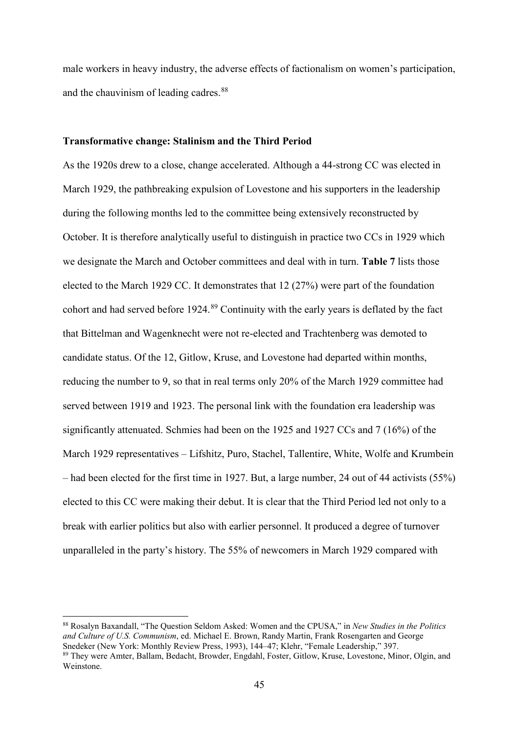male workers in heavy industry, the adverse effects of factionalism on women's participation, and the chauvinism of leading cadres.[88]

**Transformative change: Stalinism and the Third Period**

As the 1920s drew to a close, change accelerated. Although a 44-strong CC was elected in March 1929, the pathbreaking expulsion of Lovestone and his supporters in the leadership during the following months led to the committee being extensively reconstructed by October. It is therefore analytically useful to distinguish in practice two CCs in 1929 which we designate the March and October committees and deal with in turn. **Table 7** lists those elected to the March 1929 CC. It demonstrates that 12 (27%) were part of the foundation cohort and had served before 1924.[89] Continuity with the early years is deflated by the fact that Bittelman and Wagenknecht were not re-elected and Trachtenberg was demoted to candidate status. Of the 12, Gitlow, Kruse, and Lovestone had departed within months, reducing the number to 9, so that in real terms only 20% of the March 1929 committee had served between 1919 and 1923. The personal link with the foundation era leadership was significantly attenuated. Schmies had been on the 1925 and 1927 CCs and 7 (16%) of the March 1929 representatives – Lifshitz, Puro, Stachel, Tallentire, White, Wolfe and Krumbein – had been elected for the first time in 1927. But, a large number, 24 out of 44 activists (55%) elected to this CC were making their debut. It is clear that the Third Period led not only to a break with earlier politics but also with earlier personnel. It produced a degree of turnover unparalleled in the party's history. The 55% of newcomers in March 1929 compared with

[88] Rosalyn Baxandall, "The Question Seldom Asked: Women and the CPUSA," in *New Studies in the Politics and Culture of U.S. Communism*, ed. Michael E. Brown, Randy Martin, Frank Rosengarten and George Snedeker (New York: Monthly Review Press, 1993), 144–47; Klehr, "Female Leadership," 397.

[89] They were Amter, Ballam, Bedacht, Browder, Engdahl, Foster, Gitlow, Kruse, Lovestone, Minor, Olgin, and Weinstone.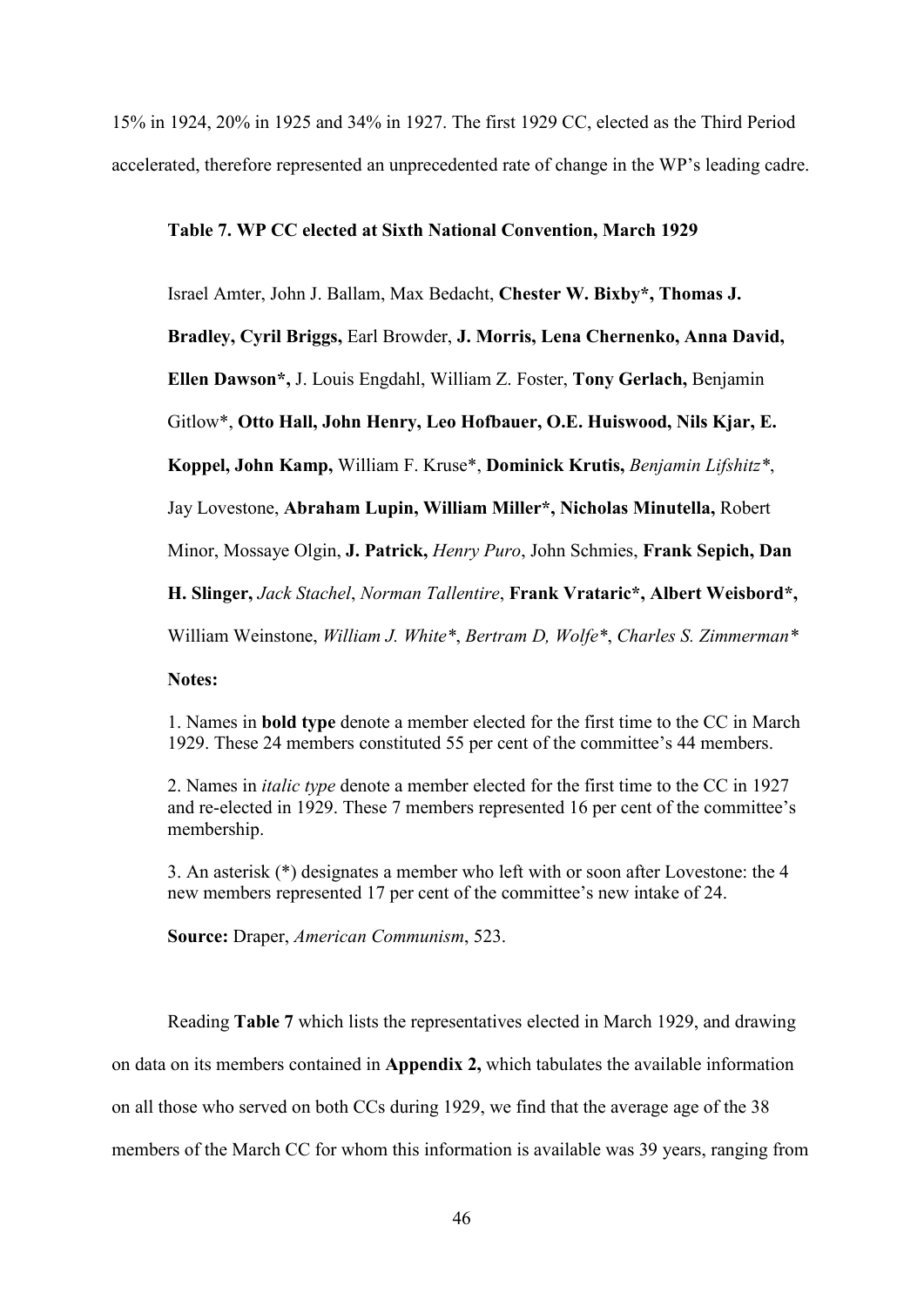15% in 1924, 20% in 1925 and 34% in 1927. The first 1929 CC, elected as the Third Period accelerated, therefore represented an unprecedented rate of change in the WP's leading cadre.

**Table 7. WP CC elected at Sixth National Convention, March 1929**

Israel Amter, John J. Ballam, Max Bedacht, **Chester W. Bixby*, Thomas J. Bradley, Cyril Briggs,** Earl Browder, **J. Morris, Lena Chernenko, Anna David, Ellen Dawson*,** J. Louis Engdahl, William Z. Foster, **Tony Gerlach,** Benjamin Gitlow*, **Otto Hall, John Henry, Leo Hofbauer, O.E. Huiswood, Nils Kjar, E. Koppel, John Kamp,** William F. Kruse*, **Dominick Krutis,** *Benjamin Lifshitz**, Jay Lovestone, **Abraham Lupin, William Miller*, Nicholas Minutella,** Robert Minor, Mossaye Olgin, **J. Patrick,** *Henry Puro*, John Schmies, **Frank Sepich, Dan H. Slinger,** *Jack Stachel*, *Norman Tallentire*, **Frank Vrataric*, Albert Weisbord*,** William Weinstone, *William J. White**, *Bertram D, Wolfe**, *Charles S. Zimmerman**

**Notes:**

1. Names in **bold type** denote a member elected for the first time to the CC in March 1929. These 24 members constituted 55 per cent of the committee's 44 members.

2. Names in *italic type* denote a member elected for the first time to the CC in 1927 and re-elected in 1929. These 7 members represented 16 per cent of the committee's membership.

3. An asterisk (*) designates a member who left with or soon after Lovestone: the 4 new members represented 17 per cent of the committee's new intake of 24.

**Source:** Draper, *American Communism*, 523.

Reading **Table 7** which lists the representatives elected in March 1929, and drawing on data on its members contained in **Appendix 2,** which tabulates the available information on all those who served on both CCs during 1929, we find that the average age of the 38 members of the March CC for whom this information is available was 39 years, ranging from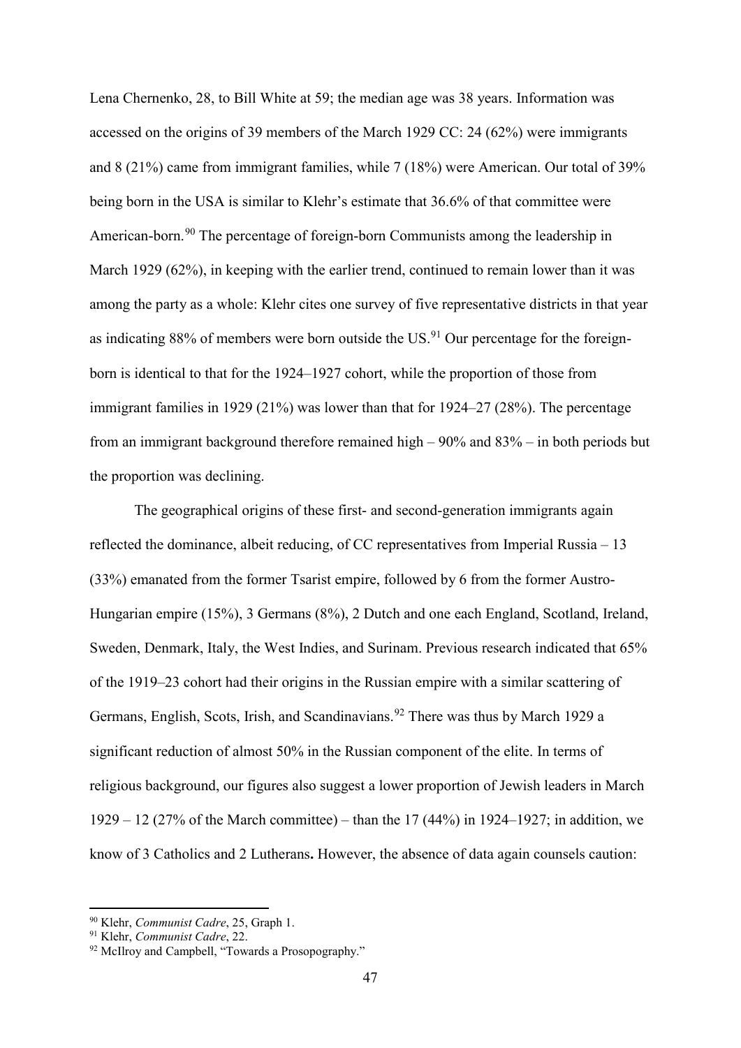Lena Chernenko, 28, to Bill White at 59; the median age was 38 years. Information was accessed on the origins of 39 members of the March 1929 CC: 24 (62%) were immigrants and 8 (21%) came from immigrant families, while 7 (18%) were American. Our total of 39% being born in the USA is similar to Klehr's estimate that 36.6% of that committee were American-born.[90] The percentage of foreign-born Communists among the leadership in March 1929 (62%), in keeping with the earlier trend, continued to remain lower than it was among the party as a whole: Klehr cites one survey of five representative districts in that year as indicating 88% of members were born outside the US.[91] Our percentage for the foreign-born is identical to that for the 1924–1927 cohort, while the proportion of those from immigrant families in 1929 (21%) was lower than that for 1924–27 (28%). The percentage from an immigrant background therefore remained high – 90% and 83% – in both periods but the proportion was declining.

The geographical origins of these first- and second-generation immigrants again reflected the dominance, albeit reducing, of CC representatives from Imperial Russia – 13 (33%) emanated from the former Tsarist empire, followed by 6 from the former Austro-Hungarian empire (15%), 3 Germans (8%), 2 Dutch and one each England, Scotland, Ireland, Sweden, Denmark, Italy, the West Indies, and Surinam. Previous research indicated that 65% of the 1919–23 cohort had their origins in the Russian empire with a similar scattering of Germans, English, Scots, Irish, and Scandinavians.[92] There was thus by March 1929 a significant reduction of almost 50% in the Russian component of the elite. In terms of religious background, our figures also suggest a lower proportion of Jewish leaders in March 1929 – 12 (27% of the March committee) – than the 17 (44%) in 1924–1927; in addition, we know of 3 Catholics and 2 Lutherans**.** However, the absence of data again counsels caution:

---

[90] Klehr, *Communist Cadre*, 25, Graph 1.

[91] Klehr, *Communist Cadre*, 22.

[92] McIlroy and Campbell, "Towards a Prosopography."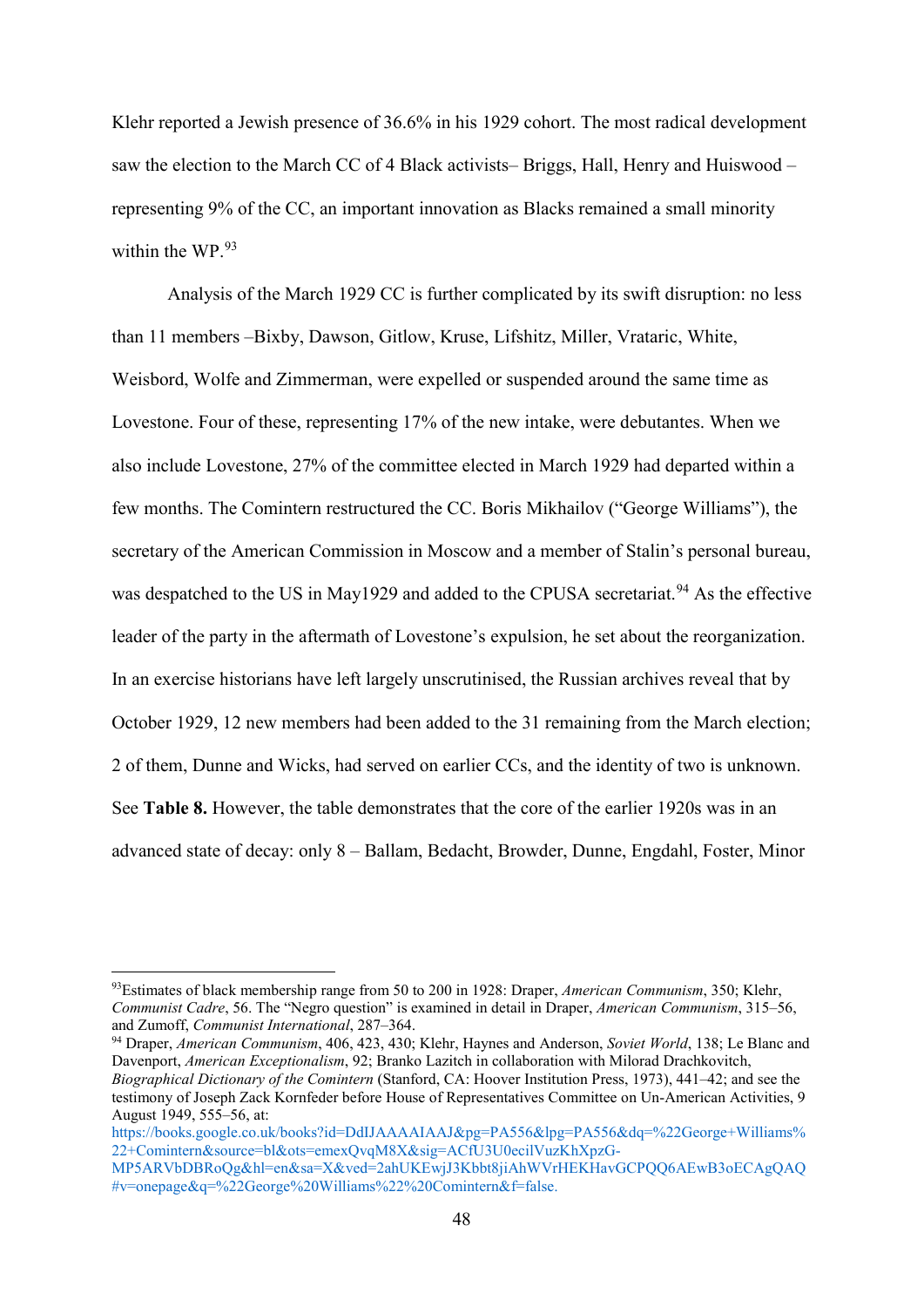Klehr reported a Jewish presence of 36.6% in his 1929 cohort. The most radical development saw the election to the March CC of 4 Black activists– Briggs, Hall, Henry and Huiswood – representing 9% of the CC, an important innovation as Blacks remained a small minority within the WP.[93]

Analysis of the March 1929 CC is further complicated by its swift disruption: no less than 11 members –Bixby, Dawson, Gitlow, Kruse, Lifshitz, Miller, Vrataric, White, Weisbord, Wolfe and Zimmerman, were expelled or suspended around the same time as Lovestone. Four of these, representing 17% of the new intake, were debutantes. When we also include Lovestone, 27% of the committee elected in March 1929 had departed within a few months. The Comintern restructured the CC. Boris Mikhailov ("George Williams"), the secretary of the American Commission in Moscow and a member of Stalin's personal bureau, was despatched to the US in May1929 and added to the CPUSA secretariat.[94] As the effective leader of the party in the aftermath of Lovestone's expulsion, he set about the reorganization. In an exercise historians have left largely unscrutinised, the Russian archives reveal that by October 1929, 12 new members had been added to the 31 remaining from the March election; 2 of them, Dunne and Wicks, had served on earlier CCs, and the identity of two is unknown. See **Table 8.** However, the table demonstrates that the core of the earlier 1920s was in an advanced state of decay: only 8 – Ballam, Bedacht, Browder, Dunne, Engdahl, Foster, Minor

---

[93]Estimates of black membership range from 50 to 200 in 1928: Draper, *American Communism*, 350; Klehr, *Communist Cadre*, 56. The "Negro question" is examined in detail in Draper, *American Communism*, 315–56, and Zumoff, *Communist International*, 287–364.

[94] Draper, *American Communism*, 406, 423, 430; Klehr, Haynes and Anderson, *Soviet World*, 138; Le Blanc and Davenport, *American Exceptionalism*, 92; Branko Lazitch in collaboration with Milorad Drachkovitch, *Biographical Dictionary of the Comintern* (Stanford, CA: Hoover Institution Press, 1973), 441–42; and see the testimony of Joseph Zack Kornfeder before House of Representatives Committee on Un-American Activities, 9 August 1949, 555–56, at: https://books.google.co.uk/books?id=DdIJAAAAIAAJ&pg=PA556&lpg=PA556&dq=%22George+Williams%22+Comintern&source=bl&ots=emexQvqM8X&sig=ACfU3U0ecilVuzKhXpzG-MP5ARVbDBRoQg&hl=en&sa=X&ved=2ahUKEwjJ3Kbbt8jiAhWVrHEKHavGCPQQ6AEwB3oECAgQAQ#v=onepage&q=%22George%20Williams%22%20Comintern&f=false.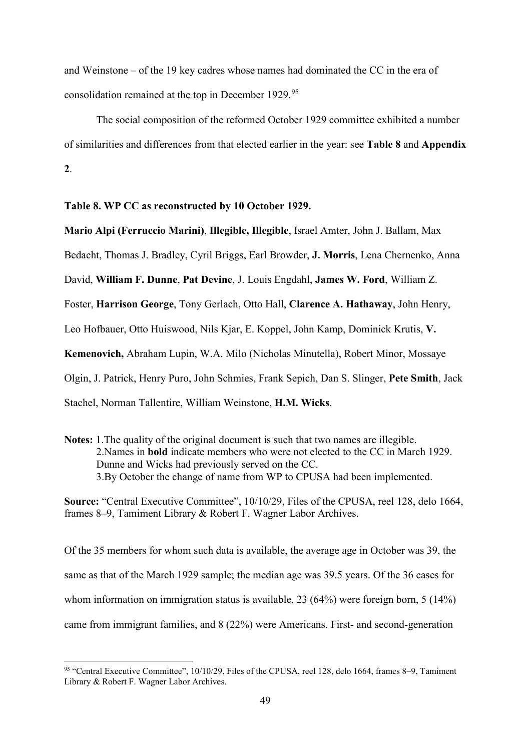and Weinstone – of the 19 key cadres whose names had dominated the CC in the era of consolidation remained at the top in December 1929.[95]

The social composition of the reformed October 1929 committee exhibited a number of similarities and differences from that elected earlier in the year: see **Table 8** and **Appendix 2**.

**Table 8. WP CC as reconstructed by 10 October 1929.**

**Mario Alpi (Ferruccio Marini)**, **Illegible, Illegible**, Israel Amter, John J. Ballam, Max Bedacht, Thomas J. Bradley, Cyril Briggs, Earl Browder, **J. Morris**, Lena Chernenko, Anna David, **William F. Dunne**, **Pat Devine**, J. Louis Engdahl, **James W. Ford**, William Z. Foster, **Harrison George**, Tony Gerlach, Otto Hall, **Clarence A. Hathaway**, John Henry, Leo Hofbauer, Otto Huiswood, Nils Kjar, E. Koppel, John Kamp, Dominick Krutis, **V. Kemenovich,** Abraham Lupin, W.A. Milo (Nicholas Minutella), Robert Minor, Mossaye Olgin, J. Patrick, Henry Puro, John Schmies, Frank Sepich, Dan S. Slinger, **Pete Smith**, Jack Stachel, Norman Tallentire, William Weinstone, **H.M. Wicks**.

**Notes:** 1.The quality of the original document is such that two names are illegible.
2.Names in **bold** indicate members who were not elected to the CC in March 1929. Dunne and Wicks had previously served on the CC.
3.By October the change of name from WP to CPUSA had been implemented.

**Source:** "Central Executive Committee", 10/10/29, Files of the CPUSA, reel 128, delo 1664, frames 8–9, Tamiment Library & Robert F. Wagner Labor Archives.

Of the 35 members for whom such data is available, the average age in October was 39, the same as that of the March 1929 sample; the median age was 39.5 years. Of the 36 cases for whom information on immigration status is available, 23 (64%) were foreign born, 5 (14%) came from immigrant families, and 8 (22%) were Americans. First- and second-generation

[95] "Central Executive Committee", 10/10/29, Files of the CPUSA, reel 128, delo 1664, frames 8–9, Tamiment Library & Robert F. Wagner Labor Archives.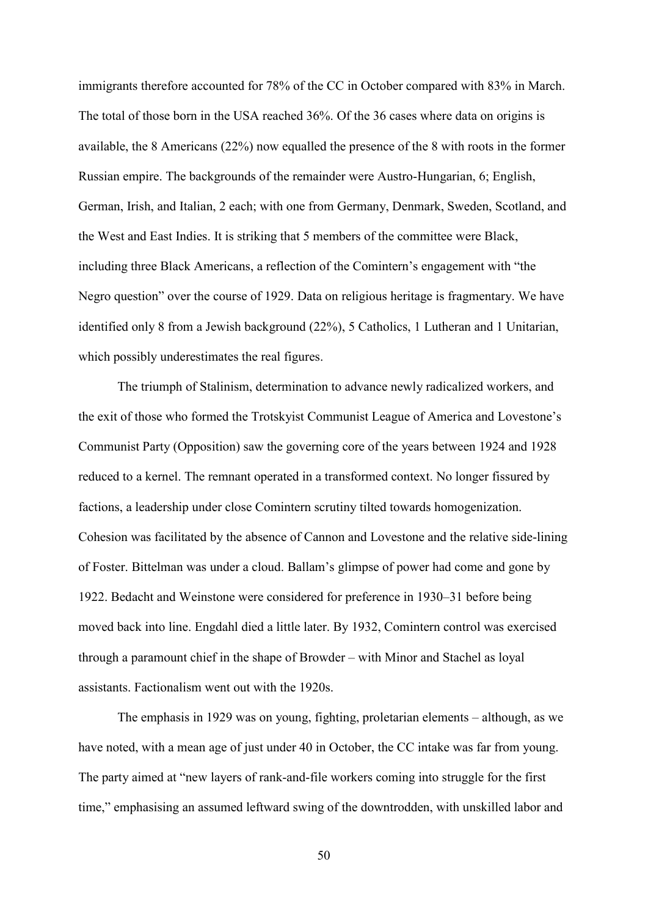immigrants therefore accounted for 78% of the CC in October compared with 83% in March. The total of those born in the USA reached 36%. Of the 36 cases where data on origins is available, the 8 Americans (22%) now equalled the presence of the 8 with roots in the former Russian empire. The backgrounds of the remainder were Austro-Hungarian, 6; English, German, Irish, and Italian, 2 each; with one from Germany, Denmark, Sweden, Scotland, and the West and East Indies. It is striking that 5 members of the committee were Black, including three Black Americans, a reflection of the Comintern's engagement with "the Negro question" over the course of 1929. Data on religious heritage is fragmentary. We have identified only 8 from a Jewish background (22%), 5 Catholics, 1 Lutheran and 1 Unitarian, which possibly underestimates the real figures.

The triumph of Stalinism, determination to advance newly radicalized workers, and the exit of those who formed the Trotskyist Communist League of America and Lovestone's Communist Party (Opposition) saw the governing core of the years between 1924 and 1928 reduced to a kernel. The remnant operated in a transformed context. No longer fissured by factions, a leadership under close Comintern scrutiny tilted towards homogenization. Cohesion was facilitated by the absence of Cannon and Lovestone and the relative side-lining of Foster. Bittelman was under a cloud. Ballam's glimpse of power had come and gone by 1922. Bedacht and Weinstone were considered for preference in 1930–31 before being moved back into line. Engdahl died a little later. By 1932, Comintern control was exercised through a paramount chief in the shape of Browder – with Minor and Stachel as loyal assistants. Factionalism went out with the 1920s.

The emphasis in 1929 was on young, fighting, proletarian elements – although, as we have noted, with a mean age of just under 40 in October, the CC intake was far from young. The party aimed at "new layers of rank-and-file workers coming into struggle for the first time," emphasising an assumed leftward swing of the downtrodden, with unskilled labor and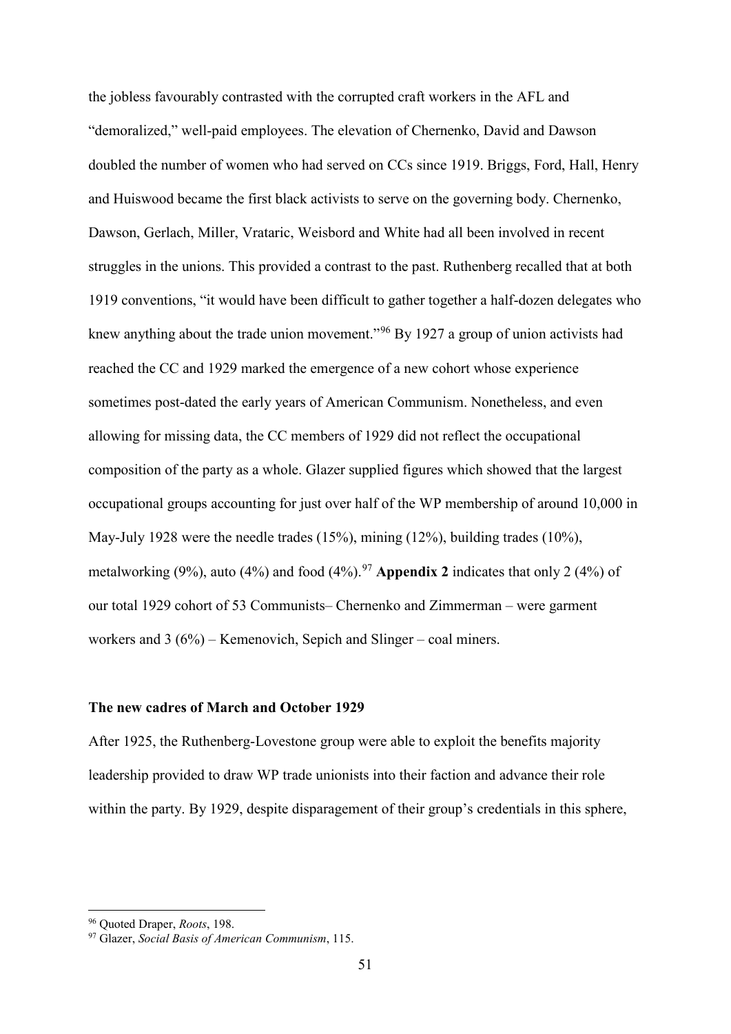the jobless favourably contrasted with the corrupted craft workers in the AFL and "demoralized," well-paid employees. The elevation of Chernenko, David and Dawson doubled the number of women who had served on CCs since 1919. Briggs, Ford, Hall, Henry and Huiswood became the first black activists to serve on the governing body. Chernenko, Dawson, Gerlach, Miller, Vrataric, Weisbord and White had all been involved in recent struggles in the unions. This provided a contrast to the past. Ruthenberg recalled that at both 1919 conventions, "it would have been difficult to gather together a half-dozen delegates who knew anything about the trade union movement."[96] By 1927 a group of union activists had reached the CC and 1929 marked the emergence of a new cohort whose experience sometimes post-dated the early years of American Communism. Nonetheless, and even allowing for missing data, the CC members of 1929 did not reflect the occupational composition of the party as a whole. Glazer supplied figures which showed that the largest occupational groups accounting for just over half of the WP membership of around 10,000 in May-July 1928 were the needle trades (15%), mining (12%), building trades (10%), metalworking (9%), auto (4%) and food (4%).[97] **Appendix 2** indicates that only 2 (4%) of our total 1929 cohort of 53 Communists– Chernenko and Zimmerman – were garment workers and 3 (6%) – Kemenovich, Sepich and Slinger – coal miners.

**The new cadres of March and October 1929**

After 1925, the Ruthenberg-Lovestone group were able to exploit the benefits majority leadership provided to draw WP trade unionists into their faction and advance their role within the party. By 1929, despite disparagement of their group's credentials in this sphere,

---

[96] Quoted Draper, *Roots*, 198.

[97] Glazer, *Social Basis of American Communism*, 115.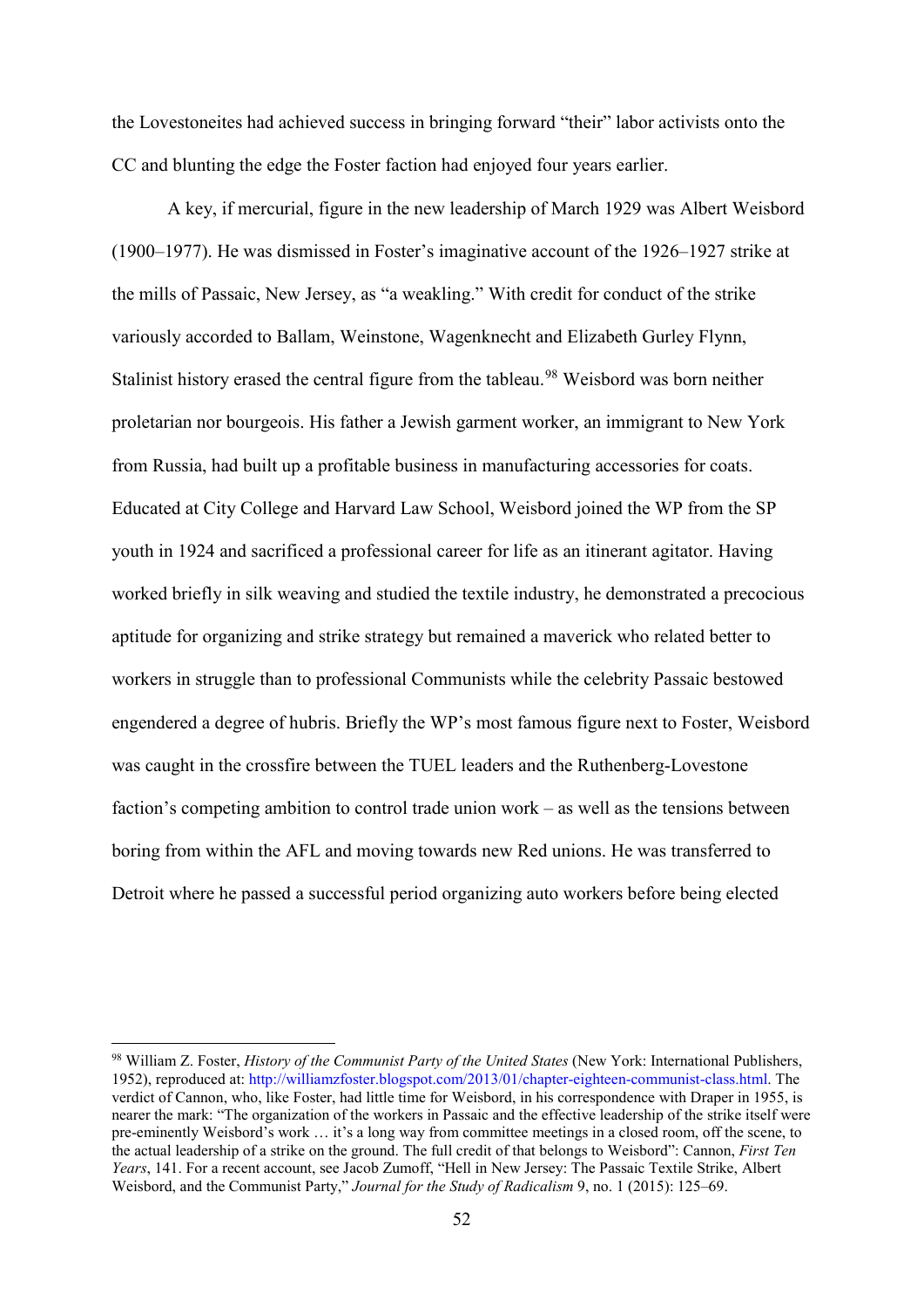the Lovestoneites had achieved success in bringing forward "their" labor activists onto the CC and blunting the edge the Foster faction had enjoyed four years earlier.

A key, if mercurial, figure in the new leadership of March 1929 was Albert Weisbord (1900–1977). He was dismissed in Foster's imaginative account of the 1926–1927 strike at the mills of Passaic, New Jersey, as "a weakling." With credit for conduct of the strike variously accorded to Ballam, Weinstone, Wagenknecht and Elizabeth Gurley Flynn, Stalinist history erased the central figure from the tableau.[98] Weisbord was born neither proletarian nor bourgeois. His father a Jewish garment worker, an immigrant to New York from Russia, had built up a profitable business in manufacturing accessories for coats. Educated at City College and Harvard Law School, Weisbord joined the WP from the SP youth in 1924 and sacrificed a professional career for life as an itinerant agitator. Having worked briefly in silk weaving and studied the textile industry, he demonstrated a precocious aptitude for organizing and strike strategy but remained a maverick who related better to workers in struggle than to professional Communists while the celebrity Passaic bestowed engendered a degree of hubris. Briefly the WP's most famous figure next to Foster, Weisbord was caught in the crossfire between the TUEL leaders and the Ruthenberg-Lovestone faction's competing ambition to control trade union work – as well as the tensions between boring from within the AFL and moving towards new Red unions. He was transferred to Detroit where he passed a successful period organizing auto workers before being elected

---

[98] William Z. Foster, *History of the Communist Party of the United States* (New York: International Publishers, 1952), reproduced at: http://williamzfoster.blogspot.com/2013/01/chapter-eighteen-communist-class.html. The verdict of Cannon, who, like Foster, had little time for Weisbord, in his correspondence with Draper in 1955, is nearer the mark: "The organization of the workers in Passaic and the effective leadership of the strike itself were pre-eminently Weisbord's work … it's a long way from committee meetings in a closed room, off the scene, to the actual leadership of a strike on the ground. The full credit of that belongs to Weisbord": Cannon, *First Ten Years*, 141. For a recent account, see Jacob Zumoff, "Hell in New Jersey: The Passaic Textile Strike, Albert Weisbord, and the Communist Party," *Journal for the Study of Radicalism* 9, no. 1 (2015): 125–69.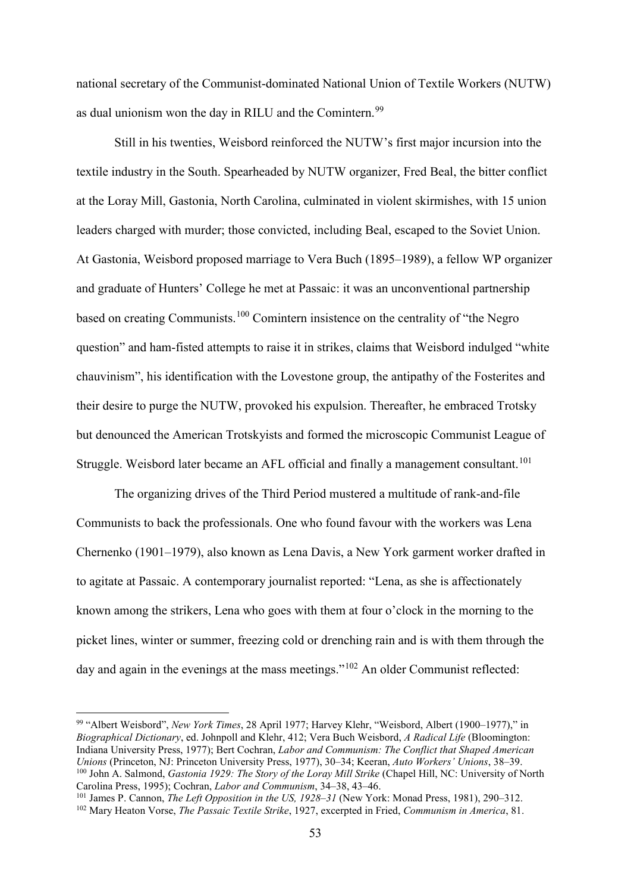national secretary of the Communist-dominated National Union of Textile Workers (NUTW) as dual unionism won the day in RILU and the Comintern.[99]

Still in his twenties, Weisbord reinforced the NUTW's first major incursion into the textile industry in the South. Spearheaded by NUTW organizer, Fred Beal, the bitter conflict at the Loray Mill, Gastonia, North Carolina, culminated in violent skirmishes, with 15 union leaders charged with murder; those convicted, including Beal, escaped to the Soviet Union. At Gastonia, Weisbord proposed marriage to Vera Buch (1895–1989), a fellow WP organizer and graduate of Hunters' College he met at Passaic: it was an unconventional partnership based on creating Communists.[100] Comintern insistence on the centrality of "the Negro question" and ham-fisted attempts to raise it in strikes, claims that Weisbord indulged "white chauvinism", his identification with the Lovestone group, the antipathy of the Fosterites and their desire to purge the NUTW, provoked his expulsion. Thereafter, he embraced Trotsky but denounced the American Trotskyists and formed the microscopic Communist League of Struggle. Weisbord later became an AFL official and finally a management consultant.[101]

The organizing drives of the Third Period mustered a multitude of rank-and-file Communists to back the professionals. One who found favour with the workers was Lena Chernenko (1901–1979), also known as Lena Davis, a New York garment worker drafted in to agitate at Passaic. A contemporary journalist reported: "Lena, as she is affectionately known among the strikers, Lena who goes with them at four o'clock in the morning to the picket lines, winter or summer, freezing cold or drenching rain and is with them through the day and again in the evenings at the mass meetings."[102] An older Communist reflected:

---

[99] "Albert Weisbord", *New York Times*, 28 April 1977; Harvey Klehr, "Weisbord, Albert (1900–1977)," in *Biographical Dictionary*, ed. Johnpoll and Klehr, 412; Vera Buch Weisbord, *A Radical Life* (Bloomington: Indiana University Press, 1977); Bert Cochran, *Labor and Communism: The Conflict that Shaped American Unions* (Princeton, NJ: Princeton University Press, 1977), 30–34; Keeran, *Auto Workers' Unions*, 38–39.

[100] John A. Salmond, *Gastonia 1929: The Story of the Loray Mill Strike* (Chapel Hill, NC: University of North Carolina Press, 1995); Cochran, *Labor and Communism*, 34–38, 43–46.

[101] James P. Cannon, *The Left Opposition in the US, 1928–31* (New York: Monad Press, 1981), 290–312.

[102] Mary Heaton Vorse, *The Passaic Textile Strike*, 1927, excerpted in Fried, *Communism in America*, 81.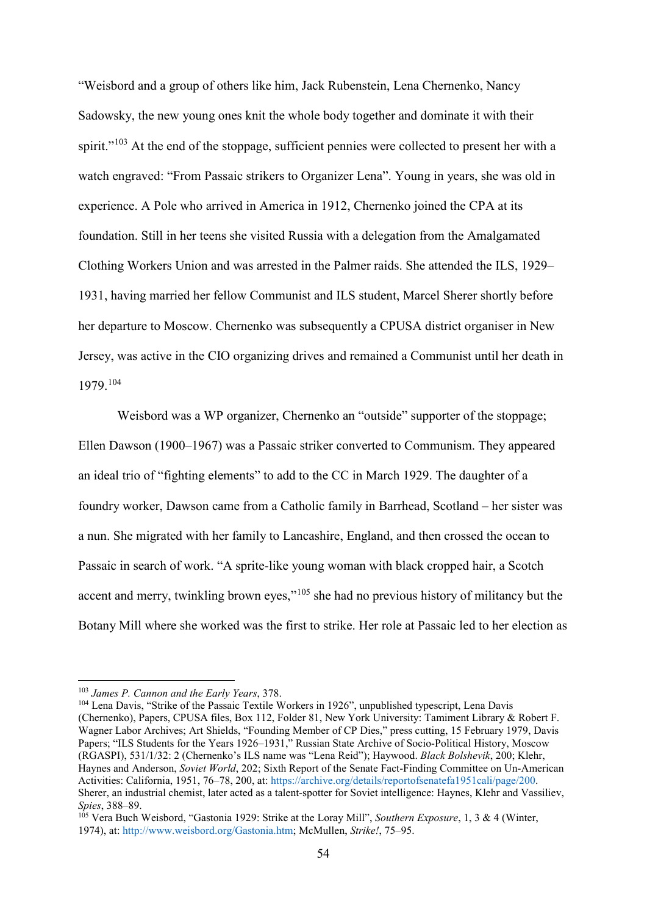"Weisbord and a group of others like him, Jack Rubenstein, Lena Chernenko, Nancy Sadowsky, the new young ones knit the whole body together and dominate it with their spirit."[103] At the end of the stoppage, sufficient pennies were collected to present her with a watch engraved: "From Passaic strikers to Organizer Lena". Young in years, she was old in experience. A Pole who arrived in America in 1912, Chernenko joined the CPA at its foundation. Still in her teens she visited Russia with a delegation from the Amalgamated Clothing Workers Union and was arrested in the Palmer raids. She attended the ILS, 1929–1931, having married her fellow Communist and ILS student, Marcel Sherer shortly before her departure to Moscow. Chernenko was subsequently a CPUSA district organiser in New Jersey, was active in the CIO organizing drives and remained a Communist until her death in 1979.[104]

Weisbord was a WP organizer, Chernenko an "outside" supporter of the stoppage; Ellen Dawson (1900–1967) was a Passaic striker converted to Communism. They appeared an ideal trio of "fighting elements" to add to the CC in March 1929. The daughter of a foundry worker, Dawson came from a Catholic family in Barrhead, Scotland – her sister was a nun. She migrated with her family to Lancashire, England, and then crossed the ocean to Passaic in search of work. "A sprite-like young woman with black cropped hair, a Scotch accent and merry, twinkling brown eyes,"[105] she had no previous history of militancy but the Botany Mill where she worked was the first to strike. Her role at Passaic led to her election as

---

[103] *James P. Cannon and the Early Years*, 378.

[104] Lena Davis, "Strike of the Passaic Textile Workers in 1926", unpublished typescript, Lena Davis (Chernenko), Papers, CPUSA files, Box 112, Folder 81, New York University: Tamiment Library & Robert F. Wagner Labor Archives; Art Shields, "Founding Member of CP Dies," press cutting, 15 February 1979, Davis Papers; "ILS Students for the Years 1926–1931," Russian State Archive of Socio-Political History, Moscow (RGASPI), 531/1/32: 2 (Chernenko's ILS name was "Lena Reid"); Haywood. *Black Bolshevik*, 200; Klehr, Haynes and Anderson, *Soviet World*, 202; Sixth Report of the Senate Fact-Finding Committee on Un-American Activities: California, 1951, 76–78, 200, at: https://archive.org/details/reportofsenatefa1951cali/page/200. Sherer, an industrial chemist, later acted as a talent-spotter for Soviet intelligence: Haynes, Klehr and Vassiliev, *Spies*, 388–89.

[105] Vera Buch Weisbord, "Gastonia 1929: Strike at the Loray Mill", *Southern Exposure*, 1, 3 & 4 (Winter, 1974), at: http://www.weisbord.org/Gastonia.htm; McMullen, *Strike!*, 75–95.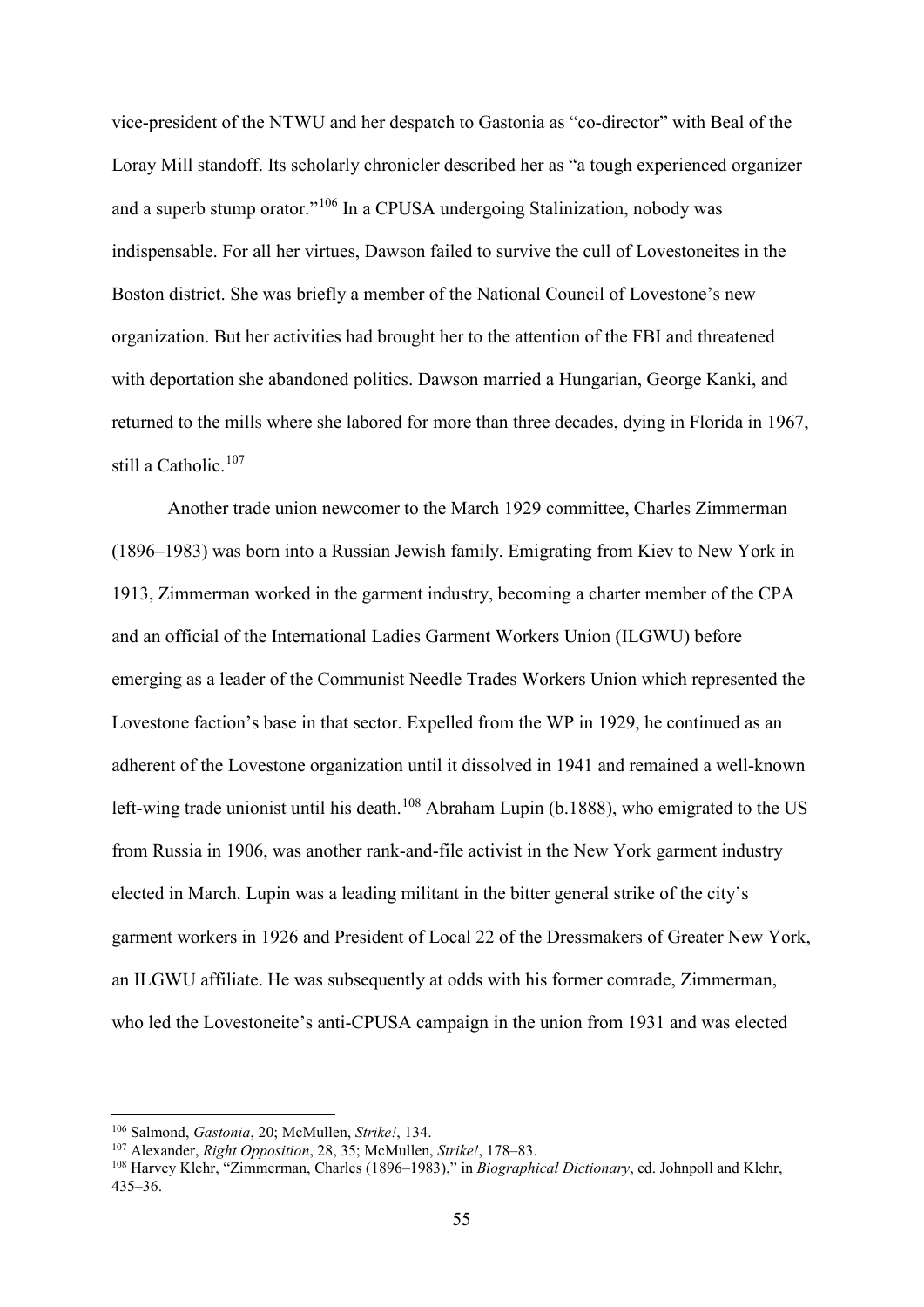vice-president of the NTWU and her despatch to Gastonia as "co-director" with Beal of the Loray Mill standoff. Its scholarly chronicler described her as "a tough experienced organizer and a superb stump orator."[106] In a CPUSA undergoing Stalinization, nobody was indispensable. For all her virtues, Dawson failed to survive the cull of Lovestoneites in the Boston district. She was briefly a member of the National Council of Lovestone's new organization. But her activities had brought her to the attention of the FBI and threatened with deportation she abandoned politics. Dawson married a Hungarian, George Kanki, and returned to the mills where she labored for more than three decades, dying in Florida in 1967, still a Catholic.[107]

Another trade union newcomer to the March 1929 committee, Charles Zimmerman (1896–1983) was born into a Russian Jewish family. Emigrating from Kiev to New York in 1913, Zimmerman worked in the garment industry, becoming a charter member of the CPA and an official of the International Ladies Garment Workers Union (ILGWU) before emerging as a leader of the Communist Needle Trades Workers Union which represented the Lovestone faction's base in that sector. Expelled from the WP in 1929, he continued as an adherent of the Lovestone organization until it dissolved in 1941 and remained a well-known left-wing trade unionist until his death.[108] Abraham Lupin (b.1888), who emigrated to the US from Russia in 1906, was another rank-and-file activist in the New York garment industry elected in March. Lupin was a leading militant in the bitter general strike of the city's garment workers in 1926 and President of Local 22 of the Dressmakers of Greater New York, an ILGWU affiliate. He was subsequently at odds with his former comrade, Zimmerman, who led the Lovestoneite's anti-CPUSA campaign in the union from 1931 and was elected

---

[106] Salmond, *Gastonia*, 20; McMullen, *Strike!*, 134.

[107] Alexander, *Right Opposition*, 28, 35; McMullen, *Strike!*, 178–83.

[108] Harvey Klehr, "Zimmerman, Charles (1896–1983)," in *Biographical Dictionary*, ed. Johnpoll and Klehr, 435–36.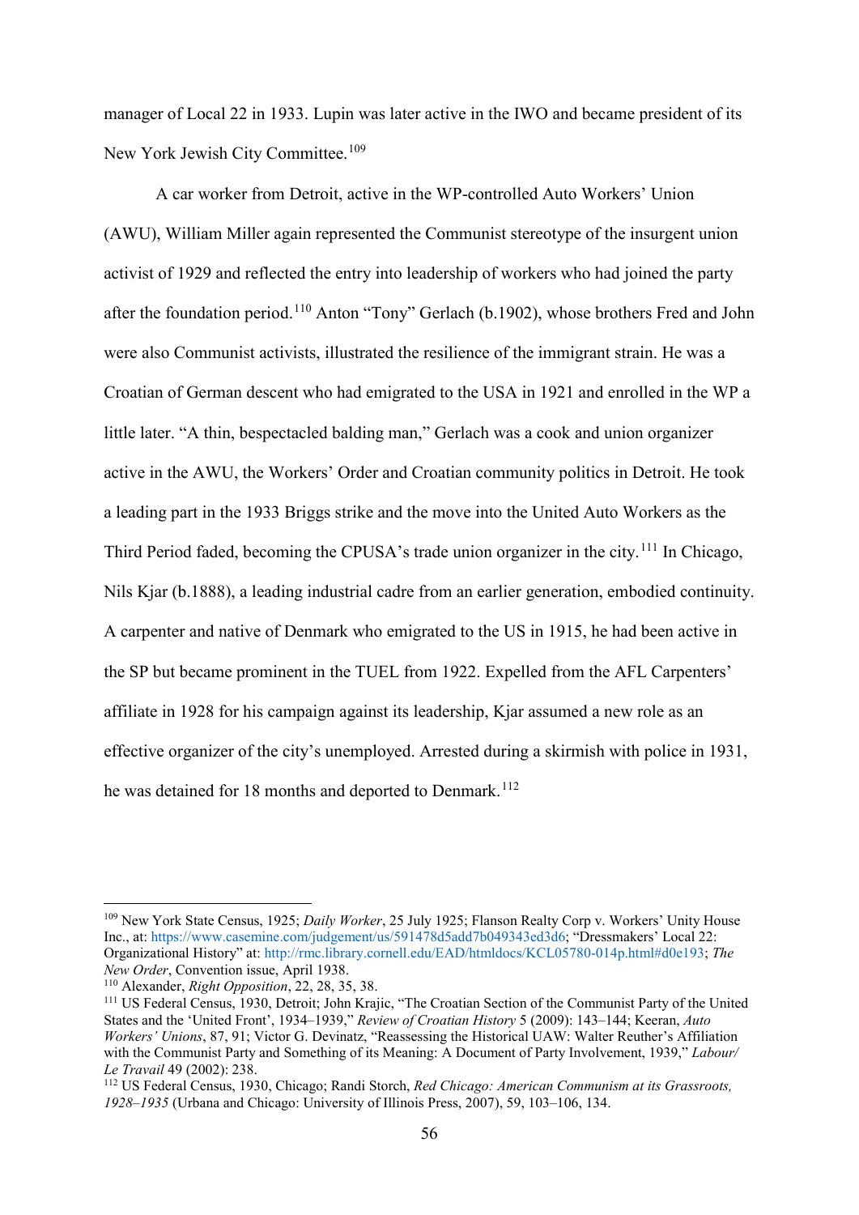manager of Local 22 in 1933. Lupin was later active in the IWO and became president of its New York Jewish City Committee.[109]

A car worker from Detroit, active in the WP-controlled Auto Workers' Union (AWU), William Miller again represented the Communist stereotype of the insurgent union activist of 1929 and reflected the entry into leadership of workers who had joined the party after the foundation period.[110] Anton "Tony" Gerlach (b.1902), whose brothers Fred and John were also Communist activists, illustrated the resilience of the immigrant strain. He was a Croatian of German descent who had emigrated to the USA in 1921 and enrolled in the WP a little later. "A thin, bespectacled balding man," Gerlach was a cook and union organizer active in the AWU, the Workers' Order and Croatian community politics in Detroit. He took a leading part in the 1933 Briggs strike and the move into the United Auto Workers as the Third Period faded, becoming the CPUSA's trade union organizer in the city.[111] In Chicago, Nils Kjar (b.1888), a leading industrial cadre from an earlier generation, embodied continuity. A carpenter and native of Denmark who emigrated to the US in 1915, he had been active in the SP but became prominent in the TUEL from 1922. Expelled from the AFL Carpenters' affiliate in 1928 for his campaign against its leadership, Kjar assumed a new role as an effective organizer of the city's unemployed. Arrested during a skirmish with police in 1931, he was detained for 18 months and deported to Denmark.[112]

---

[109] New York State Census, 1925; *Daily Worker*, 25 July 1925; Flanson Realty Corp v. Workers' Unity House Inc., at: https://www.casemine.com/judgement/us/591478d5add7b049343ed3d6; "Dressmakers' Local 22: Organizational History" at: http://rmc.library.cornell.edu/EAD/htmldocs/KCL05780-014p.html#d0e193; *The New Order*, Convention issue, April 1938.

[110] Alexander, *Right Opposition*, 22, 28, 35, 38.

[111] US Federal Census, 1930, Detroit; John Krajic, "The Croatian Section of the Communist Party of the United States and the 'United Front', 1934–1939," *Review of Croatian History* 5 (2009): 143–144; Keeran, *Auto Workers' Unions*, 87, 91; Victor G. Devinatz, "Reassessing the Historical UAW: Walter Reuther's Affiliation with the Communist Party and Something of its Meaning: A Document of Party Involvement, 1939," *Labour/Le Travail* 49 (2002): 238.

[112] US Federal Census, 1930, Chicago; Randi Storch, *Red Chicago: American Communism at its Grassroots, 1928–1935* (Urbana and Chicago: University of Illinois Press, 2007), 59, 103–106, 134.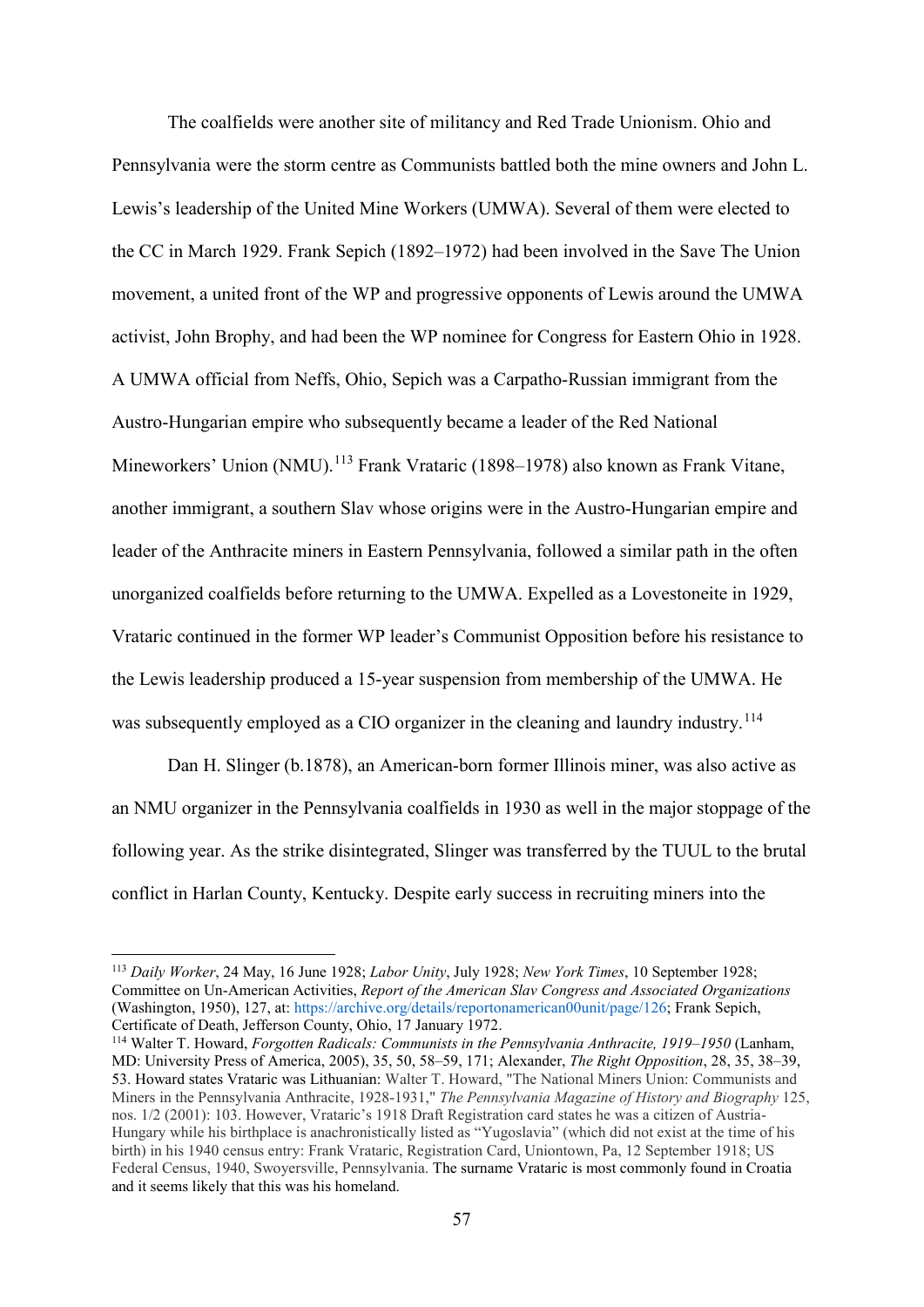The coalfields were another site of militancy and Red Trade Unionism. Ohio and Pennsylvania were the storm centre as Communists battled both the mine owners and John L. Lewis's leadership of the United Mine Workers (UMWA). Several of them were elected to the CC in March 1929. Frank Sepich (1892–1972) had been involved in the Save The Union movement, a united front of the WP and progressive opponents of Lewis around the UMWA activist, John Brophy, and had been the WP nominee for Congress for Eastern Ohio in 1928. A UMWA official from Neffs, Ohio, Sepich was a Carpatho-Russian immigrant from the Austro-Hungarian empire who subsequently became a leader of the Red National Mineworkers' Union (NMU).[113] Frank Vrataric (1898–1978) also known as Frank Vitane, another immigrant, a southern Slav whose origins were in the Austro-Hungarian empire and leader of the Anthracite miners in Eastern Pennsylvania, followed a similar path in the often unorganized coalfields before returning to the UMWA. Expelled as a Lovestoneite in 1929, Vrataric continued in the former WP leader's Communist Opposition before his resistance to the Lewis leadership produced a 15-year suspension from membership of the UMWA. He was subsequently employed as a CIO organizer in the cleaning and laundry industry.[114]

Dan H. Slinger (b.1878), an American-born former Illinois miner, was also active as an NMU organizer in the Pennsylvania coalfields in 1930 as well in the major stoppage of the following year. As the strike disintegrated, Slinger was transferred by the TUUL to the brutal conflict in Harlan County, Kentucky. Despite early success in recruiting miners into the

---

[113] *Daily Worker*, 24 May, 16 June 1928; *Labor Unity*, July 1928; *New York Times*, 10 September 1928; Committee on Un-American Activities, *Report of the American Slav Congress and Associated Organizations* (Washington, 1950), 127, at: https://archive.org/details/reportonamerican00unit/page/126; Frank Sepich, Certificate of Death, Jefferson County, Ohio, 17 January 1972.

[114] Walter T. Howard, *Forgotten Radicals: Communists in the Pennsylvania Anthracite, 1919–1950* (Lanham, MD: University Press of America, 2005), 35, 50, 58–59, 171; Alexander, *The Right Opposition*, 28, 35, 38–39, 53. Howard states Vrataric was Lithuanian: Walter T. Howard, "The National Miners Union: Communists and Miners in the Pennsylvania Anthracite, 1928-1931," *The Pennsylvania Magazine of History and Biography* 125, nos. 1/2 (2001): 103. However, Vrataric's 1918 Draft Registration card states he was a citizen of Austria-Hungary while his birthplace is anachronistically listed as "Yugoslavia" (which did not exist at the time of his birth) in his 1940 census entry: Frank Vrataric, Registration Card, Uniontown, Pa, 12 September 1918; US Federal Census, 1940, Swoyersville, Pennsylvania. The surname Vrataric is most commonly found in Croatia and it seems likely that this was his homeland.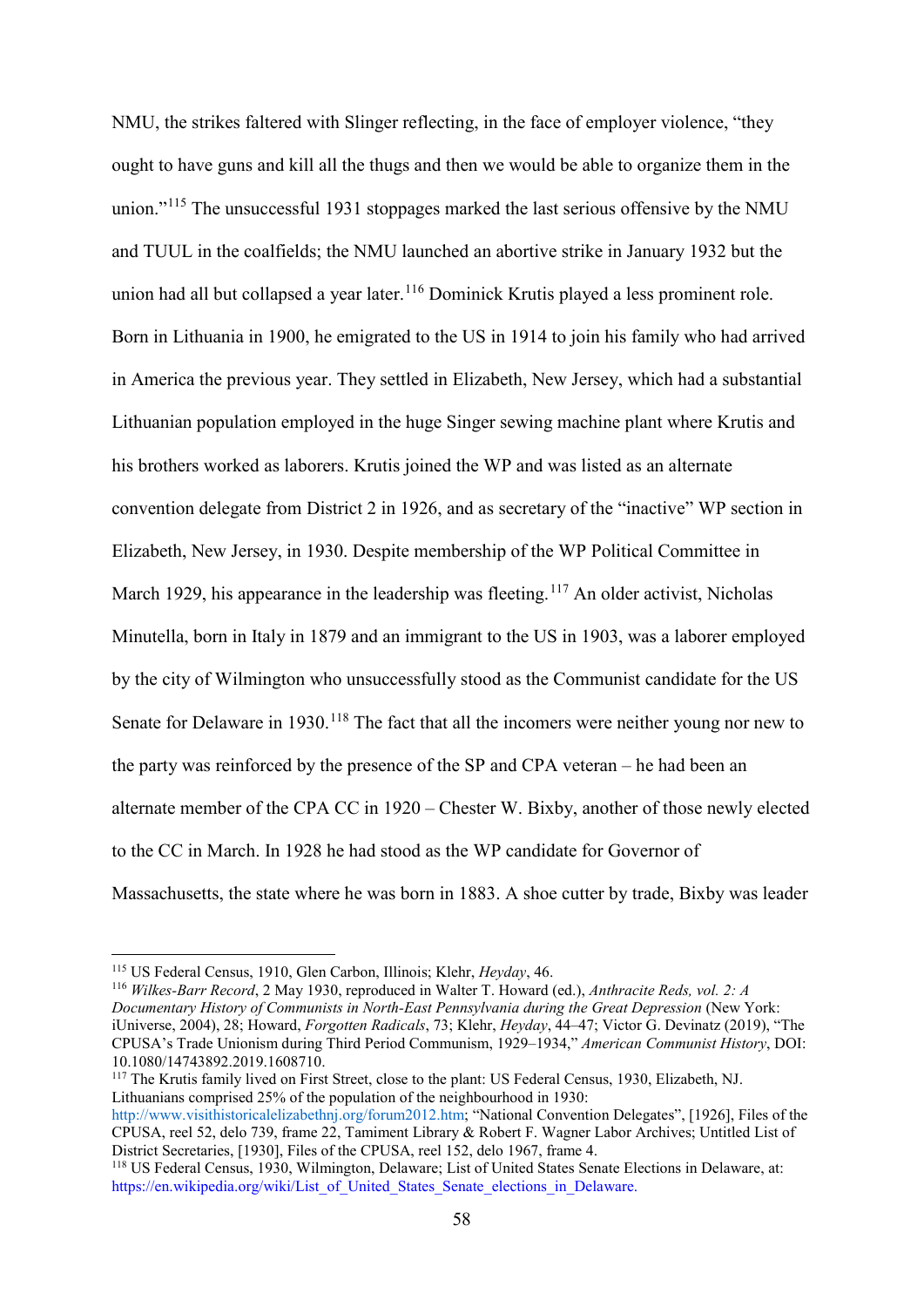NMU, the strikes faltered with Slinger reflecting, in the face of employer violence, "they ought to have guns and kill all the thugs and then we would be able to organize them in the union."[115] The unsuccessful 1931 stoppages marked the last serious offensive by the NMU and TUUL in the coalfields; the NMU launched an abortive strike in January 1932 but the union had all but collapsed a year later.[116] Dominick Krutis played a less prominent role. Born in Lithuania in 1900, he emigrated to the US in 1914 to join his family who had arrived in America the previous year. They settled in Elizabeth, New Jersey, which had a substantial Lithuanian population employed in the huge Singer sewing machine plant where Krutis and his brothers worked as laborers. Krutis joined the WP and was listed as an alternate convention delegate from District 2 in 1926, and as secretary of the "inactive" WP section in Elizabeth, New Jersey, in 1930. Despite membership of the WP Political Committee in March 1929, his appearance in the leadership was fleeting.[117] An older activist, Nicholas Minutella, born in Italy in 1879 and an immigrant to the US in 1903, was a laborer employed by the city of Wilmington who unsuccessfully stood as the Communist candidate for the US Senate for Delaware in 1930.[118] The fact that all the incomers were neither young nor new to the party was reinforced by the presence of the SP and CPA veteran – he had been an alternate member of the CPA CC in 1920 – Chester W. Bixby, another of those newly elected to the CC in March. In 1928 he had stood as the WP candidate for Governor of Massachusetts, the state where he was born in 1883. A shoe cutter by trade, Bixby was leader

---

[115] US Federal Census, 1910, Glen Carbon, Illinois; Klehr, *Heyday*, 46.

[116] *Wilkes-Barr Record*, 2 May 1930, reproduced in Walter T. Howard (ed.), *Anthracite Reds, vol. 2: A Documentary History of Communists in North-East Pennsylvania during the Great Depression* (New York: iUniverse, 2004), 28; Howard, *Forgotten Radicals*, 73; Klehr, *Heyday*, 44–47; Victor G. Devinatz (2019), "The CPUSA's Trade Unionism during Third Period Communism, 1929–1934," *American Communist History*, DOI: 10.1080/14743892.2019.1608710.

[117] The Krutis family lived on First Street, close to the plant: US Federal Census, 1930, Elizabeth, NJ. Lithuanians comprised 25% of the population of the neighbourhood in 1930: http://www.visithistoricalelizabethnj.org/forum2012.htm; "National Convention Delegates", [1926], Files of the CPUSA, reel 52, delo 739, frame 22, Tamiment Library & Robert F. Wagner Labor Archives; Untitled List of District Secretaries, [1930], Files of the CPUSA, reel 152, delo 1967, frame 4.

[118] US Federal Census, 1930, Wilmington, Delaware; List of United States Senate Elections in Delaware, at: https://en.wikipedia.org/wiki/List_of_United_States_Senate_elections_in_Delaware.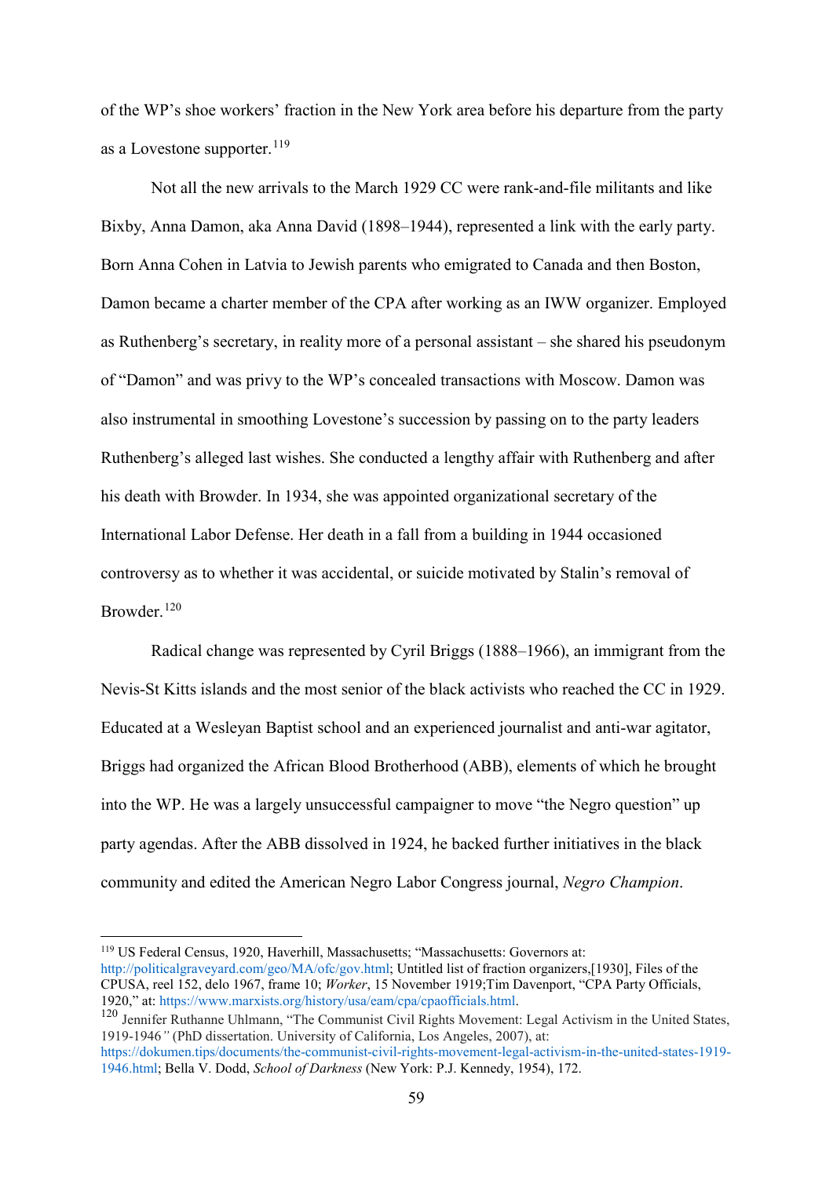of the WP's shoe workers' fraction in the New York area before his departure from the party as a Lovestone supporter.[119]

Not all the new arrivals to the March 1929 CC were rank-and-file militants and like Bixby, Anna Damon, aka Anna David (1898–1944), represented a link with the early party. Born Anna Cohen in Latvia to Jewish parents who emigrated to Canada and then Boston, Damon became a charter member of the CPA after working as an IWW organizer. Employed as Ruthenberg's secretary, in reality more of a personal assistant – she shared his pseudonym of "Damon" and was privy to the WP's concealed transactions with Moscow. Damon was also instrumental in smoothing Lovestone's succession by passing on to the party leaders Ruthenberg's alleged last wishes. She conducted a lengthy affair with Ruthenberg and after his death with Browder. In 1934, she was appointed organizational secretary of the International Labor Defense. Her death in a fall from a building in 1944 occasioned controversy as to whether it was accidental, or suicide motivated by Stalin's removal of Browder.[120]

Radical change was represented by Cyril Briggs (1888–1966), an immigrant from the Nevis-St Kitts islands and the most senior of the black activists who reached the CC in 1929. Educated at a Wesleyan Baptist school and an experienced journalist and anti-war agitator, Briggs had organized the African Blood Brotherhood (ABB), elements of which he brought into the WP. He was a largely unsuccessful campaigner to move "the Negro question" up party agendas. After the ABB dissolved in 1924, he backed further initiatives in the black community and edited the American Negro Labor Congress journal, *Negro Champion*.

---

[119] US Federal Census, 1920, Haverhill, Massachusetts; "Massachusetts: Governors at: http://politicalgraveyard.com/geo/MA/ofc/gov.html; Untitled list of fraction organizers,[1930], Files of the CPUSA, reel 152, delo 1967, frame 10; *Worker*, 15 November 1919;Tim Davenport, "CPA Party Officials, 1920," at: https://www.marxists.org/history/usa/eam/cpa/cpaofficials.html.

[120] Jennifer Ruthanne Uhlmann, "The Communist Civil Rights Movement: Legal Activism in the United States, 1919-1946*"* (PhD dissertation. University of California, Los Angeles, 2007), at: https://dokumen.tips/documents/the-communist-civil-rights-movement-legal-activism-in-the-united-states-1919-1946.html; Bella V. Dodd, *School of Darkness* (New York: P.J. Kennedy, 1954), 172.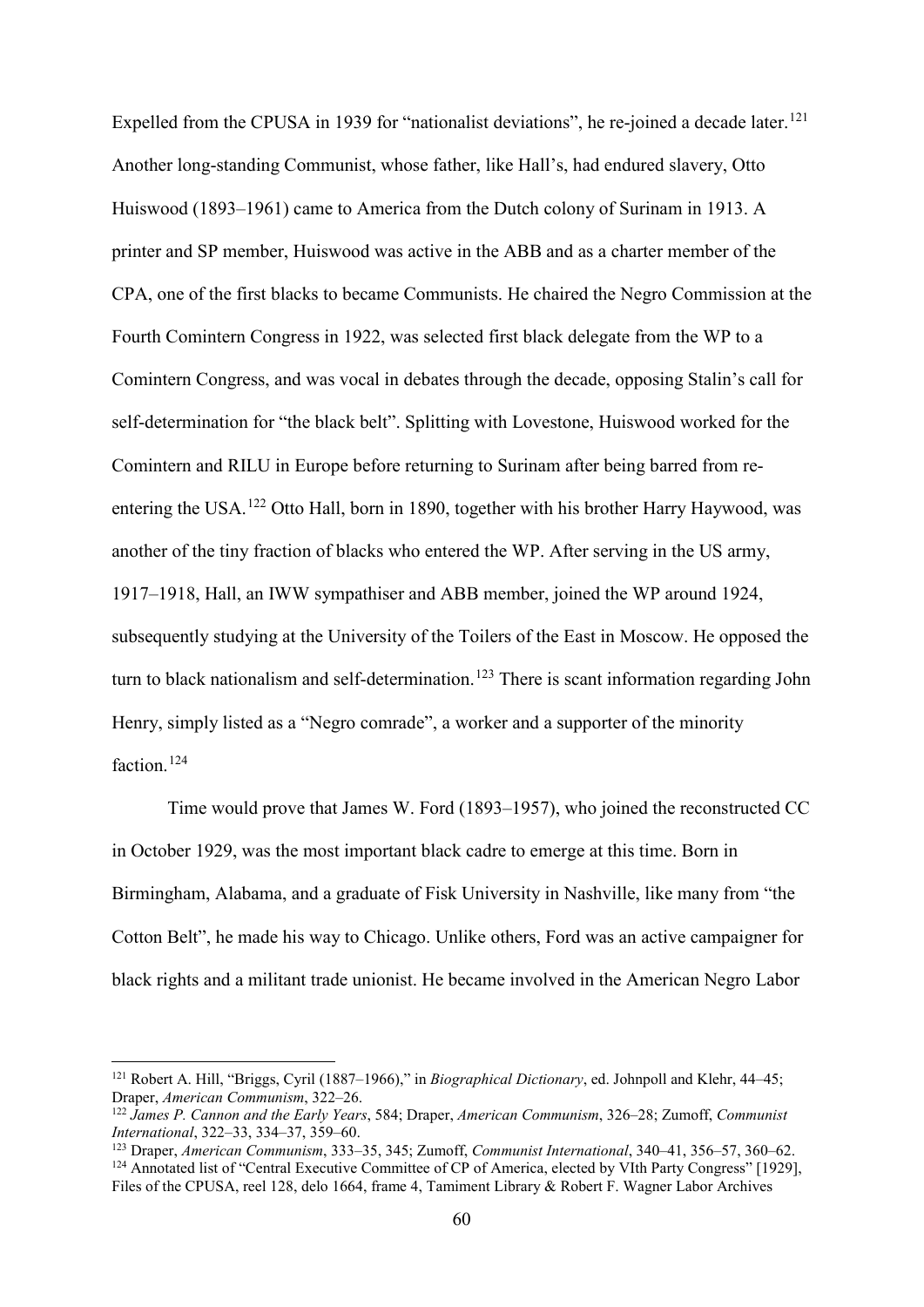Expelled from the CPUSA in 1939 for "nationalist deviations", he re-joined a decade later.[121] Another long-standing Communist, whose father, like Hall's, had endured slavery, Otto Huiswood (1893–1961) came to America from the Dutch colony of Surinam in 1913. A printer and SP member, Huiswood was active in the ABB and as a charter member of the CPA, one of the first blacks to became Communists. He chaired the Negro Commission at the Fourth Comintern Congress in 1922, was selected first black delegate from the WP to a Comintern Congress, and was vocal in debates through the decade, opposing Stalin's call for self-determination for "the black belt". Splitting with Lovestone, Huiswood worked for the Comintern and RILU in Europe before returning to Surinam after being barred from re-entering the USA.[122] Otto Hall, born in 1890, together with his brother Harry Haywood, was another of the tiny fraction of blacks who entered the WP. After serving in the US army, 1917–1918, Hall, an IWW sympathiser and ABB member, joined the WP around 1924, subsequently studying at the University of the Toilers of the East in Moscow. He opposed the turn to black nationalism and self-determination.[123] There is scant information regarding John Henry, simply listed as a "Negro comrade", a worker and a supporter of the minority faction.[124]

Time would prove that James W. Ford (1893–1957), who joined the reconstructed CC in October 1929, was the most important black cadre to emerge at this time. Born in Birmingham, Alabama, and a graduate of Fisk University in Nashville, like many from "the Cotton Belt", he made his way to Chicago. Unlike others, Ford was an active campaigner for black rights and a militant trade unionist. He became involved in the American Negro Labor

---

[121] Robert A. Hill, "Briggs, Cyril (1887–1966)," in *Biographical Dictionary*, ed. Johnpoll and Klehr, 44–45; Draper, *American Communism*, 322–26.

[122] *James P. Cannon and the Early Years*, 584; Draper, *American Communism*, 326–28; Zumoff, *Communist International*, 322–33, 334–37, 359–60.

[123] Draper, *American Communism*, 333–35, 345; Zumoff, *Communist International*, 340–41, 356–57, 360–62.

[124] Annotated list of "Central Executive Committee of CP of America, elected by VIth Party Congress" [1929], Files of the CPUSA, reel 128, delo 1664, frame 4, Tamiment Library & Robert F. Wagner Labor Archives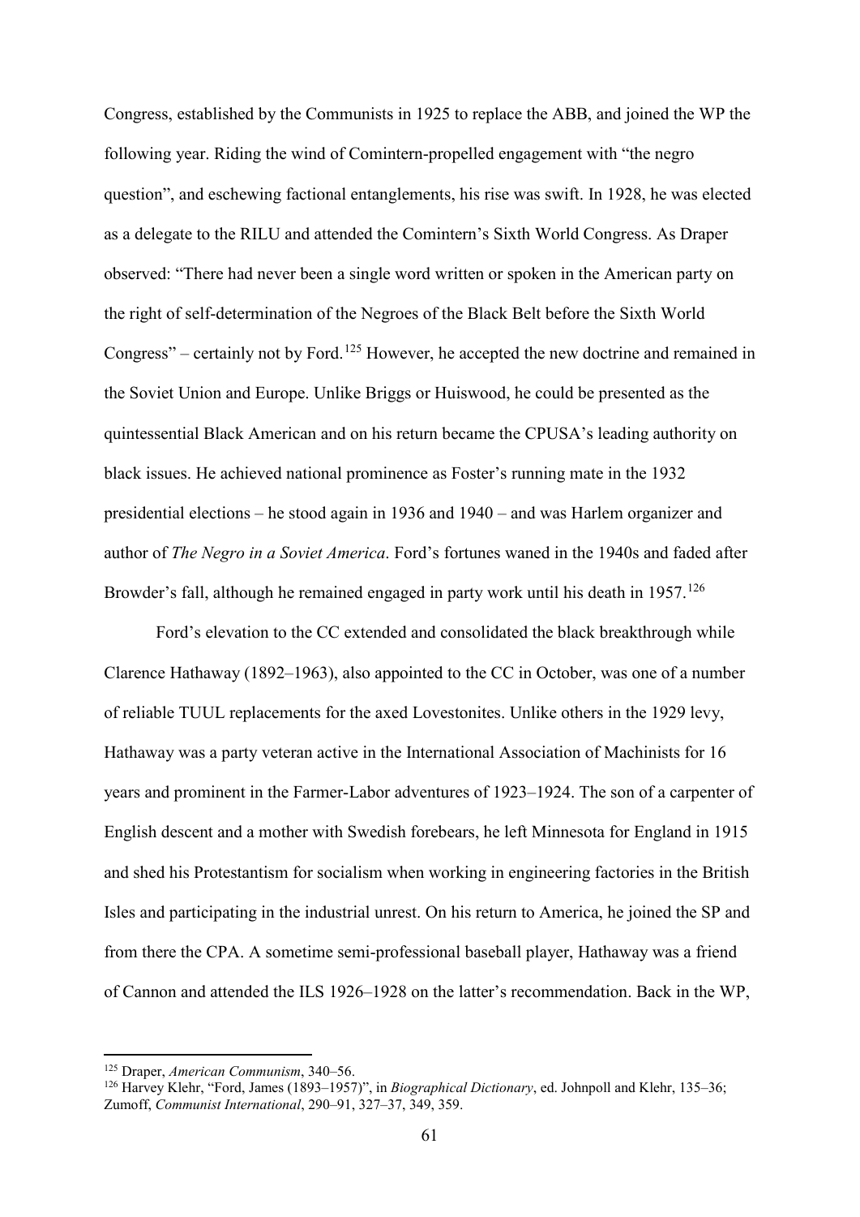Congress, established by the Communists in 1925 to replace the ABB, and joined the WP the following year. Riding the wind of Comintern-propelled engagement with "the negro question", and eschewing factional entanglements, his rise was swift. In 1928, he was elected as a delegate to the RILU and attended the Comintern's Sixth World Congress. As Draper observed: "There had never been a single word written or spoken in the American party on the right of self-determination of the Negroes of the Black Belt before the Sixth World Congress" – certainly not by Ford.[125] However, he accepted the new doctrine and remained in the Soviet Union and Europe. Unlike Briggs or Huiswood, he could be presented as the quintessential Black American and on his return became the CPUSA's leading authority on black issues. He achieved national prominence as Foster's running mate in the 1932 presidential elections – he stood again in 1936 and 1940 – and was Harlem organizer and author of *The Negro in a Soviet America*. Ford's fortunes waned in the 1940s and faded after Browder's fall, although he remained engaged in party work until his death in 1957.[126]

Ford's elevation to the CC extended and consolidated the black breakthrough while Clarence Hathaway (1892–1963), also appointed to the CC in October, was one of a number of reliable TUUL replacements for the axed Lovestonites. Unlike others in the 1929 levy, Hathaway was a party veteran active in the International Association of Machinists for 16 years and prominent in the Farmer-Labor adventures of 1923–1924. The son of a carpenter of English descent and a mother with Swedish forebears, he left Minnesota for England in 1915 and shed his Protestantism for socialism when working in engineering factories in the British Isles and participating in the industrial unrest. On his return to America, he joined the SP and from there the CPA. A sometime semi-professional baseball player, Hathaway was a friend of Cannon and attended the ILS 1926–1928 on the latter's recommendation. Back in the WP,

[125] Draper, *American Communism*, 340–56.

[126] Harvey Klehr, "Ford, James (1893–1957)", in *Biographical Dictionary*, ed. Johnpoll and Klehr, 135–36; Zumoff, *Communist International*, 290–91, 327–37, 349, 359.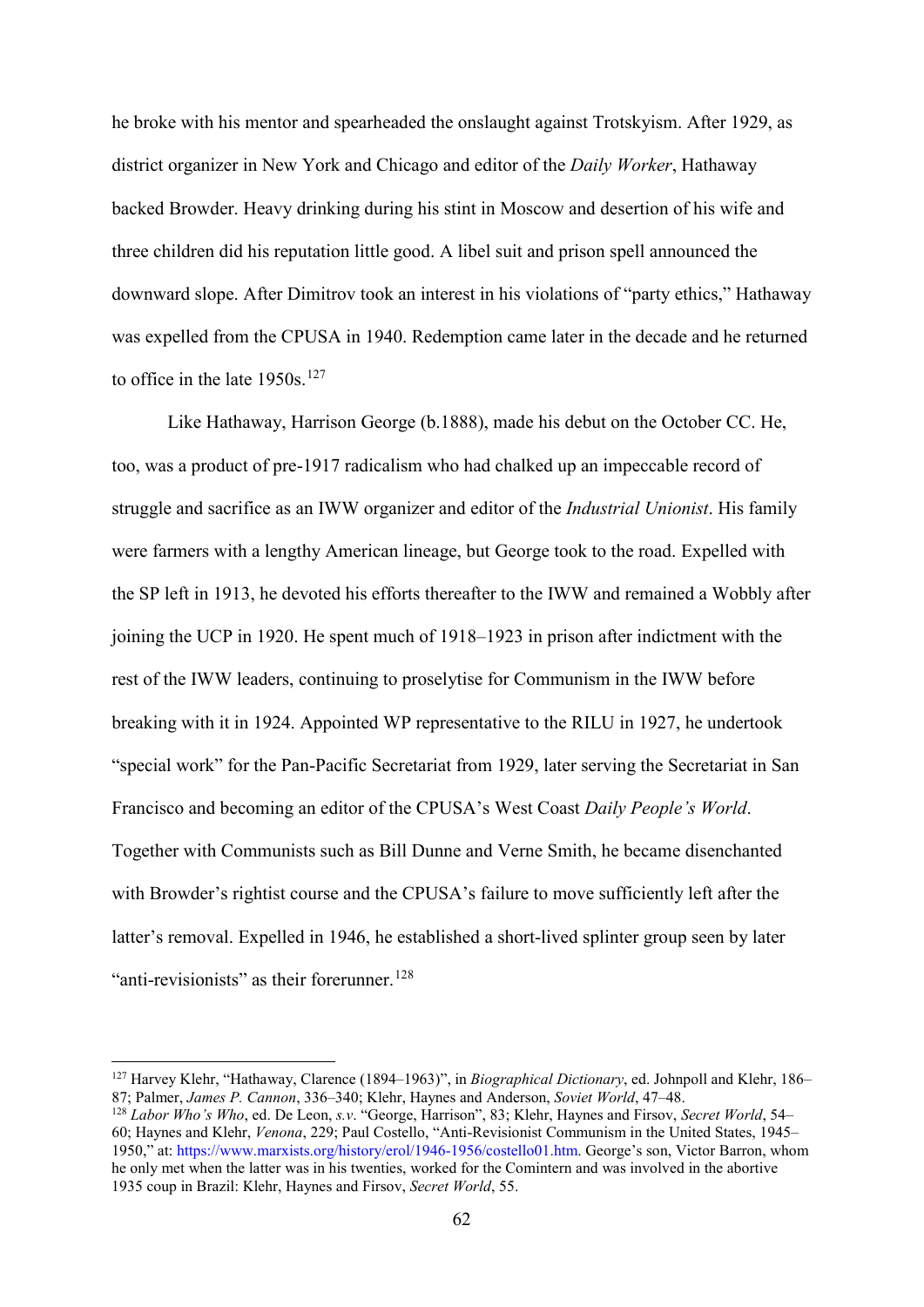he broke with his mentor and spearheaded the onslaught against Trotskyism. After 1929, as district organizer in New York and Chicago and editor of the *Daily Worker*, Hathaway backed Browder. Heavy drinking during his stint in Moscow and desertion of his wife and three children did his reputation little good. A libel suit and prison spell announced the downward slope. After Dimitrov took an interest in his violations of "party ethics," Hathaway was expelled from the CPUSA in 1940. Redemption came later in the decade and he returned to office in the late 1950s.[127]

Like Hathaway, Harrison George (b.1888), made his debut on the October CC. He, too, was a product of pre-1917 radicalism who had chalked up an impeccable record of struggle and sacrifice as an IWW organizer and editor of the *Industrial Unionist*. His family were farmers with a lengthy American lineage, but George took to the road. Expelled with the SP left in 1913, he devoted his efforts thereafter to the IWW and remained a Wobbly after joining the UCP in 1920. He spent much of 1918–1923 in prison after indictment with the rest of the IWW leaders, continuing to proselytise for Communism in the IWW before breaking with it in 1924. Appointed WP representative to the RILU in 1927, he undertook "special work" for the Pan-Pacific Secretariat from 1929, later serving the Secretariat in San Francisco and becoming an editor of the CPUSA's West Coast *Daily People's World*. Together with Communists such as Bill Dunne and Verne Smith, he became disenchanted with Browder's rightist course and the CPUSA's failure to move sufficiently left after the latter's removal. Expelled in 1946, he established a short-lived splinter group seen by later "anti-revisionists" as their forerunner.[128]

---

[127] Harvey Klehr, "Hathaway, Clarence (1894–1963)", in *Biographical Dictionary*, ed. Johnpoll and Klehr, 186–87; Palmer, *James P. Cannon*, 336–340; Klehr, Haynes and Anderson, *Soviet World*, 47–48.

[128] *Labor Who's Who*, ed. De Leon, *s.v*. "George, Harrison", 83; Klehr, Haynes and Firsov, *Secret World*, 54–60; Haynes and Klehr, *Venona*, 229; Paul Costello, "Anti-Revisionist Communism in the United States, 1945–1950," at: https://www.marxists.org/history/erol/1946-1956/costello01.htm. George's son, Victor Barron, whom he only met when the latter was in his twenties, worked for the Comintern and was involved in the abortive 1935 coup in Brazil: Klehr, Haynes and Firsov, *Secret World*, 55.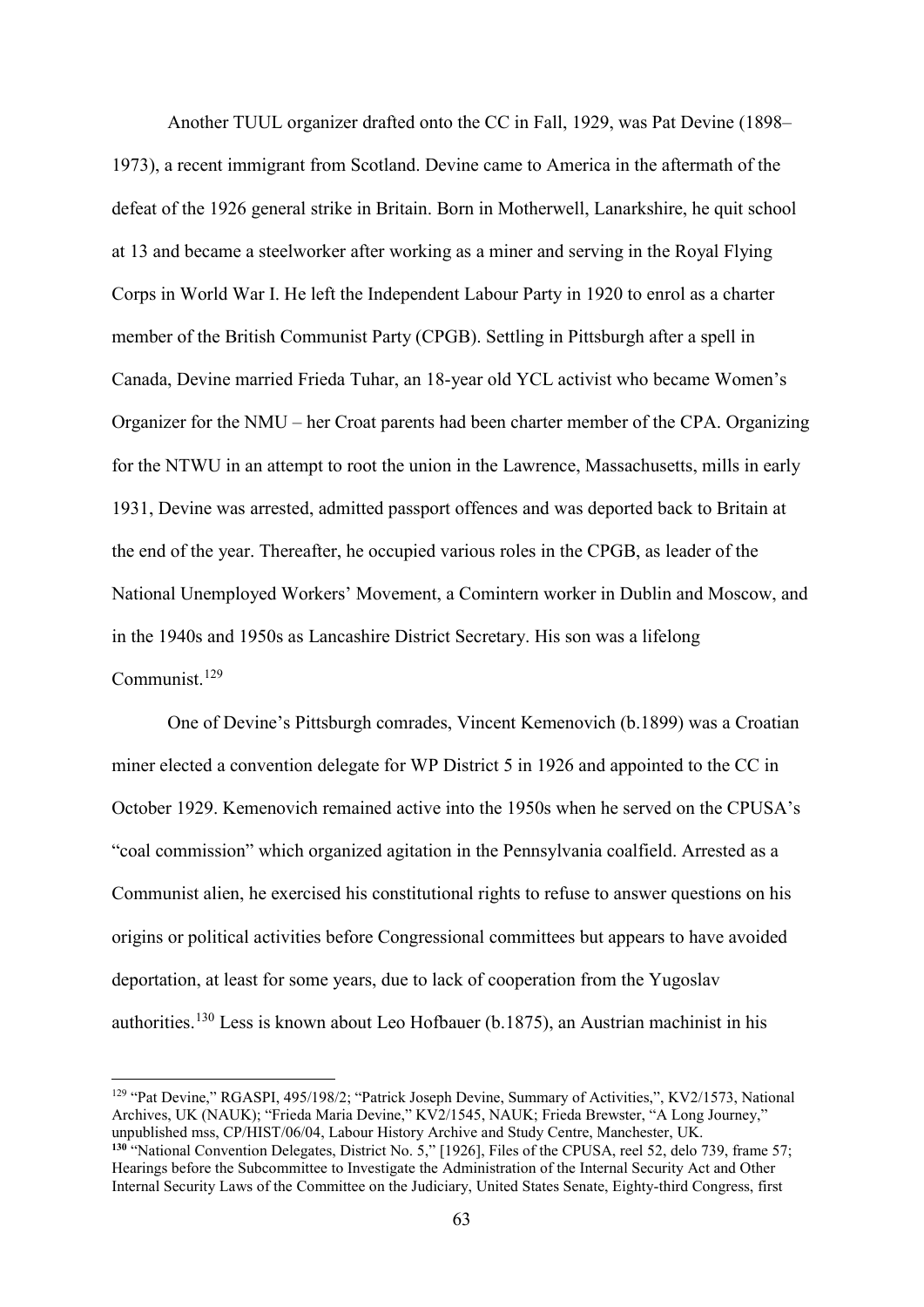Another TUUL organizer drafted onto the CC in Fall, 1929, was Pat Devine (1898–1973), a recent immigrant from Scotland. Devine came to America in the aftermath of the defeat of the 1926 general strike in Britain. Born in Motherwell, Lanarkshire, he quit school at 13 and became a steelworker after working as a miner and serving in the Royal Flying Corps in World War I. He left the Independent Labour Party in 1920 to enrol as a charter member of the British Communist Party (CPGB). Settling in Pittsburgh after a spell in Canada, Devine married Frieda Tuhar, an 18-year old YCL activist who became Women's Organizer for the NMU – her Croat parents had been charter member of the CPA. Organizing for the NTWU in an attempt to root the union in the Lawrence, Massachusetts, mills in early 1931, Devine was arrested, admitted passport offences and was deported back to Britain at the end of the year. Thereafter, he occupied various roles in the CPGB, as leader of the National Unemployed Workers' Movement, a Comintern worker in Dublin and Moscow, and in the 1940s and 1950s as Lancashire District Secretary. His son was a lifelong Communist.[129]

One of Devine's Pittsburgh comrades, Vincent Kemenovich (b.1899) was a Croatian miner elected a convention delegate for WP District 5 in 1926 and appointed to the CC in October 1929. Kemenovich remained active into the 1950s when he served on the CPUSA's "coal commission" which organized agitation in the Pennsylvania coalfield. Arrested as a Communist alien, he exercised his constitutional rights to refuse to answer questions on his origins or political activities before Congressional committees but appears to have avoided deportation, at least for some years, due to lack of cooperation from the Yugoslav authorities.[130] Less is known about Leo Hofbauer (b.1875), an Austrian machinist in his

---

[129] "Pat Devine," RGASPI, 495/198/2; "Patrick Joseph Devine, Summary of Activities,", KV2/1573, National Archives, UK (NAUK); "Frieda Maria Devine," KV2/1545, NAUK; Frieda Brewster, "A Long Journey," unpublished mss, CP/HIST/06/04, Labour History Archive and Study Centre, Manchester, UK.

**[130]** "National Convention Delegates, District No. 5," [1926], Files of the CPUSA, reel 52, delo 739, frame 57; Hearings before the Subcommittee to Investigate the Administration of the Internal Security Act and Other Internal Security Laws of the Committee on the Judiciary, United States Senate, Eighty-third Congress, first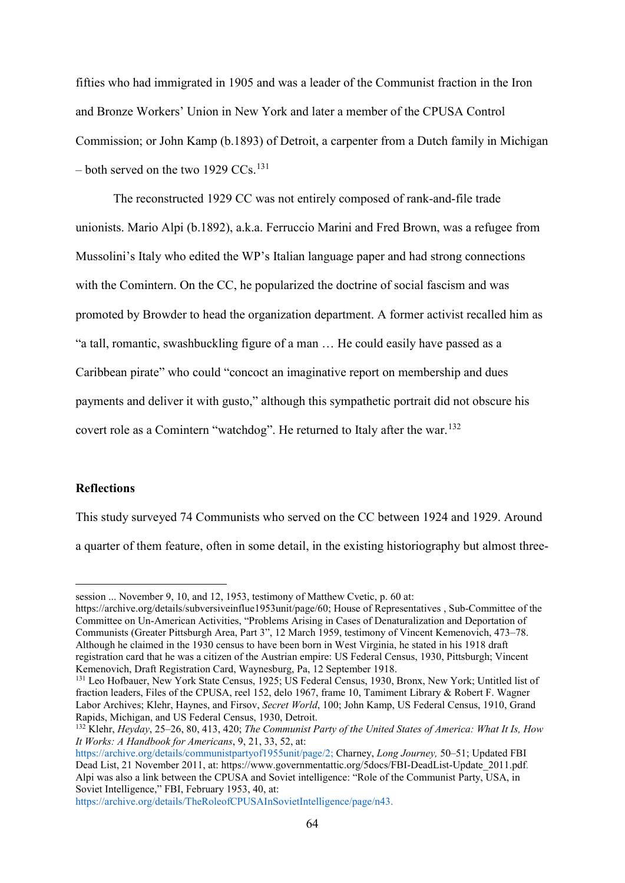fifties who had immigrated in 1905 and was a leader of the Communist fraction in the Iron and Bronze Workers' Union in New York and later a member of the CPUSA Control Commission; or John Kamp (b.1893) of Detroit, a carpenter from a Dutch family in Michigan – both served on the two 1929 CCs.[131]

The reconstructed 1929 CC was not entirely composed of rank-and-file trade unionists. Mario Alpi (b.1892), a.k.a. Ferruccio Marini and Fred Brown, was a refugee from Mussolini's Italy who edited the WP's Italian language paper and had strong connections with the Comintern. On the CC, he popularized the doctrine of social fascism and was promoted by Browder to head the organization department. A former activist recalled him as "a tall, romantic, swashbuckling figure of a man … He could easily have passed as a Caribbean pirate" who could "concoct an imaginative report on membership and dues payments and deliver it with gusto," although this sympathetic portrait did not obscure his covert role as a Comintern "watchdog". He returned to Italy after the war.[132]

## Reflections

This study surveyed 74 Communists who served on the CC between 1924 and 1929. Around a quarter of them feature, often in some detail, in the existing historiography but almost three-

---

session ... November 9, 10, and 12, 1953, testimony of Matthew Cvetic, p. 60 at: https://archive.org/details/subversiveinflue1953unit/page/60; House of Representatives , Sub-Committee of the Committee on Un-American Activities, "Problems Arising in Cases of Denaturalization and Deportation of Communists (Greater Pittsburgh Area, Part 3", 12 March 1959, testimony of Vincent Kemenovich, 473–78. Although he claimed in the 1930 census to have been born in West Virginia, he stated in his 1918 draft registration card that he was a citizen of the Austrian empire: US Federal Census, 1930, Pittsburgh; Vincent Kemenovich, Draft Registration Card, Waynesburg, Pa, 12 September 1918.

[131] Leo Hofbauer, New York State Census, 1925; US Federal Census, 1930, Bronx, New York; Untitled list of fraction leaders, Files of the CPUSA, reel 152, delo 1967, frame 10, Tamiment Library & Robert F. Wagner Labor Archives; Klehr, Haynes, and Firsov, *Secret World*, 100; John Kamp, US Federal Census, 1910, Grand Rapids, Michigan, and US Federal Census, 1930, Detroit.

[132] Klehr, *Heyday*, 25–26, 80, 413, 420; *The Communist Party of the United States of America: What It Is, How It Works: A Handbook for Americans*, 9, 21, 33, 52, at: https://archive.org/details/communistpartyof1955unit/page/2; Charney, *Long Journey,* 50–51; Updated FBI Dead List, 21 November 2011, at: https://www.governmentattic.org/5docs/FBI-DeadList-Update_2011.pdf. Alpi was also a link between the CPUSA and Soviet intelligence: "Role of the Communist Party, USA, in Soviet Intelligence," FBI, February 1953, 40, at: https://archive.org/details/TheRoleofCPUSAInSovietIntelligence/page/n43.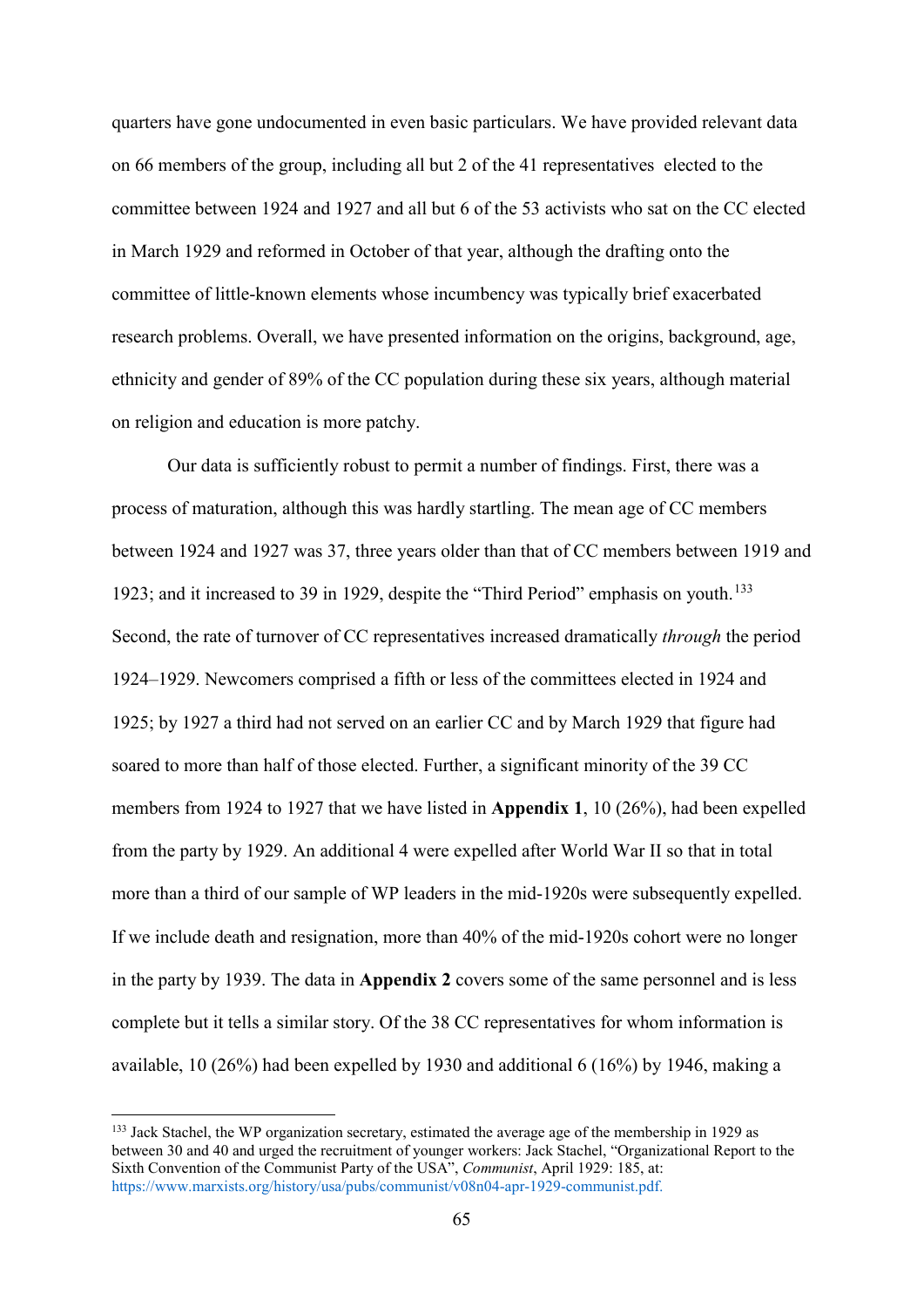quarters have gone undocumented in even basic particulars. We have provided relevant data on 66 members of the group, including all but 2 of the 41 representatives elected to the committee between 1924 and 1927 and all but 6 of the 53 activists who sat on the CC elected in March 1929 and reformed in October of that year, although the drafting onto the committee of little-known elements whose incumbency was typically brief exacerbated research problems. Overall, we have presented information on the origins, background, age, ethnicity and gender of 89% of the CC population during these six years, although material on religion and education is more patchy.

Our data is sufficiently robust to permit a number of findings. First, there was a process of maturation, although this was hardly startling. The mean age of CC members between 1924 and 1927 was 37, three years older than that of CC members between 1919 and 1923; and it increased to 39 in 1929, despite the "Third Period" emphasis on youth.[133] Second, the rate of turnover of CC representatives increased dramatically *through* the period 1924–1929. Newcomers comprised a fifth or less of the committees elected in 1924 and 1925; by 1927 a third had not served on an earlier CC and by March 1929 that figure had soared to more than half of those elected. Further, a significant minority of the 39 CC members from 1924 to 1927 that we have listed in **Appendix 1**, 10 (26%), had been expelled from the party by 1929. An additional 4 were expelled after World War II so that in total more than a third of our sample of WP leaders in the mid-1920s were subsequently expelled. If we include death and resignation, more than 40% of the mid-1920s cohort were no longer in the party by 1939. The data in **Appendix 2** covers some of the same personnel and is less complete but it tells a similar story. Of the 38 CC representatives for whom information is available, 10 (26%) had been expelled by 1930 and additional 6 (16%) by 1946, making a

---

[133] Jack Stachel, the WP organization secretary, estimated the average age of the membership in 1929 as between 30 and 40 and urged the recruitment of younger workers: Jack Stachel, "Organizational Report to the Sixth Convention of the Communist Party of the USA", *Communist*, April 1929: 185, at: https://www.marxists.org/history/usa/pubs/communist/v08n04-apr-1929-communist.pdf.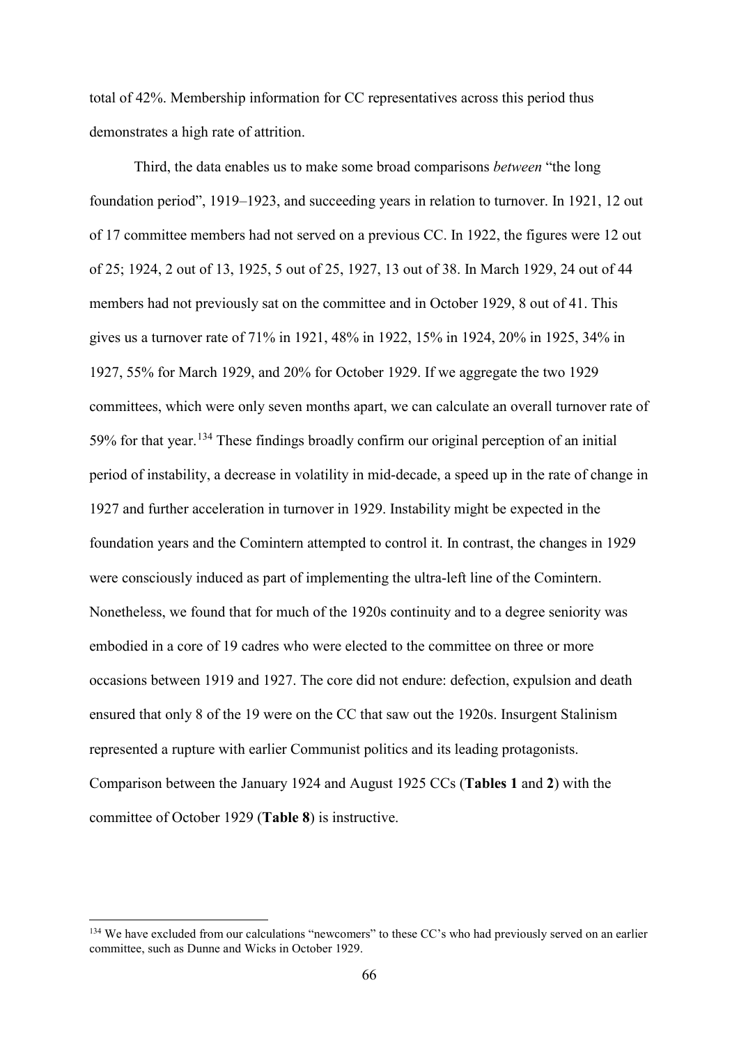total of 42%. Membership information for CC representatives across this period thus demonstrates a high rate of attrition.

Third, the data enables us to make some broad comparisons *between* "the long foundation period", 1919–1923, and succeeding years in relation to turnover. In 1921, 12 out of 17 committee members had not served on a previous CC. In 1922, the figures were 12 out of 25; 1924, 2 out of 13, 1925, 5 out of 25, 1927, 13 out of 38. In March 1929, 24 out of 44 members had not previously sat on the committee and in October 1929, 8 out of 41. This gives us a turnover rate of 71% in 1921, 48% in 1922, 15% in 1924, 20% in 1925, 34% in 1927, 55% for March 1929, and 20% for October 1929. If we aggregate the two 1929 committees, which were only seven months apart, we can calculate an overall turnover rate of 59% for that year.[134] These findings broadly confirm our original perception of an initial period of instability, a decrease in volatility in mid-decade, a speed up in the rate of change in 1927 and further acceleration in turnover in 1929. Instability might be expected in the foundation years and the Comintern attempted to control it. In contrast, the changes in 1929 were consciously induced as part of implementing the ultra-left line of the Comintern. Nonetheless, we found that for much of the 1920s continuity and to a degree seniority was embodied in a core of 19 cadres who were elected to the committee on three or more occasions between 1919 and 1927. The core did not endure: defection, expulsion and death ensured that only 8 of the 19 were on the CC that saw out the 1920s. Insurgent Stalinism represented a rupture with earlier Communist politics and its leading protagonists. Comparison between the January 1924 and August 1925 CCs (**Tables 1** and **2**) with the committee of October 1929 (**Table 8**) is instructive.

[134] We have excluded from our calculations "newcomers" to these CC's who had previously served on an earlier committee, such as Dunne and Wicks in October 1929.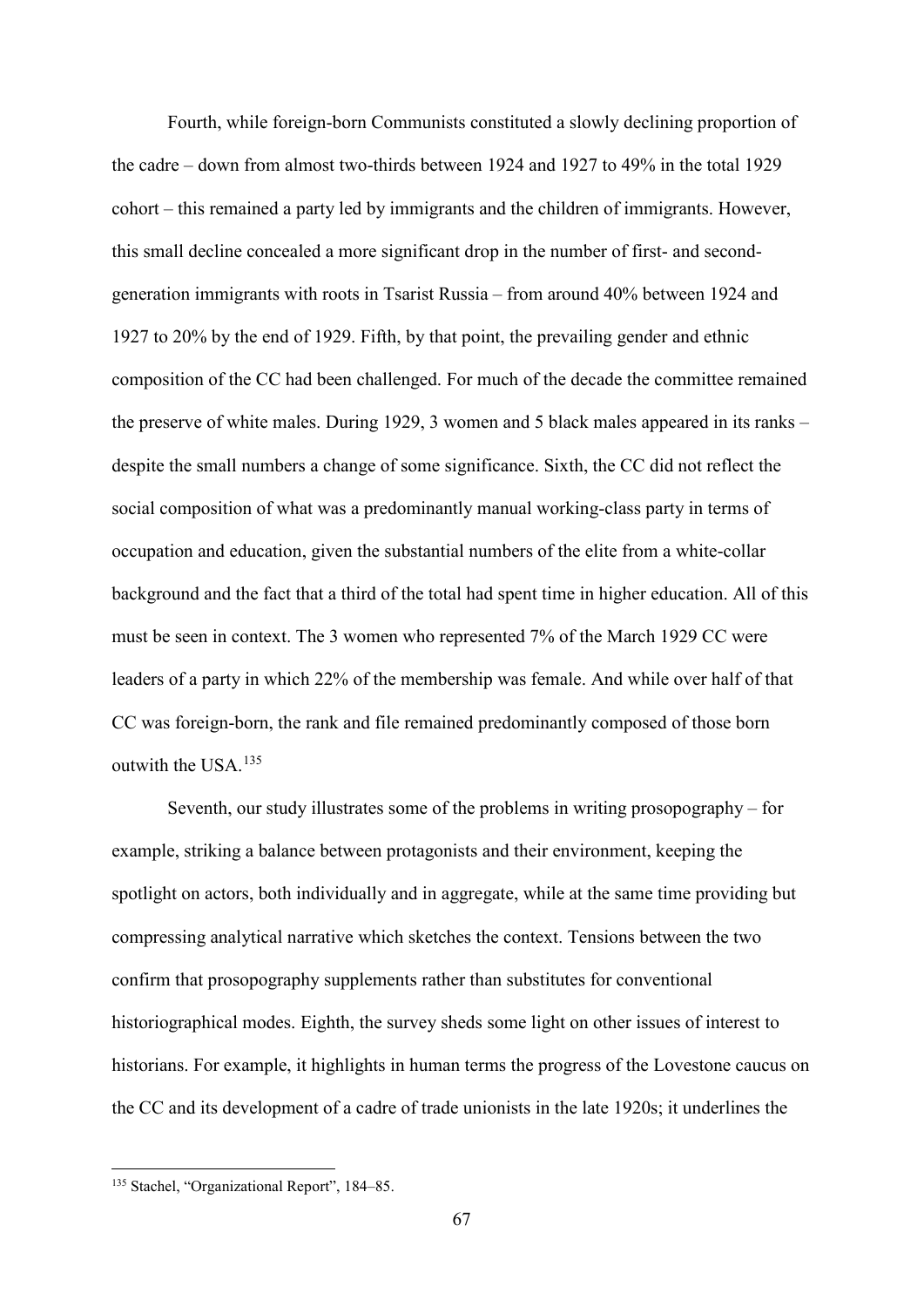Fourth, while foreign-born Communists constituted a slowly declining proportion of the cadre – down from almost two-thirds between 1924 and 1927 to 49% in the total 1929 cohort – this remained a party led by immigrants and the children of immigrants. However, this small decline concealed a more significant drop in the number of first- and second-generation immigrants with roots in Tsarist Russia – from around 40% between 1924 and 1927 to 20% by the end of 1929. Fifth, by that point, the prevailing gender and ethnic composition of the CC had been challenged. For much of the decade the committee remained the preserve of white males. During 1929, 3 women and 5 black males appeared in its ranks – despite the small numbers a change of some significance. Sixth, the CC did not reflect the social composition of what was a predominantly manual working-class party in terms of occupation and education, given the substantial numbers of the elite from a white-collar background and the fact that a third of the total had spent time in higher education. All of this must be seen in context. The 3 women who represented 7% of the March 1929 CC were leaders of a party in which 22% of the membership was female. And while over half of that CC was foreign-born, the rank and file remained predominantly composed of those born outwith the USA.[135]

Seventh, our study illustrates some of the problems in writing prosopography – for example, striking a balance between protagonists and their environment, keeping the spotlight on actors, both individually and in aggregate, while at the same time providing but compressing analytical narrative which sketches the context. Tensions between the two confirm that prosopography supplements rather than substitutes for conventional historiographical modes. Eighth, the survey sheds some light on other issues of interest to historians. For example, it highlights in human terms the progress of the Lovestone caucus on the CC and its development of a cadre of trade unionists in the late 1920s; it underlines the

[135] Stachel, "Organizational Report", 184–85.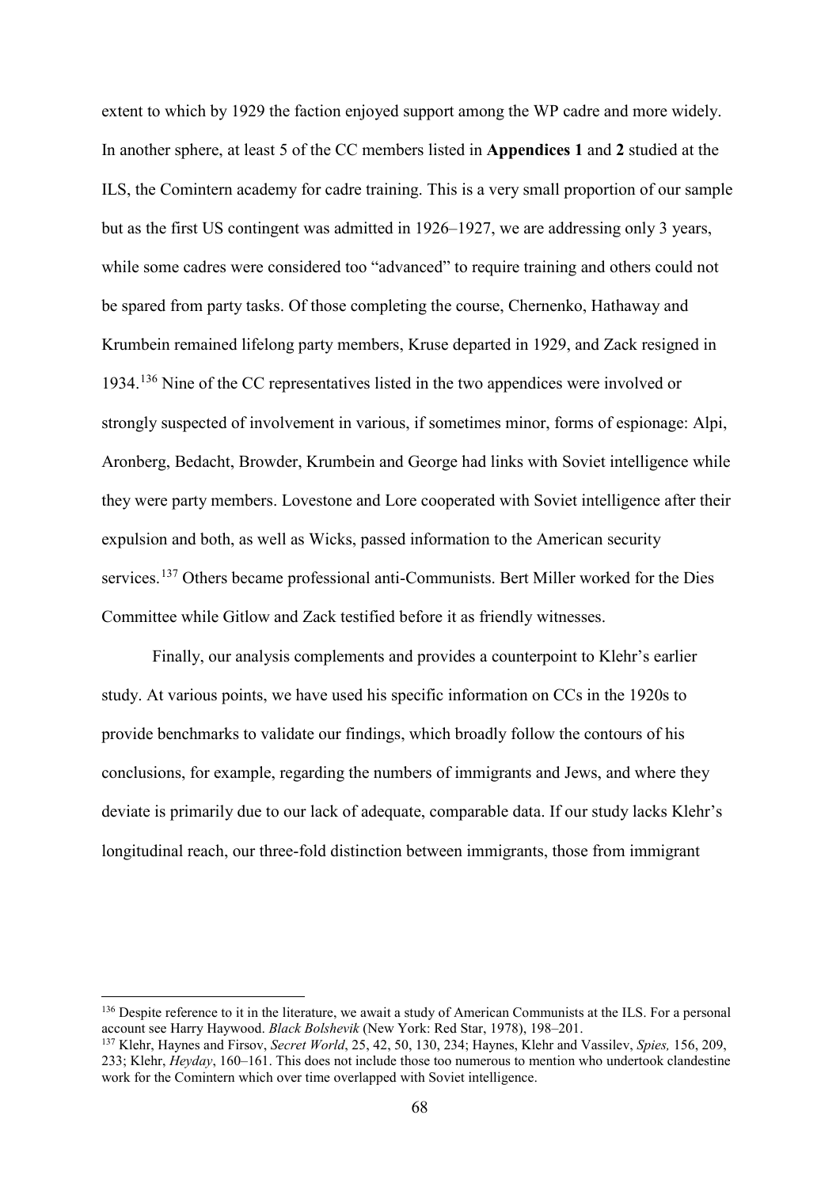extent to which by 1929 the faction enjoyed support among the WP cadre and more widely. In another sphere, at least 5 of the CC members listed in **Appendices 1** and **2** studied at the ILS, the Comintern academy for cadre training. This is a very small proportion of our sample but as the first US contingent was admitted in 1926–1927, we are addressing only 3 years, while some cadres were considered too "advanced" to require training and others could not be spared from party tasks. Of those completing the course, Chernenko, Hathaway and Krumbein remained lifelong party members, Kruse departed in 1929, and Zack resigned in 1934.[136] Nine of the CC representatives listed in the two appendices were involved or strongly suspected of involvement in various, if sometimes minor, forms of espionage: Alpi, Aronberg, Bedacht, Browder, Krumbein and George had links with Soviet intelligence while they were party members. Lovestone and Lore cooperated with Soviet intelligence after their expulsion and both, as well as Wicks, passed information to the American security services.[137] Others became professional anti-Communists. Bert Miller worked for the Dies Committee while Gitlow and Zack testified before it as friendly witnesses.

Finally, our analysis complements and provides a counterpoint to Klehr's earlier study. At various points, we have used his specific information on CCs in the 1920s to provide benchmarks to validate our findings, which broadly follow the contours of his conclusions, for example, regarding the numbers of immigrants and Jews, and where they deviate is primarily due to our lack of adequate, comparable data. If our study lacks Klehr's longitudinal reach, our three-fold distinction between immigrants, those from immigrant

---

[136] Despite reference to it in the literature, we await a study of American Communists at the ILS. For a personal account see Harry Haywood. *Black Bolshevik* (New York: Red Star, 1978), 198–201.

[137] Klehr, Haynes and Firsov, *Secret World*, 25, 42, 50, 130, 234; Haynes, Klehr and Vassilev, *Spies,* 156, 209, 233; Klehr, *Heyday*, 160–161. This does not include those too numerous to mention who undertook clandestine work for the Comintern which over time overlapped with Soviet intelligence.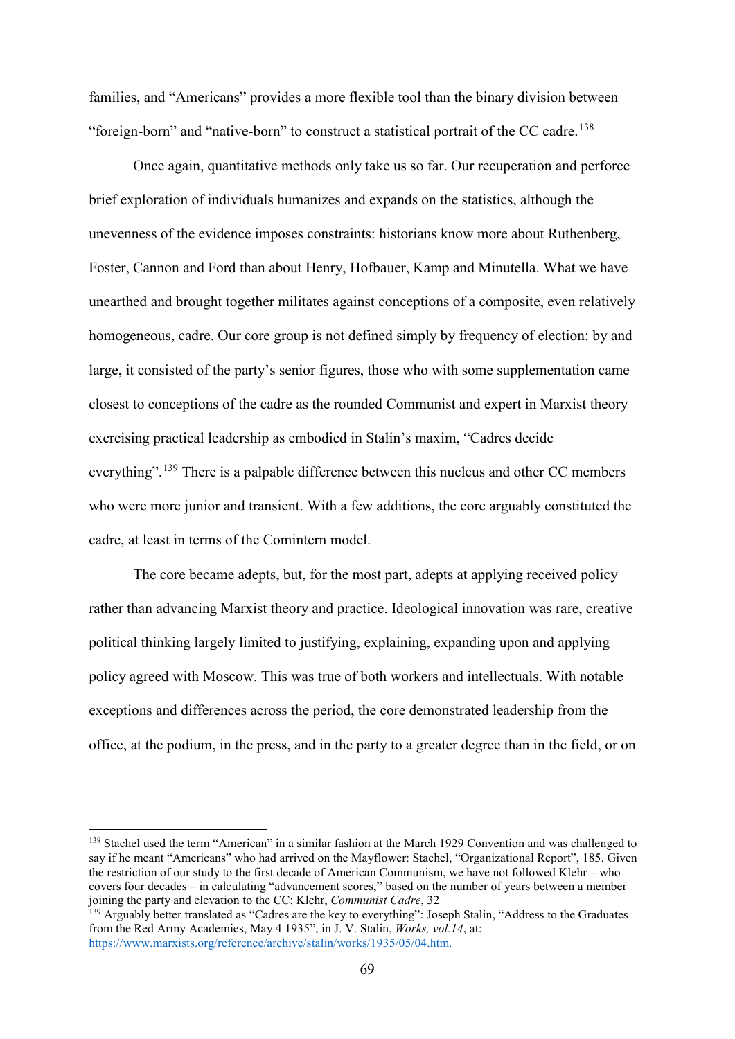families, and "Americans" provides a more flexible tool than the binary division between "foreign-born" and "native-born" to construct a statistical portrait of the CC cadre.[138]

Once again, quantitative methods only take us so far. Our recuperation and perforce brief exploration of individuals humanizes and expands on the statistics, although the unevenness of the evidence imposes constraints: historians know more about Ruthenberg, Foster, Cannon and Ford than about Henry, Hofbauer, Kamp and Minutella. What we have unearthed and brought together militates against conceptions of a composite, even relatively homogeneous, cadre. Our core group is not defined simply by frequency of election: by and large, it consisted of the party's senior figures, those who with some supplementation came closest to conceptions of the cadre as the rounded Communist and expert in Marxist theory exercising practical leadership as embodied in Stalin's maxim, "Cadres decide everything".[139] There is a palpable difference between this nucleus and other CC members who were more junior and transient. With a few additions, the core arguably constituted the cadre, at least in terms of the Comintern model.

The core became adepts, but, for the most part, adepts at applying received policy rather than advancing Marxist theory and practice. Ideological innovation was rare, creative political thinking largely limited to justifying, explaining, expanding upon and applying policy agreed with Moscow. This was true of both workers and intellectuals. With notable exceptions and differences across the period, the core demonstrated leadership from the office, at the podium, in the press, and in the party to a greater degree than in the field, or on

---

[138] Stachel used the term "American" in a similar fashion at the March 1929 Convention and was challenged to say if he meant "Americans" who had arrived on the Mayflower: Stachel, "Organizational Report", 185. Given the restriction of our study to the first decade of American Communism, we have not followed Klehr – who covers four decades – in calculating "advancement scores," based on the number of years between a member joining the party and elevation to the CC: Klehr, *Communist Cadre*, 32

[139] Arguably better translated as "Cadres are the key to everything": Joseph Stalin, "Address to the Graduates from the Red Army Academies, May 4 1935", in J. V. Stalin, *Works, vol.14*, at: https://www.marxists.org/reference/archive/stalin/works/1935/05/04.htm.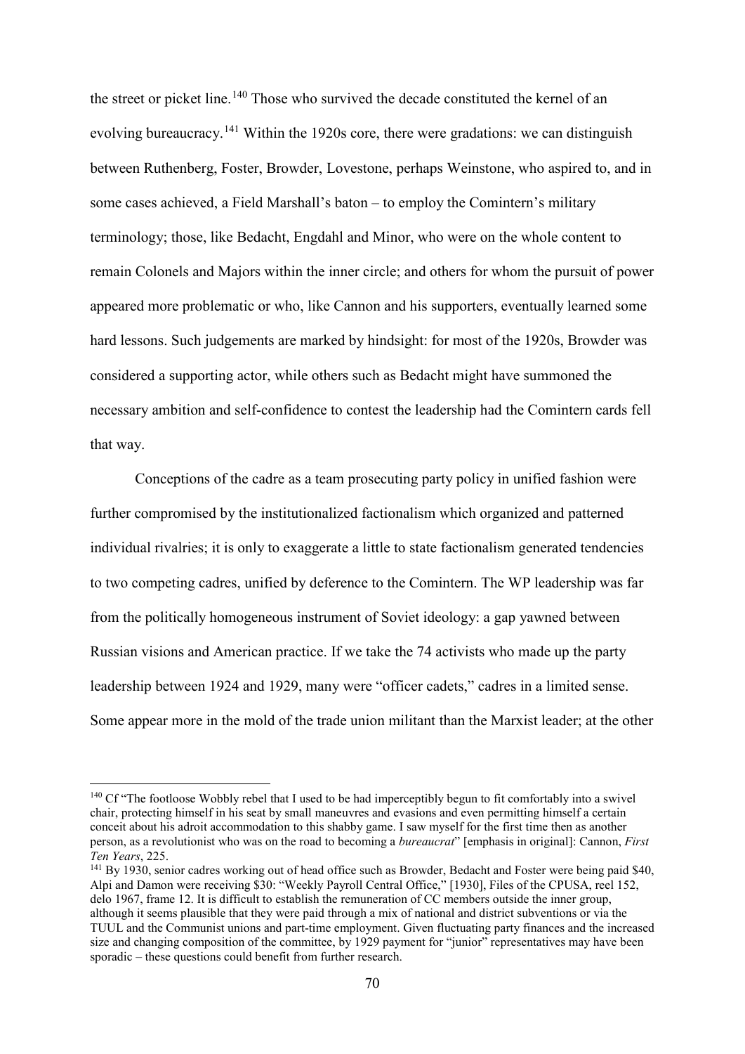the street or picket line.[140] Those who survived the decade constituted the kernel of an evolving bureaucracy.[141] Within the 1920s core, there were gradations: we can distinguish between Ruthenberg, Foster, Browder, Lovestone, perhaps Weinstone, who aspired to, and in some cases achieved, a Field Marshall's baton – to employ the Comintern's military terminology; those, like Bedacht, Engdahl and Minor, who were on the whole content to remain Colonels and Majors within the inner circle; and others for whom the pursuit of power appeared more problematic or who, like Cannon and his supporters, eventually learned some hard lessons. Such judgements are marked by hindsight: for most of the 1920s, Browder was considered a supporting actor, while others such as Bedacht might have summoned the necessary ambition and self-confidence to contest the leadership had the Comintern cards fell that way.

Conceptions of the cadre as a team prosecuting party policy in unified fashion were further compromised by the institutionalized factionalism which organized and patterned individual rivalries; it is only to exaggerate a little to state factionalism generated tendencies to two competing cadres, unified by deference to the Comintern. The WP leadership was far from the politically homogeneous instrument of Soviet ideology: a gap yawned between Russian visions and American practice. If we take the 74 activists who made up the party leadership between 1924 and 1929, many were "officer cadets," cadres in a limited sense. Some appear more in the mold of the trade union militant than the Marxist leader; at the other

---

[140] Cf "The footloose Wobbly rebel that I used to be had imperceptibly begun to fit comfortably into a swivel chair, protecting himself in his seat by small maneuvres and evasions and even permitting himself a certain conceit about his adroit accommodation to this shabby game. I saw myself for the first time then as another person, as a revolutionist who was on the road to becoming a *bureaucrat*" [emphasis in original]: Cannon, *First Ten Years*, 225.

[141] By 1930, senior cadres working out of head office such as Browder, Bedacht and Foster were being paid $40, Alpi and Damon were receiving $30: "Weekly Payroll Central Office," [1930], Files of the CPUSA, reel 152, delo 1967, frame 12. It is difficult to establish the remuneration of CC members outside the inner group, although it seems plausible that they were paid through a mix of national and district subventions or via the TUUL and the Communist unions and part-time employment. Given fluctuating party finances and the increased size and changing composition of the committee, by 1929 payment for "junior" representatives may have been sporadic – these questions could benefit from further research.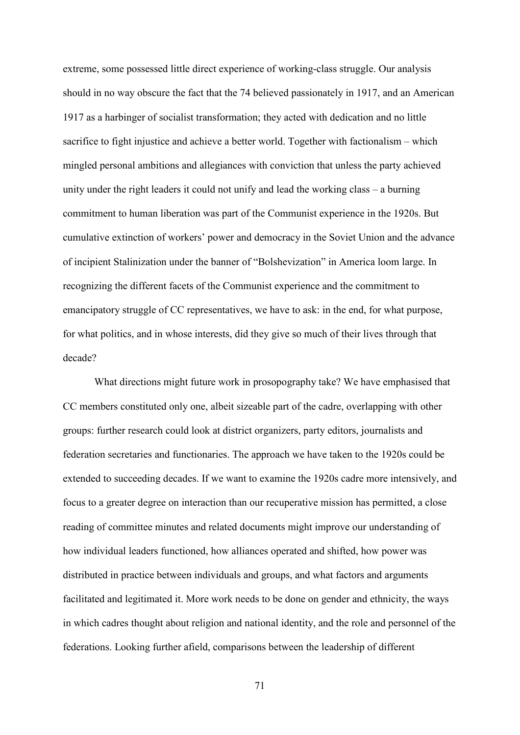extreme, some possessed little direct experience of working-class struggle. Our analysis should in no way obscure the fact that the 74 believed passionately in 1917, and an American 1917 as a harbinger of socialist transformation; they acted with dedication and no little sacrifice to fight injustice and achieve a better world. Together with factionalism – which mingled personal ambitions and allegiances with conviction that unless the party achieved unity under the right leaders it could not unify and lead the working class – a burning commitment to human liberation was part of the Communist experience in the 1920s. But cumulative extinction of workers' power and democracy in the Soviet Union and the advance of incipient Stalinization under the banner of "Bolshevization" in America loom large. In recognizing the different facets of the Communist experience and the commitment to emancipatory struggle of CC representatives, we have to ask: in the end, for what purpose, for what politics, and in whose interests, did they give so much of their lives through that decade?

What directions might future work in prosopography take? We have emphasised that CC members constituted only one, albeit sizeable part of the cadre, overlapping with other groups: further research could look at district organizers, party editors, journalists and federation secretaries and functionaries. The approach we have taken to the 1920s could be extended to succeeding decades. If we want to examine the 1920s cadre more intensively, and focus to a greater degree on interaction than our recuperative mission has permitted, a close reading of committee minutes and related documents might improve our understanding of how individual leaders functioned, how alliances operated and shifted, how power was distributed in practice between individuals and groups, and what factors and arguments facilitated and legitimated it. More work needs to be done on gender and ethnicity, the ways in which cadres thought about religion and national identity, and the role and personnel of the federations. Looking further afield, comparisons between the leadership of different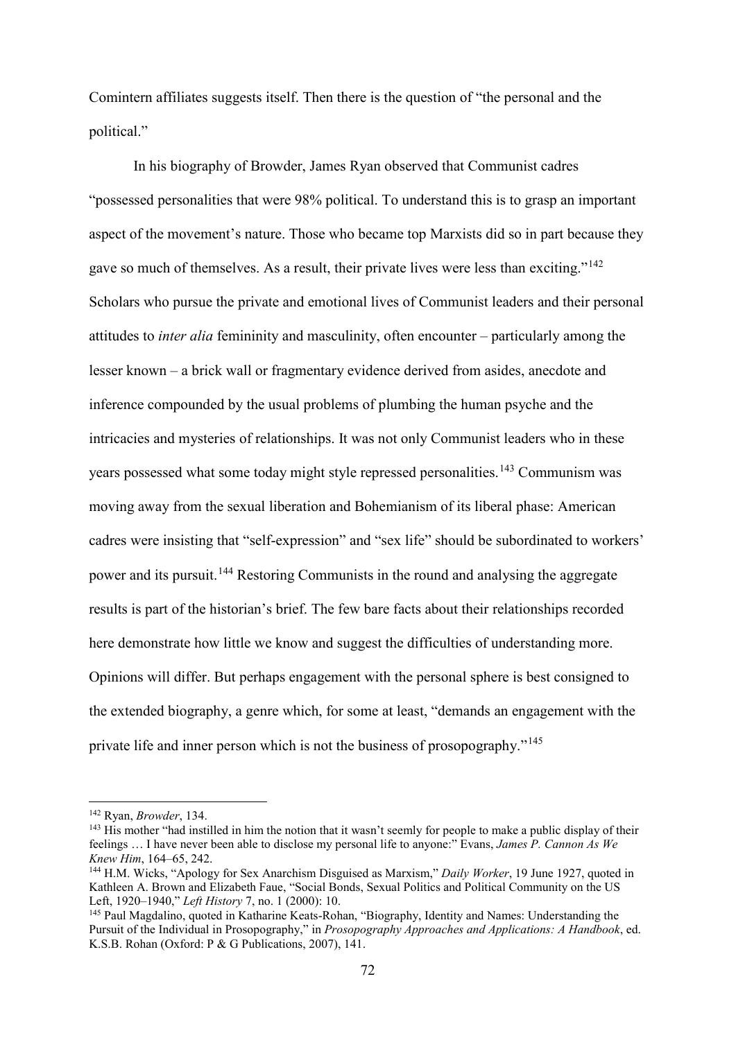Comintern affiliates suggests itself. Then there is the question of "the personal and the political."

In his biography of Browder, James Ryan observed that Communist cadres "possessed personalities that were 98% political. To understand this is to grasp an important aspect of the movement's nature. Those who became top Marxists did so in part because they gave so much of themselves. As a result, their private lives were less than exciting."[142] Scholars who pursue the private and emotional lives of Communist leaders and their personal attitudes to *inter alia* femininity and masculinity, often encounter – particularly among the lesser known – a brick wall or fragmentary evidence derived from asides, anecdote and inference compounded by the usual problems of plumbing the human psyche and the intricacies and mysteries of relationships. It was not only Communist leaders who in these years possessed what some today might style repressed personalities.[143] Communism was moving away from the sexual liberation and Bohemianism of its liberal phase: American cadres were insisting that "self-expression" and "sex life" should be subordinated to workers' power and its pursuit.[144] Restoring Communists in the round and analysing the aggregate results is part of the historian's brief. The few bare facts about their relationships recorded here demonstrate how little we know and suggest the difficulties of understanding more. Opinions will differ. But perhaps engagement with the personal sphere is best consigned to the extended biography, a genre which, for some at least, "demands an engagement with the private life and inner person which is not the business of prosopography."[145]

---

[142] Ryan, *Browder*, 134.

[143] His mother "had instilled in him the notion that it wasn't seemly for people to make a public display of their feelings … I have never been able to disclose my personal life to anyone:" Evans, *James P. Cannon As We Knew Him*, 164–65, 242.

[144] H.M. Wicks, "Apology for Sex Anarchism Disguised as Marxism," *Daily Worker*, 19 June 1927, quoted in Kathleen A. Brown and Elizabeth Faue, "Social Bonds, Sexual Politics and Political Community on the US Left, 1920–1940," *Left History* 7, no. 1 (2000): 10.

[145] Paul Magdalino, quoted in Katharine Keats-Rohan, "Biography, Identity and Names: Understanding the Pursuit of the Individual in Prosopography," in *Prosopography Approaches and Applications: A Handbook*, ed. K.S.B. Rohan (Oxford: P & G Publications, 2007), 141.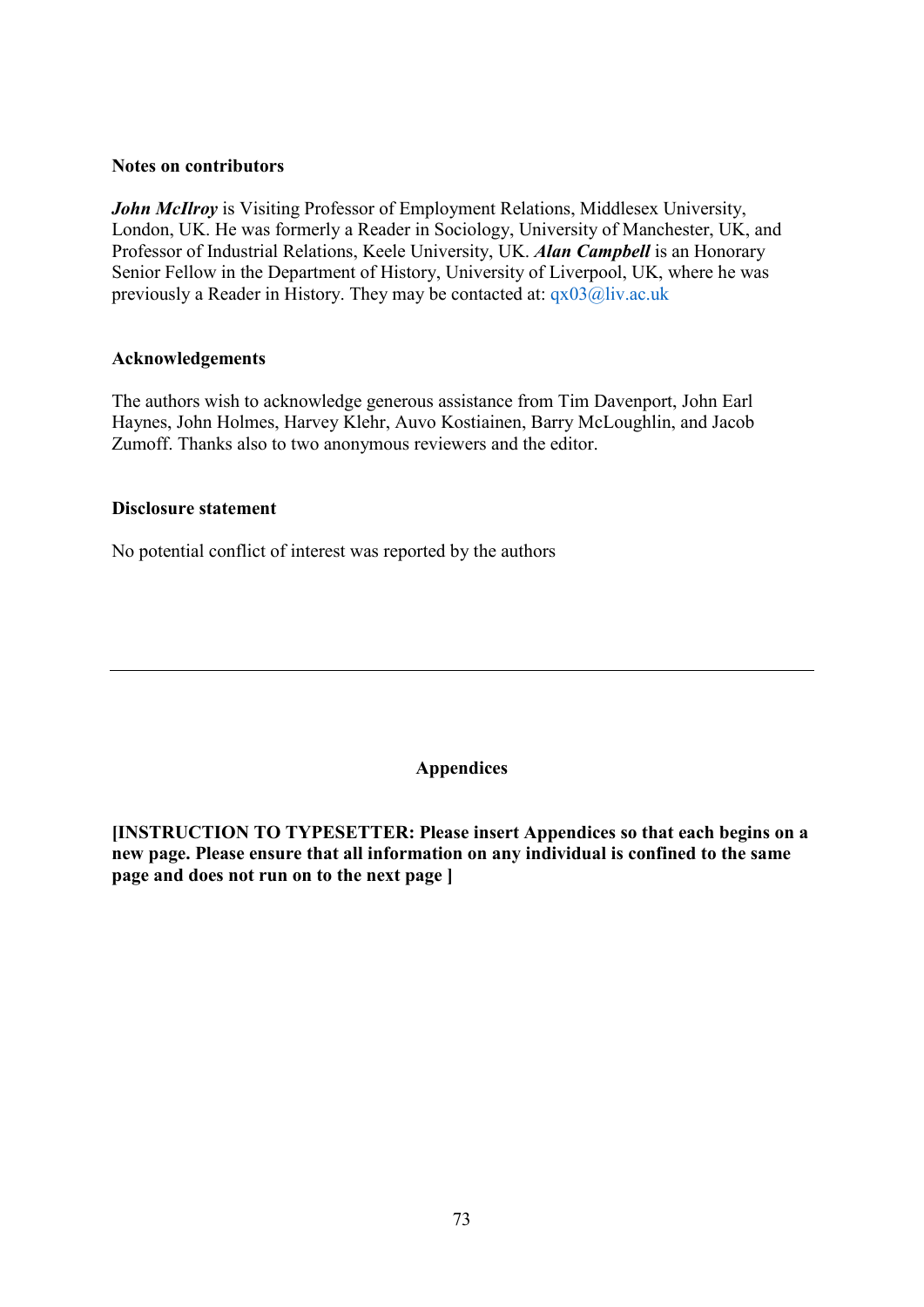**Notes on contributors**

***John McIlroy*** is Visiting Professor of Employment Relations, Middlesex University, London, UK. He was formerly a Reader in Sociology, University of Manchester, UK, and Professor of Industrial Relations, Keele University, UK. ***Alan Campbell*** is an Honorary Senior Fellow in the Department of History, University of Liverpool, UK, where he was previously a Reader in History. They may be contacted at: qx03@liv.ac.uk

**Acknowledgements**

The authors wish to acknowledge generous assistance from Tim Davenport, John Earl Haynes, John Holmes, Harvey Klehr, Auvo Kostiainen, Barry McLoughlin, and Jacob Zumoff. Thanks also to two anonymous reviewers and the editor.

**Disclosure statement**

No potential conflict of interest was reported by the authors

---

**Appendices**

**[INSTRUCTION TO TYPESETTER: Please insert Appendices so that each begins on a new page. Please ensure that all information on any individual is confined to the same page and does not run on to the next page ]**